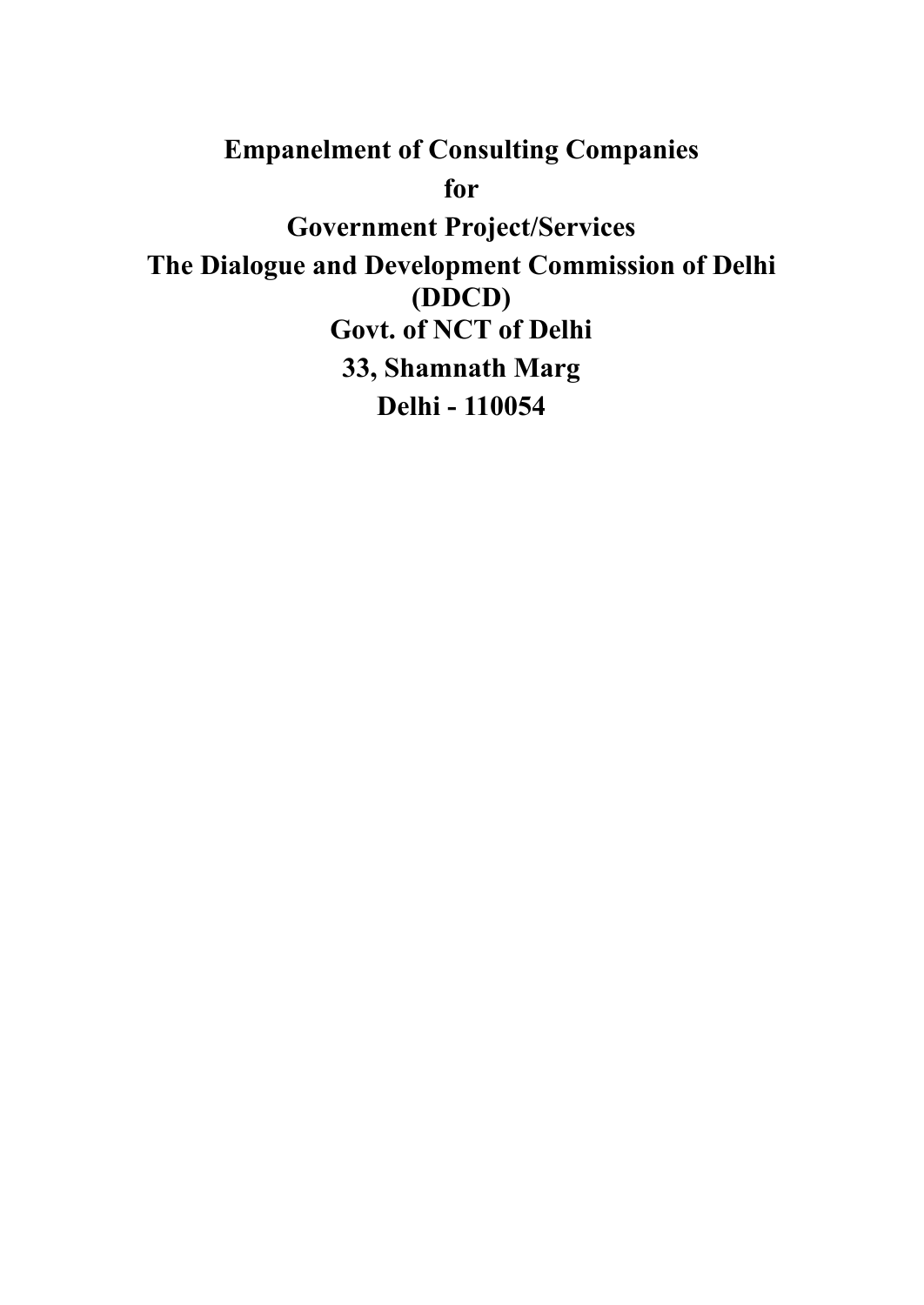# Empanelment of Consulting Companies

# for

# Government Project/Services

# The Dialogue and Development Commission of Delhi (DDCD)

**Govt. of NCT of Delhi**

**33, Shamnath Marg**

**Delhi - 110054**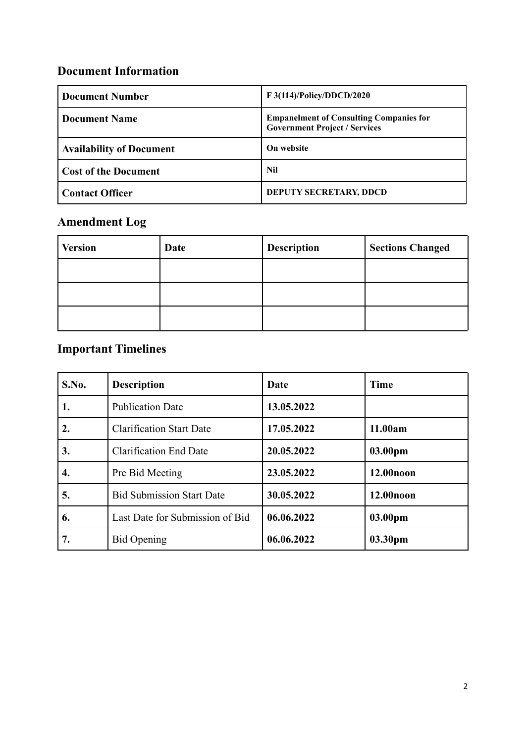## Document Information

| | |
|---|---|
| **Document Number** | **F 3(114)/Policy/DDCD/2020** |
| **Document Name** | **Empanelment of Consulting Companies for Government Project / Services** |
| **Availability of Document** | **On website** |
| **Cost of the Document** | **Nil** |
| **Contact Officer** | **DEPUTY SECRETARY, DDCD** |

## Amendment Log

| Version | Date | Description | Sections Changed |
|---|---|---|---|
| | | | |
| | | | |
| | | | |

## Important Timelines

| S.No. | Description | Date | Time |
|---|---|---|---|
| **1.** | Publication Date | **13.05.2022** | |
| **2.** | Clarification Start Date | **17.05.2022** | **11.00am** |
| **3.** | Clarification End Date | **20.05.2022** | **03.00pm** |
| **4.** | Pre Bid Meeting | **23.05.2022** | **12.00noon** |
| **5.** | Bid Submission Start Date | **30.05.2022** | **12.00noon** |
| **6.** | Last Date for Submission of Bid | **06.06.2022** | **03.00pm** |
| **7.** | Bid Opening | **06.06.2022** | **03.30pm** |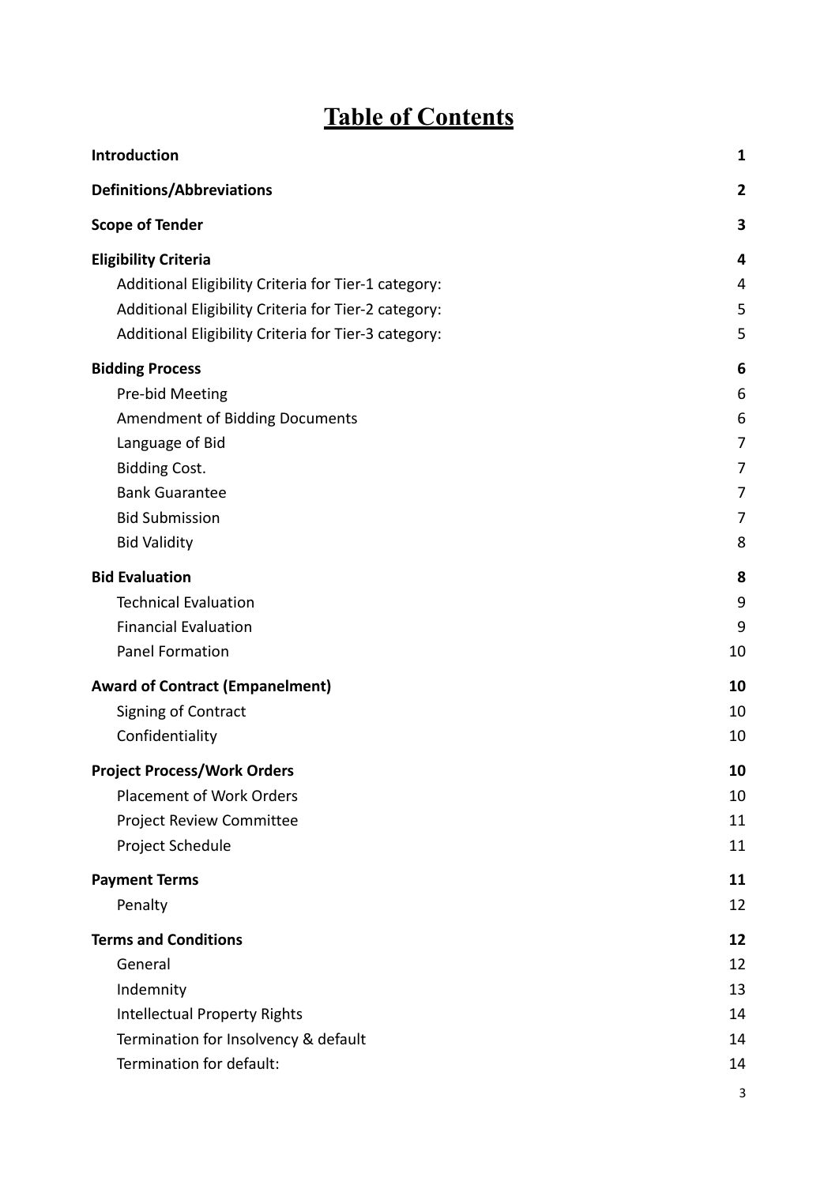# Table of Contents

| | |
|---|---|
| **Introduction** | **1** |
| **Definitions/Abbreviations** | **2** |
| **Scope of Tender** | **3** |
| **Eligibility Criteria** | **4** |
| Additional Eligibility Criteria for Tier-1 category: | 4 |
| Additional Eligibility Criteria for Tier-2 category: | 5 |
| Additional Eligibility Criteria for Tier-3 category: | 5 |
| **Bidding Process** | **6** |
| Pre-bid Meeting | 6 |
| Amendment of Bidding Documents | 6 |
| Language of Bid | 7 |
| Bidding Cost. | 7 |
| Bank Guarantee | 7 |
| Bid Submission | 7 |
| Bid Validity | 8 |
| **Bid Evaluation** | **8** |
| Technical Evaluation | 9 |
| Financial Evaluation | 9 |
| Panel Formation | 10 |
| **Award of Contract (Empanelment)** | **10** |
| Signing of Contract | 10 |
| Confidentiality | 10 |
| **Project Process/Work Orders** | **10** |
| Placement of Work Orders | 10 |
| Project Review Committee | 11 |
| Project Schedule | 11 |
| **Payment Terms** | **11** |
| Penalty | 12 |
| **Terms and Conditions** | **12** |
| General | 12 |
| Indemnity | 13 |
| Intellectual Property Rights | 14 |
| Termination for Insolvency & default | 14 |
| Termination for default: | 14 |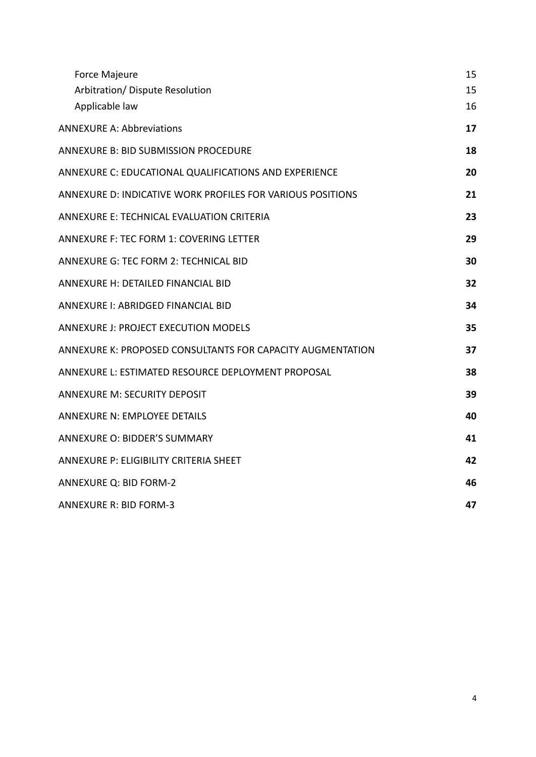| | |
|---|---|
| Force Majeure | 15 |
| Arbitration/ Dispute Resolution | 15 |
| Applicable law | 16 |
| ANNEXURE A: Abbreviations | **17** |
| ANNEXURE B: BID SUBMISSION PROCEDURE | **18** |
| ANNEXURE C: EDUCATIONAL QUALIFICATIONS AND EXPERIENCE | **20** |
| ANNEXURE D: INDICATIVE WORK PROFILES FOR VARIOUS POSITIONS | **21** |
| ANNEXURE E: TECHNICAL EVALUATION CRITERIA | **23** |
| ANNEXURE F: TEC FORM 1: COVERING LETTER | **29** |
| ANNEXURE G: TEC FORM 2: TECHNICAL BID | **30** |
| ANNEXURE H: DETAILED FINANCIAL BID | **32** |
| ANNEXURE I: ABRIDGED FINANCIAL BID | **34** |
| ANNEXURE J: PROJECT EXECUTION MODELS | **35** |
| ANNEXURE K: PROPOSED CONSULTANTS FOR CAPACITY AUGMENTATION | **37** |
| ANNEXURE L: ESTIMATED RESOURCE DEPLOYMENT PROPOSAL | **38** |
| ANNEXURE M: SECURITY DEPOSIT | **39** |
| ANNEXURE N: EMPLOYEE DETAILS | **40** |
| ANNEXURE O: BIDDER'S SUMMARY | **41** |
| ANNEXURE P: ELIGIBILITY CRITERIA SHEET | **42** |
| ANNEXURE Q: BID FORM-2 | **46** |
| ANNEXURE R: BID FORM-3 | **47** |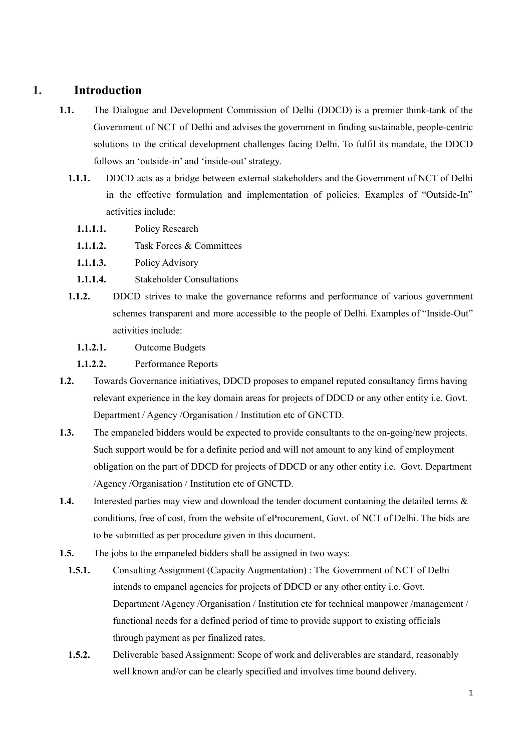# 1. Introduction

**1.1.** The Dialogue and Development Commission of Delhi (DDCD) is a premier think-tank of the Government of NCT of Delhi and advises the government in finding sustainable, people-centric solutions to the critical development challenges facing Delhi. To fulfil its mandate, the DDCD follows an 'outside-in' and 'inside-out' strategy.

**1.1.1.** DDCD acts as a bridge between external stakeholders and the Government of NCT of Delhi in the effective formulation and implementation of policies. Examples of "Outside-In" activities include:

**1.1.1.1.** Policy Research

**1.1.1.2.** Task Forces & Committees

**1.1.1.3.** Policy Advisory

**1.1.1.4.** Stakeholder Consultations

**1.1.2.** DDCD strives to make the governance reforms and performance of various government schemes transparent and more accessible to the people of Delhi. Examples of "Inside-Out" activities include:

**1.1.2.1.** Outcome Budgets

**1.1.2.2.** Performance Reports

**1.2.** Towards Governance initiatives, DDCD proposes to empanel reputed consultancy firms having relevant experience in the key domain areas for projects of DDCD or any other entity i.e. Govt. Department / Agency /Organisation / Institution etc of GNCTD.

**1.3.** The empaneled bidders would be expected to provide consultants to the on-going/new projects. Such support would be for a definite period and will not amount to any kind of employment obligation on the part of DDCD for projects of DDCD or any other entity i.e. Govt. Department /Agency /Organisation / Institution etc of GNCTD.

**1.4.** Interested parties may view and download the tender document containing the detailed terms & conditions, free of cost, from the website of eProcurement, Govt. of NCT of Delhi. The bids are to be submitted as per procedure given in this document.

**1.5.** The jobs to the empaneled bidders shall be assigned in two ways:

**1.5.1.** Consulting Assignment (Capacity Augmentation) : The Government of NCT of Delhi intends to empanel agencies for projects of DDCD or any other entity i.e. Govt. Department /Agency /Organisation / Institution etc for technical manpower /management / functional needs for a defined period of time to provide support to existing officials through payment as per finalized rates.

**1.5.2.** Deliverable based Assignment: Scope of work and deliverables are standard, reasonably well known and/or can be clearly specified and involves time bound delivery.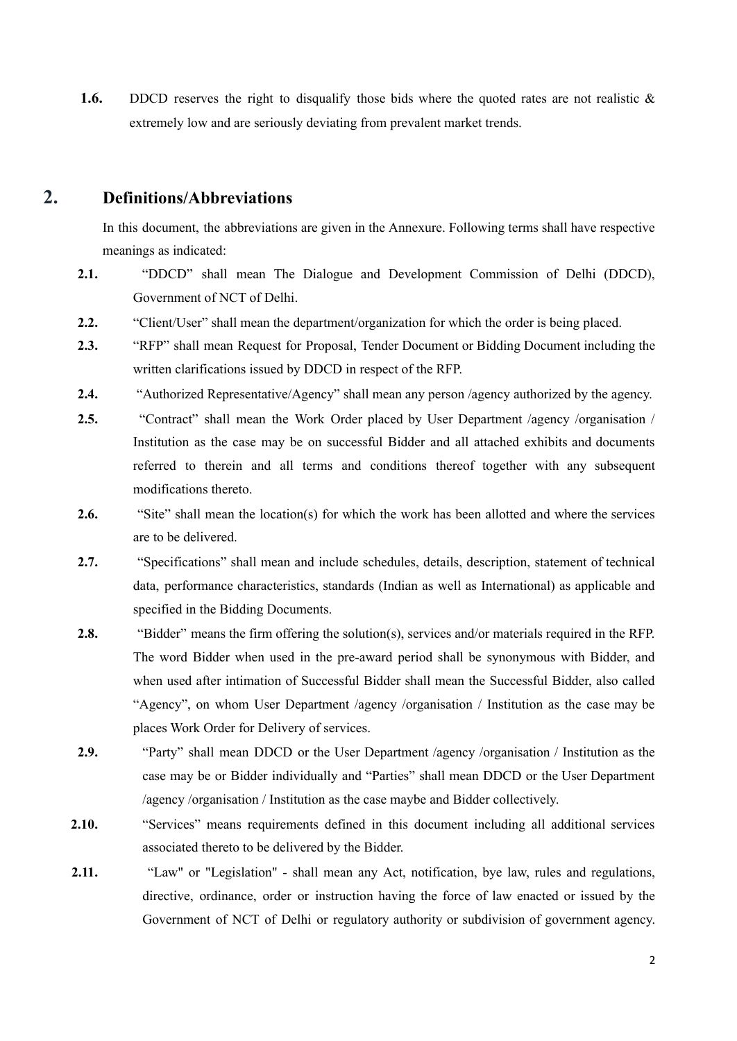**1.6.** DDCD reserves the right to disqualify those bids where the quoted rates are not realistic & extremely low and are seriously deviating from prevalent market trends.

## 2. Definitions/Abbreviations

In this document, the abbreviations are given in the Annexure. Following terms shall have respective meanings as indicated:

**2.1.** "DDCD" shall mean The Dialogue and Development Commission of Delhi (DDCD), Government of NCT of Delhi.

**2.2.** "Client/User" shall mean the department/organization for which the order is being placed.

**2.3.** "RFP" shall mean Request for Proposal, Tender Document or Bidding Document including the written clarifications issued by DDCD in respect of the RFP.

**2.4.** "Authorized Representative/Agency" shall mean any person /agency authorized by the agency.

**2.5.** "Contract" shall mean the Work Order placed by User Department /agency /organisation / Institution as the case may be on successful Bidder and all attached exhibits and documents referred to therein and all terms and conditions thereof together with any subsequent modifications thereto.

**2.6.** "Site" shall mean the location(s) for which the work has been allotted and where the services are to be delivered.

**2.7.** "Specifications" shall mean and include schedules, details, description, statement of technical data, performance characteristics, standards (Indian as well as International) as applicable and specified in the Bidding Documents.

**2.8.** "Bidder" means the firm offering the solution(s), services and/or materials required in the RFP. The word Bidder when used in the pre-award period shall be synonymous with Bidder, and when used after intimation of Successful Bidder shall mean the Successful Bidder, also called "Agency", on whom User Department /agency /organisation / Institution as the case may be places Work Order for Delivery of services.

**2.9.** "Party" shall mean DDCD or the User Department /agency /organisation / Institution as the case may be or Bidder individually and "Parties" shall mean DDCD or the User Department /agency /organisation / Institution as the case maybe and Bidder collectively.

**2.10.** "Services" means requirements defined in this document including all additional services associated thereto to be delivered by the Bidder.

**2.11.** "Law" or "Legislation" - shall mean any Act, notification, bye law, rules and regulations, directive, ordinance, order or instruction having the force of law enacted or issued by the Government of NCT of Delhi or regulatory authority or subdivision of government agency.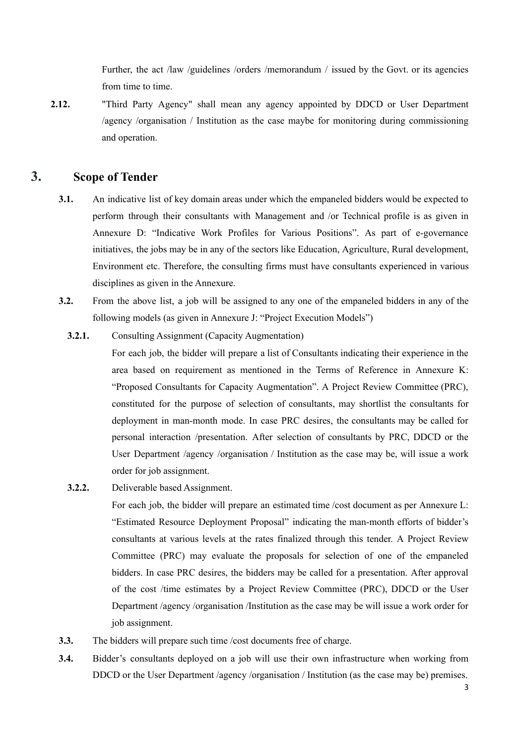Further, the act /law /guidelines /orders /memorandum / issued by the Govt. or its agencies from time to time.

**2.12.** "Third Party Agency" shall mean any agency appointed by DDCD or User Department /agency /organisation / Institution as the case maybe for monitoring during commissioning and operation.

# 3. Scope of Tender

**3.1.** An indicative list of key domain areas under which the empaneled bidders would be expected to perform through their consultants with Management and /or Technical profile is as given in Annexure D: "Indicative Work Profiles for Various Positions". As part of e-governance initiatives, the jobs may be in any of the sectors like Education, Agriculture, Rural development, Environment etc. Therefore, the consulting firms must have consultants experienced in various disciplines as given in the Annexure.

**3.2.** From the above list, a job will be assigned to any one of the empaneled bidders in any of the following models (as given in Annexure J: "Project Execution Models")

**3.2.1.** Consulting Assignment (Capacity Augmentation)

For each job, the bidder will prepare a list of Consultants indicating their experience in the area based on requirement as mentioned in the Terms of Reference in Annexure K: "Proposed Consultants for Capacity Augmentation". A Project Review Committee (PRC), constituted for the purpose of selection of consultants, may shortlist the consultants for deployment in man-month mode. In case PRC desires, the consultants may be called for personal interaction /presentation. After selection of consultants by PRC, DDCD or the User Department /agency /organisation / Institution as the case may be, will issue a work order for job assignment.

**3.2.2.** Deliverable based Assignment.

For each job, the bidder will prepare an estimated time /cost document as per Annexure L: "Estimated Resource Deployment Proposal" indicating the man-month efforts of bidder's consultants at various levels at the rates finalized through this tender. A Project Review Committee (PRC) may evaluate the proposals for selection of one of the empaneled bidders. In case PRC desires, the bidders may be called for a presentation. After approval of the cost /time estimates by a Project Review Committee (PRC), DDCD or the User Department /agency /organisation /Institution as the case may be will issue a work order for job assignment.

**3.3.** The bidders will prepare such time /cost documents free of charge.

**3.4.** Bidder's consultants deployed on a job will use their own infrastructure when working from DDCD or the User Department /agency /organisation / Institution (as the case may be) premises.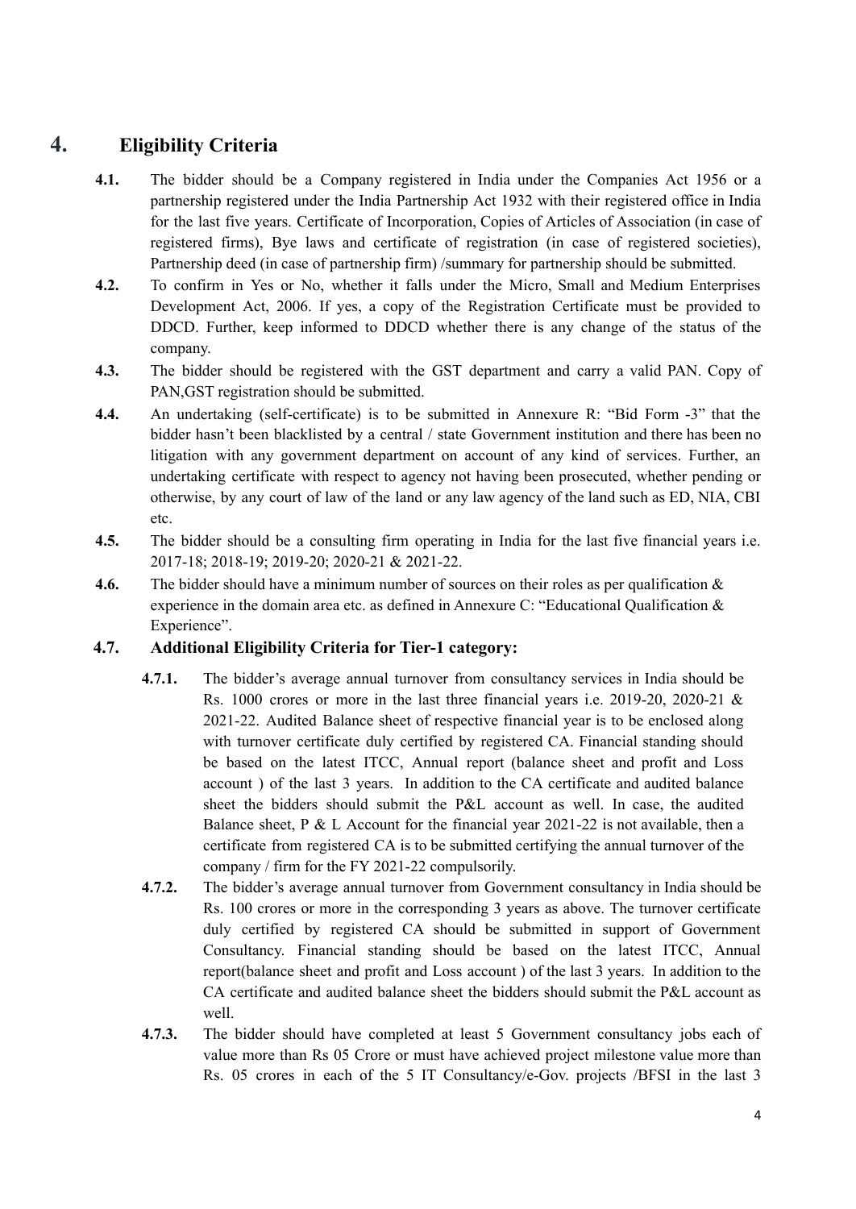# 4. Eligibility Criteria

**4.1.** The bidder should be a Company registered in India under the Companies Act 1956 or a partnership registered under the India Partnership Act 1932 with their registered office in India for the last five years. Certificate of Incorporation, Copies of Articles of Association (in case of registered firms), Bye laws and certificate of registration (in case of registered societies), Partnership deed (in case of partnership firm) /summary for partnership should be submitted.

**4.2.** To confirm in Yes or No, whether it falls under the Micro, Small and Medium Enterprises Development Act, 2006. If yes, a copy of the Registration Certificate must be provided to DDCD. Further, keep informed to DDCD whether there is any change of the status of the company.

**4.3.** The bidder should be registered with the GST department and carry a valid PAN. Copy of PAN,GST registration should be submitted.

**4.4.** An undertaking (self-certificate) is to be submitted in Annexure R: "Bid Form -3" that the bidder hasn't been blacklisted by a central / state Government institution and there has been no litigation with any government department on account of any kind of services. Further, an undertaking certificate with respect to agency not having been prosecuted, whether pending or otherwise, by any court of law of the land or any law agency of the land such as ED, NIA, CBI etc.

**4.5.** The bidder should be a consulting firm operating in India for the last five financial years i.e. 2017-18; 2018-19; 2019-20; 2020-21 & 2021-22.

**4.6.** The bidder should have a minimum number of sources on their roles as per qualification & experience in the domain area etc. as defined in Annexure C: "Educational Qualification & Experience".

**4.7. Additional Eligibility Criteria for Tier-1 category:**

**4.7.1.** The bidder's average annual turnover from consultancy services in India should be Rs. 1000 crores or more in the last three financial years i.e. 2019-20, 2020-21 & 2021-22. Audited Balance sheet of respective financial year is to be enclosed along with turnover certificate duly certified by registered CA. Financial standing should be based on the latest ITCC, Annual report (balance sheet and profit and Loss account ) of the last 3 years. In addition to the CA certificate and audited balance sheet the bidders should submit the P&L account as well. In case, the audited Balance sheet, P & L Account for the financial year 2021-22 is not available, then a certificate from registered CA is to be submitted certifying the annual turnover of the company / firm for the FY 2021-22 compulsorily.

**4.7.2.** The bidder's average annual turnover from Government consultancy in India should be Rs. 100 crores or more in the corresponding 3 years as above. The turnover certificate duly certified by registered CA should be submitted in support of Government Consultancy. Financial standing should be based on the latest ITCC, Annual report(balance sheet and profit and Loss account ) of the last 3 years. In addition to the CA certificate and audited balance sheet the bidders should submit the P&L account as well.

**4.7.3.** The bidder should have completed at least 5 Government consultancy jobs each of value more than Rs 05 Crore or must have achieved project milestone value more than Rs. 05 crores in each of the 5 IT Consultancy/e-Gov. projects /BFSI in the last 3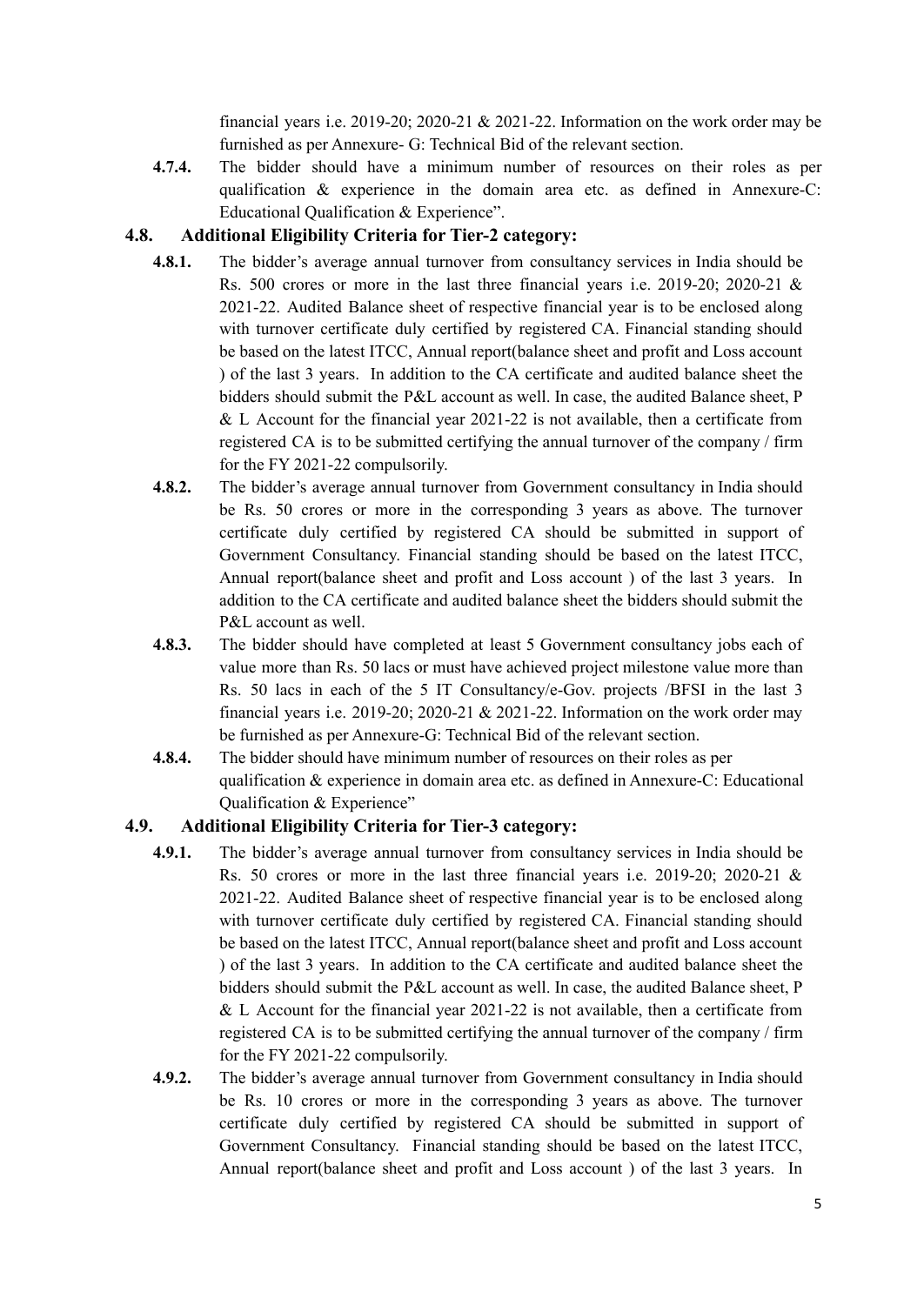financial years i.e. 2019-20; 2020-21 & 2021-22. Information on the work order may be furnished as per Annexure- G: Technical Bid of the relevant section.

**4.7.4.** The bidder should have a minimum number of resources on their roles as per qualification & experience in the domain area etc. as defined in Annexure-C: Educational Qualification & Experience".

### 4.8. Additional Eligibility Criteria for Tier-2 category:

**4.8.1.** The bidder's average annual turnover from consultancy services in India should be Rs. 500 crores or more in the last three financial years i.e. 2019-20; 2020-21 & 2021-22. Audited Balance sheet of respective financial year is to be enclosed along with turnover certificate duly certified by registered CA. Financial standing should be based on the latest ITCC, Annual report(balance sheet and profit and Loss account ) of the last 3 years. In addition to the CA certificate and audited balance sheet the bidders should submit the P&L account as well. In case, the audited Balance sheet, P & L Account for the financial year 2021-22 is not available, then a certificate from registered CA is to be submitted certifying the annual turnover of the company / firm for the FY 2021-22 compulsorily.

**4.8.2.** The bidder's average annual turnover from Government consultancy in India should be Rs. 50 crores or more in the corresponding 3 years as above. The turnover certificate duly certified by registered CA should be submitted in support of Government Consultancy. Financial standing should be based on the latest ITCC, Annual report(balance sheet and profit and Loss account ) of the last 3 years. In addition to the CA certificate and audited balance sheet the bidders should submit the P&L account as well.

**4.8.3.** The bidder should have completed at least 5 Government consultancy jobs each of value more than Rs. 50 lacs or must have achieved project milestone value more than Rs. 50 lacs in each of the 5 IT Consultancy/e-Gov. projects /BFSI in the last 3 financial years i.e. 2019-20; 2020-21 & 2021-22. Information on the work order may be furnished as per Annexure-G: Technical Bid of the relevant section.

**4.8.4.** The bidder should have minimum number of resources on their roles as per qualification & experience in domain area etc. as defined in Annexure-C: Educational Qualification & Experience"

### 4.9. Additional Eligibility Criteria for Tier-3 category:

**4.9.1.** The bidder's average annual turnover from consultancy services in India should be Rs. 50 crores or more in the last three financial years i.e. 2019-20; 2020-21 & 2021-22. Audited Balance sheet of respective financial year is to be enclosed along with turnover certificate duly certified by registered CA. Financial standing should be based on the latest ITCC, Annual report(balance sheet and profit and Loss account ) of the last 3 years. In addition to the CA certificate and audited balance sheet the bidders should submit the P&L account as well. In case, the audited Balance sheet, P & L Account for the financial year 2021-22 is not available, then a certificate from registered CA is to be submitted certifying the annual turnover of the company / firm for the FY 2021-22 compulsorily.

**4.9.2.** The bidder's average annual turnover from Government consultancy in India should be Rs. 10 crores or more in the corresponding 3 years as above. The turnover certificate duly certified by registered CA should be submitted in support of Government Consultancy. Financial standing should be based on the latest ITCC, Annual report(balance sheet and profit and Loss account ) of the last 3 years. In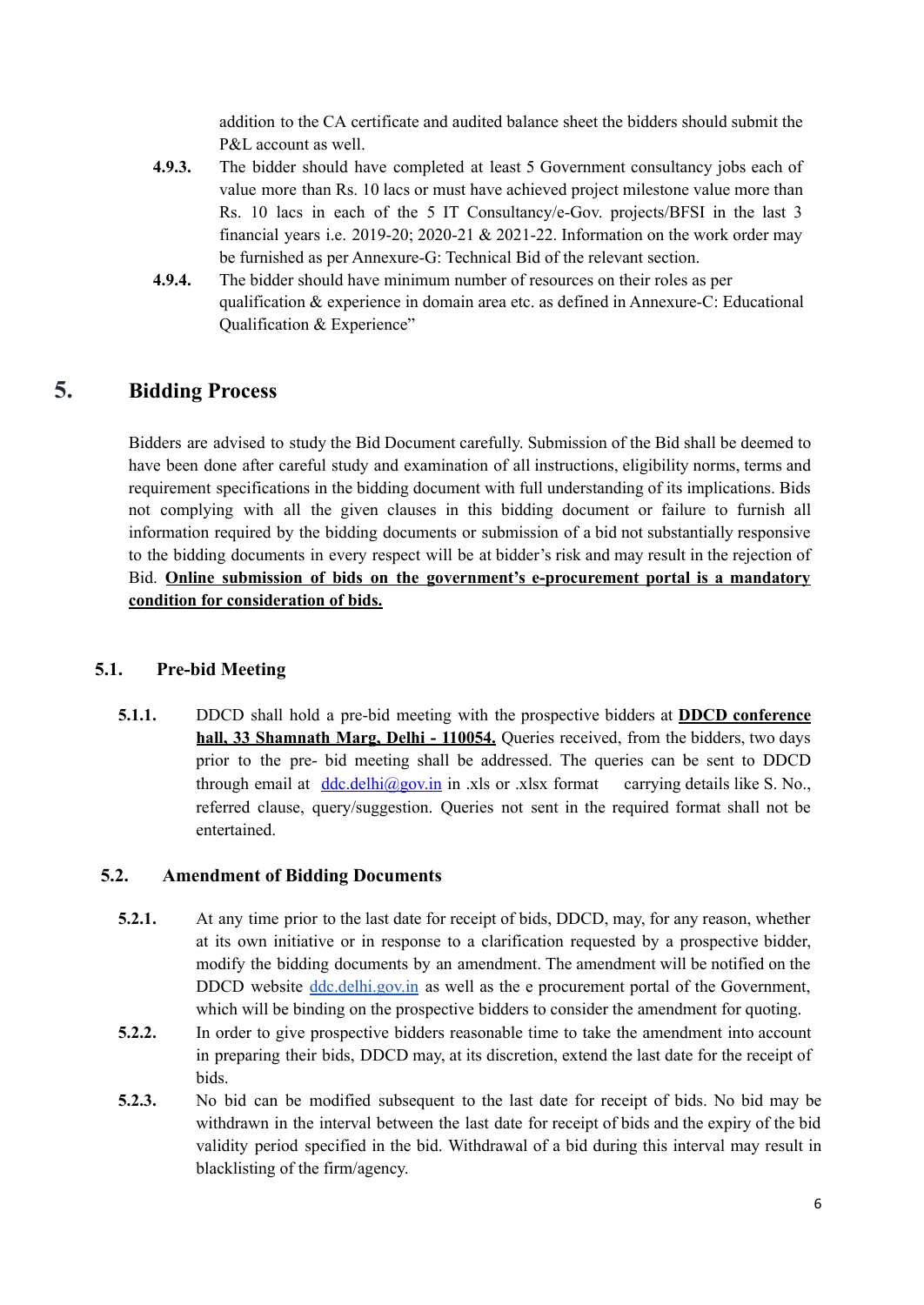addition to the CA certificate and audited balance sheet the bidders should submit the P&L account as well.

**4.9.3.** The bidder should have completed at least 5 Government consultancy jobs each of value more than Rs. 10 lacs or must have achieved project milestone value more than Rs. 10 lacs in each of the 5 IT Consultancy/e-Gov. projects/BFSI in the last 3 financial years i.e. 2019-20; 2020-21 & 2021-22. Information on the work order may be furnished as per Annexure-G: Technical Bid of the relevant section.

**4.9.4.** The bidder should have minimum number of resources on their roles as per qualification & experience in domain area etc. as defined in Annexure-C: Educational Qualification & Experience"

# 5. Bidding Process

Bidders are advised to study the Bid Document carefully. Submission of the Bid shall be deemed to have been done after careful study and examination of all instructions, eligibility norms, terms and requirement specifications in the bidding document with full understanding of its implications. Bids not complying with all the given clauses in this bidding document or failure to furnish all information required by the bidding documents or submission of a bid not substantially responsive to the bidding documents in every respect will be at bidder's risk and may result in the rejection of Bid. **Online submission of bids on the government's e-procurement portal is a mandatory condition for consideration of bids.**

## 5.1. Pre-bid Meeting

**5.1.1.** DDCD shall hold a pre-bid meeting with the prospective bidders at **DDCD conference hall, 33 Shamnath Marg, Delhi - 110054.** Queries received, from the bidders, two days prior to the pre- bid meeting shall be addressed. The queries can be sent to DDCD through email at ddc.delhi@gov.in in .xls or .xlsx format carrying details like S. No., referred clause, query/suggestion. Queries not sent in the required format shall not be entertained.

## 5.2. Amendment of Bidding Documents

**5.2.1.** At any time prior to the last date for receipt of bids, DDCD, may, for any reason, whether at its own initiative or in response to a clarification requested by a prospective bidder, modify the bidding documents by an amendment. The amendment will be notified on the DDCD website ddc.delhi.gov.in as well as the e procurement portal of the Government, which will be binding on the prospective bidders to consider the amendment for quoting.

**5.2.2.** In order to give prospective bidders reasonable time to take the amendment into account in preparing their bids, DDCD may, at its discretion, extend the last date for the receipt of bids.

**5.2.3.** No bid can be modified subsequent to the last date for receipt of bids. No bid may be withdrawn in the interval between the last date for receipt of bids and the expiry of the bid validity period specified in the bid. Withdrawal of a bid during this interval may result in blacklisting of the firm/agency.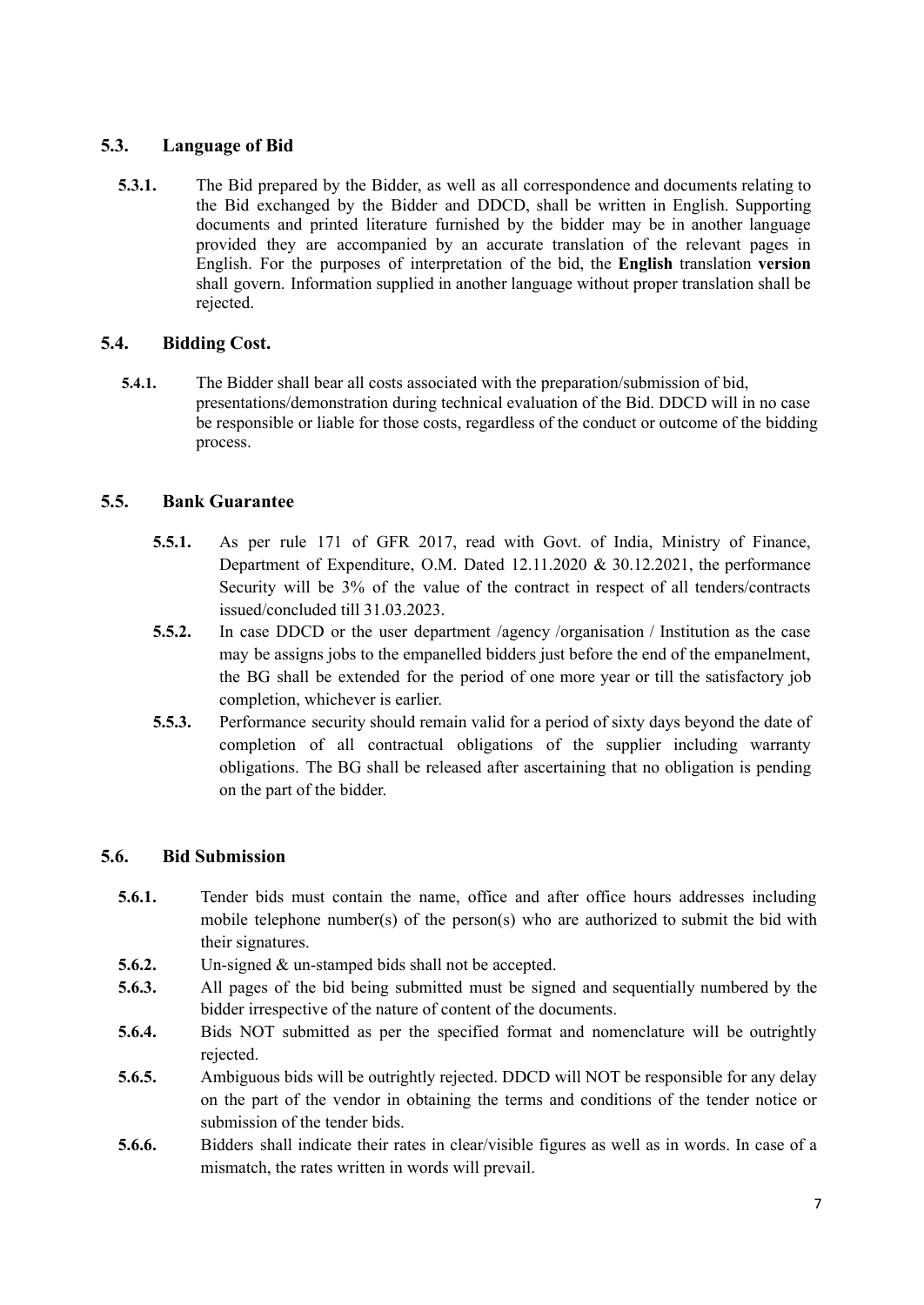### 5.3. Language of Bid

**5.3.1.** The Bid prepared by the Bidder, as well as all correspondence and documents relating to the Bid exchanged by the Bidder and DDCD, shall be written in English. Supporting documents and printed literature furnished by the bidder may be in another language provided they are accompanied by an accurate translation of the relevant pages in English. For the purposes of interpretation of the bid, the **English** translation **version** shall govern. Information supplied in another language without proper translation shall be rejected.

### 5.4. Bidding Cost.

**5.4.1.** The Bidder shall bear all costs associated with the preparation/submission of bid, presentations/demonstration during technical evaluation of the Bid. DDCD will in no case be responsible or liable for those costs, regardless of the conduct or outcome of the bidding process.

### 5.5. Bank Guarantee

**5.5.1.** As per rule 171 of GFR 2017, read with Govt. of India, Ministry of Finance, Department of Expenditure, O.M. Dated 12.11.2020 & 30.12.2021, the performance Security will be 3% of the value of the contract in respect of all tenders/contracts issued/concluded till 31.03.2023.

**5.5.2.** In case DDCD or the user department /agency /organisation / Institution as the case may be assigns jobs to the empanelled bidders just before the end of the empanelment, the BG shall be extended for the period of one more year or till the satisfactory job completion, whichever is earlier.

**5.5.3.** Performance security should remain valid for a period of sixty days beyond the date of completion of all contractual obligations of the supplier including warranty obligations. The BG shall be released after ascertaining that no obligation is pending on the part of the bidder.

### 5.6. Bid Submission

**5.6.1.** Tender bids must contain the name, office and after office hours addresses including mobile telephone number(s) of the person(s) who are authorized to submit the bid with their signatures.

**5.6.2.** Un-signed & un-stamped bids shall not be accepted.

**5.6.3.** All pages of the bid being submitted must be signed and sequentially numbered by the bidder irrespective of the nature of content of the documents.

**5.6.4.** Bids NOT submitted as per the specified format and nomenclature will be outrightly rejected.

**5.6.5.** Ambiguous bids will be outrightly rejected. DDCD will NOT be responsible for any delay on the part of the vendor in obtaining the terms and conditions of the tender notice or submission of the tender bids.

**5.6.6.** Bidders shall indicate their rates in clear/visible figures as well as in words. In case of a mismatch, the rates written in words will prevail.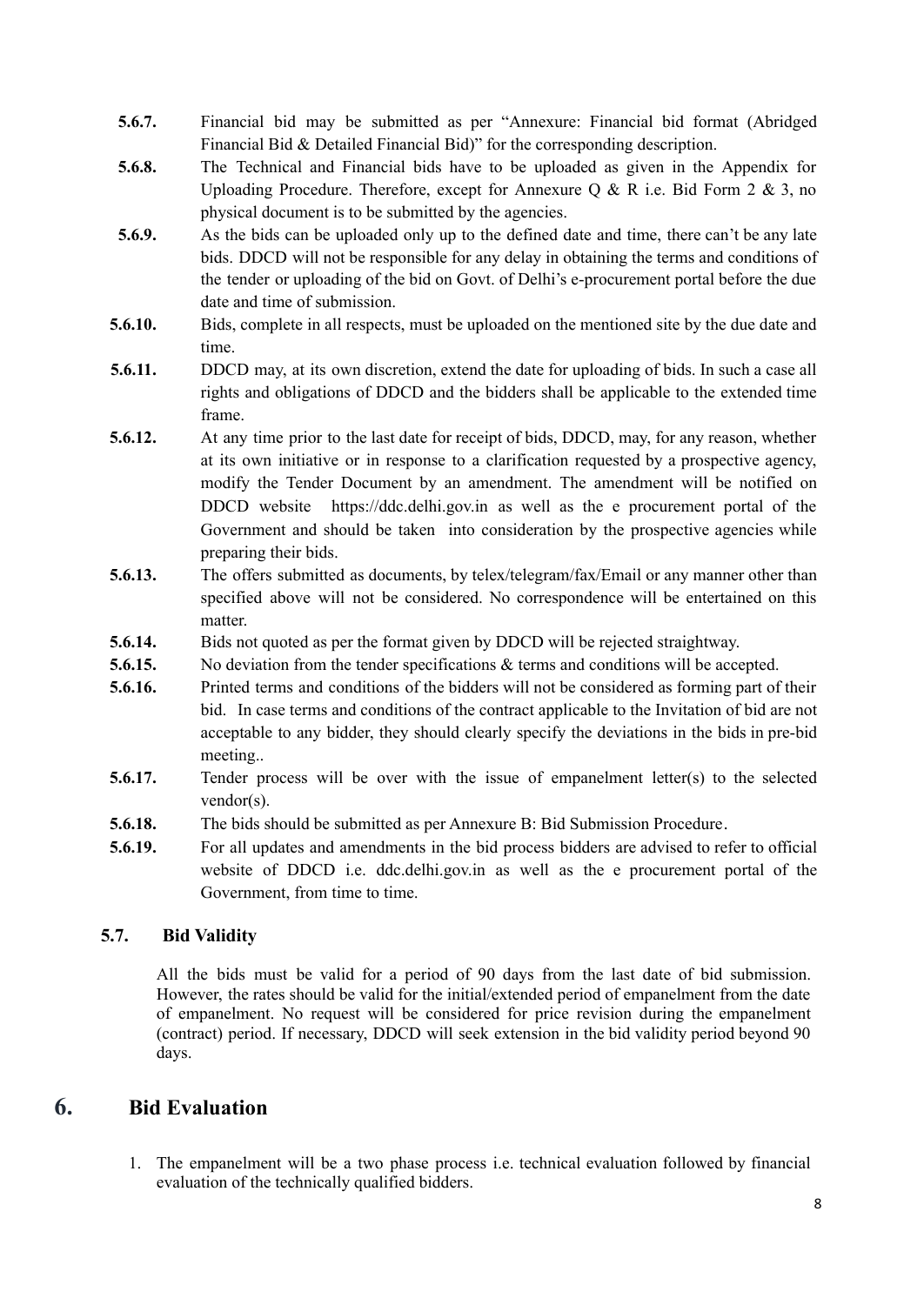**5.6.7.** Financial bid may be submitted as per "Annexure: Financial bid format (Abridged Financial Bid & Detailed Financial Bid)" for the corresponding description.

**5.6.8.** The Technical and Financial bids have to be uploaded as given in the Appendix for Uploading Procedure. Therefore, except for Annexure Q & R i.e. Bid Form 2 & 3, no physical document is to be submitted by the agencies.

**5.6.9.** As the bids can be uploaded only up to the defined date and time, there can't be any late bids. DDCD will not be responsible for any delay in obtaining the terms and conditions of the tender or uploading of the bid on Govt. of Delhi's e-procurement portal before the due date and time of submission.

**5.6.10.** Bids, complete in all respects, must be uploaded on the mentioned site by the due date and time.

**5.6.11.** DDCD may, at its own discretion, extend the date for uploading of bids. In such a case all rights and obligations of DDCD and the bidders shall be applicable to the extended time frame.

**5.6.12.** At any time prior to the last date for receipt of bids, DDCD, may, for any reason, whether at its own initiative or in response to a clarification requested by a prospective agency, modify the Tender Document by an amendment. The amendment will be notified on DDCD website https://ddc.delhi.gov.in as well as the e procurement portal of the Government and should be taken into consideration by the prospective agencies while preparing their bids.

**5.6.13.** The offers submitted as documents, by telex/telegram/fax/Email or any manner other than specified above will not be considered. No correspondence will be entertained on this matter.

**5.6.14.** Bids not quoted as per the format given by DDCD will be rejected straightway.

**5.6.15.** No deviation from the tender specifications & terms and conditions will be accepted.

**5.6.16.** Printed terms and conditions of the bidders will not be considered as forming part of their bid. In case terms and conditions of the contract applicable to the Invitation of bid are not acceptable to any bidder, they should clearly specify the deviations in the bids in pre-bid meeting..

**5.6.17.** Tender process will be over with the issue of empanelment letter(s) to the selected vendor(s).

**5.6.18.** The bids should be submitted as per Annexure B: Bid Submission Procedure.

**5.6.19.** For all updates and amendments in the bid process bidders are advised to refer to official website of DDCD i.e. ddc.delhi.gov.in as well as the e procurement portal of the Government, from time to time.

### 5.7. Bid Validity

All the bids must be valid for a period of 90 days from the last date of bid submission. However, the rates should be valid for the initial/extended period of empanelment from the date of empanelment. No request will be considered for price revision during the empanelment (contract) period. If necessary, DDCD will seek extension in the bid validity period beyond 90 days.

## 6. Bid Evaluation

1. The empanelment will be a two phase process i.e. technical evaluation followed by financial evaluation of the technically qualified bidders.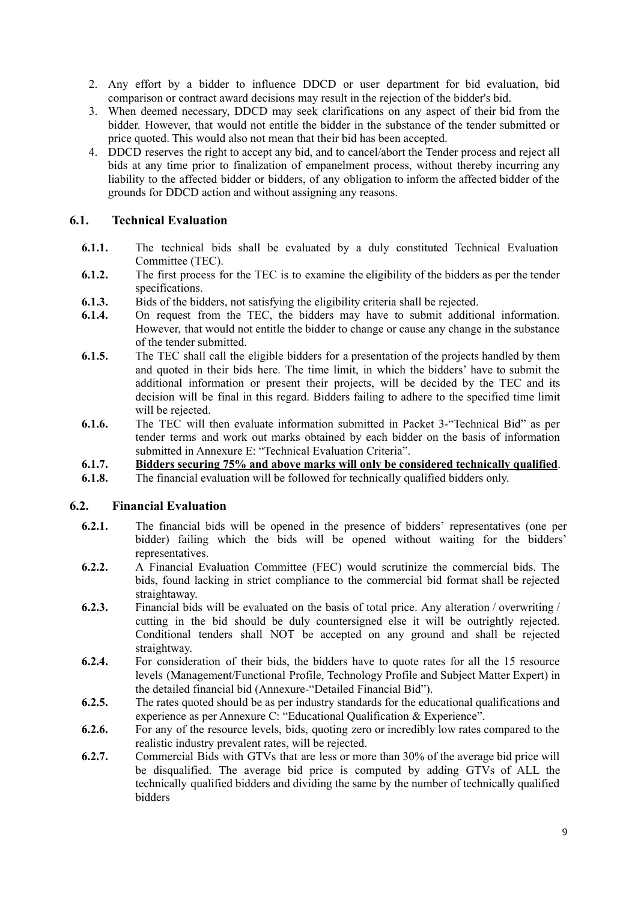2. Any effort by a bidder to influence DDCD or user department for bid evaluation, bid comparison or contract award decisions may result in the rejection of the bidder's bid.
3. When deemed necessary, DDCD may seek clarifications on any aspect of their bid from the bidder. However, that would not entitle the bidder in the substance of the tender submitted or price quoted. This would also not mean that their bid has been accepted.
4. DDCD reserves the right to accept any bid, and to cancel/abort the Tender process and reject all bids at any time prior to finalization of empanelment process, without thereby incurring any liability to the affected bidder or bidders, of any obligation to inform the affected bidder of the grounds for DDCD action and without assigning any reasons.

## 6.1. Technical Evaluation

**6.1.1.** The technical bids shall be evaluated by a duly constituted Technical Evaluation Committee (TEC).

**6.1.2.** The first process for the TEC is to examine the eligibility of the bidders as per the tender specifications.

**6.1.3.** Bids of the bidders, not satisfying the eligibility criteria shall be rejected.

**6.1.4.** On request from the TEC, the bidders may have to submit additional information. However, that would not entitle the bidder to change or cause any change in the substance of the tender submitted.

**6.1.5.** The TEC shall call the eligible bidders for a presentation of the projects handled by them and quoted in their bids here. The time limit, in which the bidders' have to submit the additional information or present their projects, will be decided by the TEC and its decision will be final in this regard. Bidders failing to adhere to the specified time limit will be rejected.

**6.1.6.** The TEC will then evaluate information submitted in Packet 3-"Technical Bid" as per tender terms and work out marks obtained by each bidder on the basis of information submitted in Annexure E: "Technical Evaluation Criteria".

**6.1.7.** **Bidders securing 75% and above marks will only be considered technically qualified**.

**6.1.8.** The financial evaluation will be followed for technically qualified bidders only.

## 6.2. Financial Evaluation

**6.2.1.** The financial bids will be opened in the presence of bidders' representatives (one per bidder) failing which the bids will be opened without waiting for the bidders' representatives.

**6.2.2.** A Financial Evaluation Committee (FEC) would scrutinize the commercial bids. The bids, found lacking in strict compliance to the commercial bid format shall be rejected straightaway.

**6.2.3.** Financial bids will be evaluated on the basis of total price. Any alteration / overwriting / cutting in the bid should be duly countersigned else it will be outrightly rejected. Conditional tenders shall NOT be accepted on any ground and shall be rejected straightway.

**6.2.4.** For consideration of their bids, the bidders have to quote rates for all the 15 resource levels (Management/Functional Profile, Technology Profile and Subject Matter Expert) in the detailed financial bid (Annexure-"Detailed Financial Bid").

**6.2.5.** The rates quoted should be as per industry standards for the educational qualifications and experience as per Annexure C: "Educational Qualification & Experience".

**6.2.6.** For any of the resource levels, bids, quoting zero or incredibly low rates compared to the realistic industry prevalent rates, will be rejected.

**6.2.7.** Commercial Bids with GTVs that are less or more than 30% of the average bid price will be disqualified. The average bid price is computed by adding GTVs of ALL the technically qualified bidders and dividing the same by the number of technically qualified bidders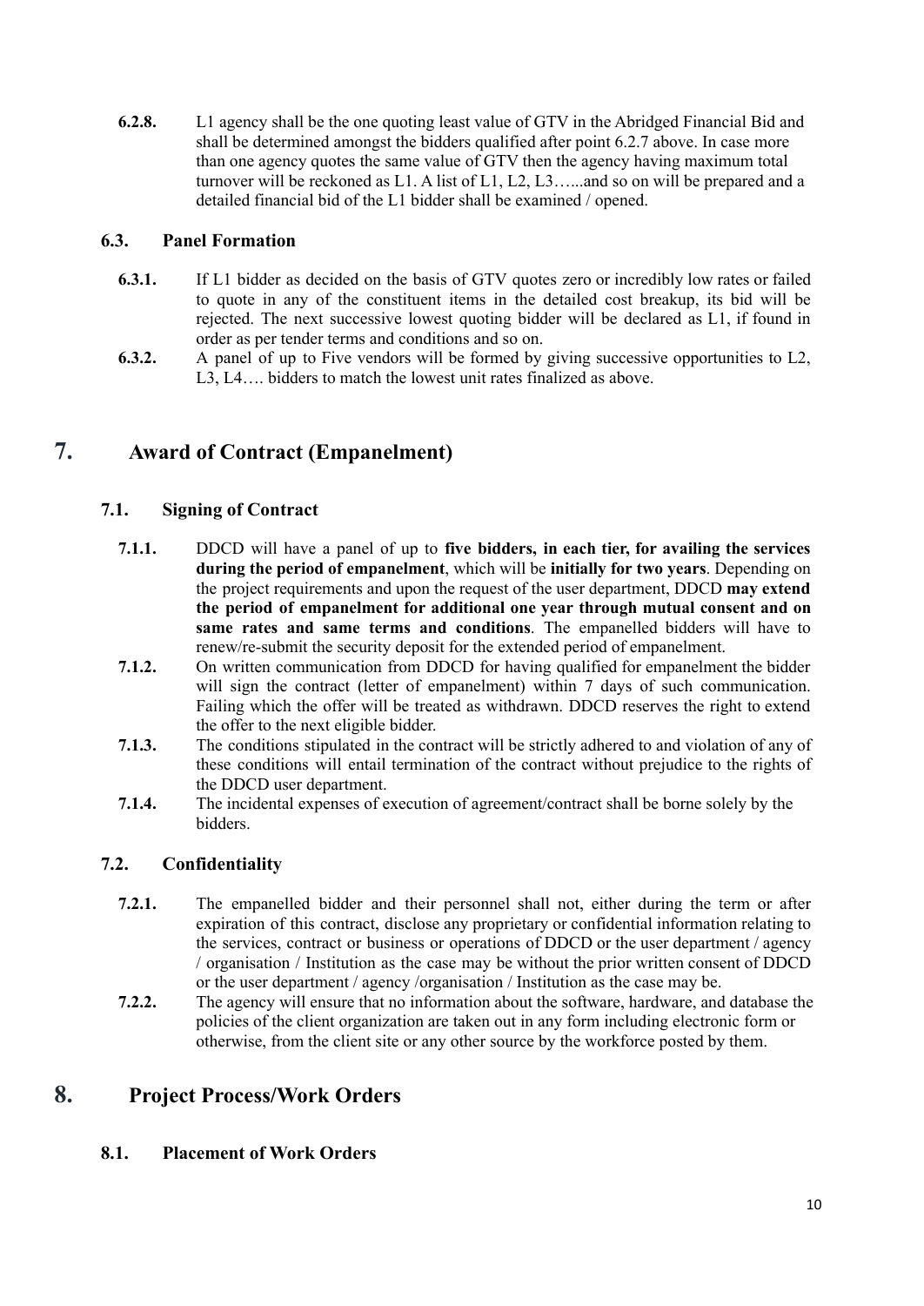**6.2.8.** L1 agency shall be the one quoting least value of GTV in the Abridged Financial Bid and shall be determined amongst the bidders qualified after point 6.2.7 above. In case more than one agency quotes the same value of GTV then the agency having maximum total turnover will be reckoned as L1. A list of L1, L2, L3…...and so on will be prepared and a detailed financial bid of the L1 bidder shall be examined / opened.

### 6.3. Panel Formation

**6.3.1.** If L1 bidder as decided on the basis of GTV quotes zero or incredibly low rates or failed to quote in any of the constituent items in the detailed cost breakup, its bid will be rejected. The next successive lowest quoting bidder will be declared as L1, if found in order as per tender terms and conditions and so on.

**6.3.2.** A panel of up to Five vendors will be formed by giving successive opportunities to L2, L3, L4…. bidders to match the lowest unit rates finalized as above.

## 7. Award of Contract (Empanelment)

### 7.1. Signing of Contract

**7.1.1.** DDCD will have a panel of up to **five bidders, in each tier, for availing the services during the period of empanelment**, which will be **initially for two years**. Depending on the project requirements and upon the request of the user department, DDCD **may extend the period of empanelment for additional one year through mutual consent and on same rates and same terms and conditions**. The empanelled bidders will have to renew/re-submit the security deposit for the extended period of empanelment.

**7.1.2.** On written communication from DDCD for having qualified for empanelment the bidder will sign the contract (letter of empanelment) within 7 days of such communication. Failing which the offer will be treated as withdrawn. DDCD reserves the right to extend the offer to the next eligible bidder.

**7.1.3.** The conditions stipulated in the contract will be strictly adhered to and violation of any of these conditions will entail termination of the contract without prejudice to the rights of the DDCD user department.

**7.1.4.** The incidental expenses of execution of agreement/contract shall be borne solely by the bidders.

### 7.2. Confidentiality

**7.2.1.** The empanelled bidder and their personnel shall not, either during the term or after expiration of this contract, disclose any proprietary or confidential information relating to the services, contract or business or operations of DDCD or the user department / agency / organisation / Institution as the case may be without the prior written consent of DDCD or the user department / agency /organisation / Institution as the case may be.

**7.2.2.** The agency will ensure that no information about the software, hardware, and database the policies of the client organization are taken out in any form including electronic form or otherwise, from the client site or any other source by the workforce posted by them.

## 8. Project Process/Work Orders

### 8.1. Placement of Work Orders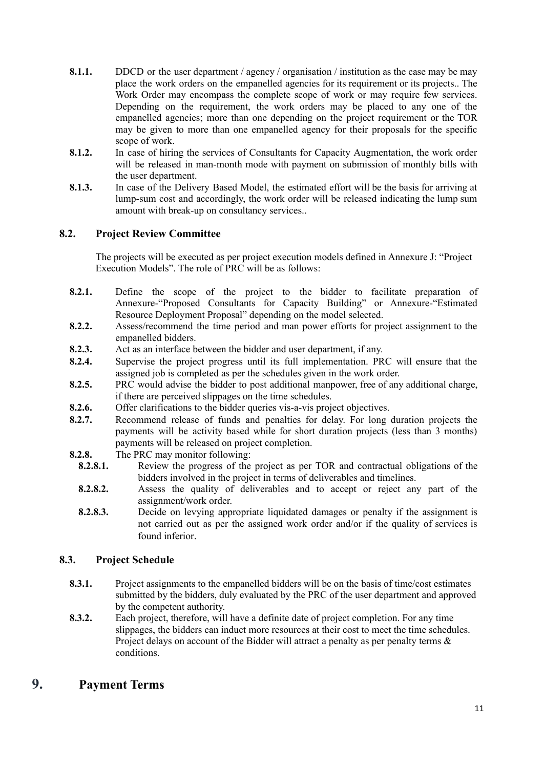**8.1.1.** DDCD or the user department / agency / organisation / institution as the case may be may place the work orders on the empanelled agencies for its requirement or its projects.. The Work Order may encompass the complete scope of work or may require few services. Depending on the requirement, the work orders may be placed to any one of the empanelled agencies; more than one depending on the project requirement or the TOR may be given to more than one empanelled agency for their proposals for the specific scope of work.

**8.1.2.** In case of hiring the services of Consultants for Capacity Augmentation, the work order will be released in man-month mode with payment on submission of monthly bills with the user department.

**8.1.3.** In case of the Delivery Based Model, the estimated effort will be the basis for arriving at lump-sum cost and accordingly, the work order will be released indicating the lump sum amount with break-up on consultancy services..

### 8.2. Project Review Committee

The projects will be executed as per project execution models defined in Annexure J: "Project Execution Models". The role of PRC will be as follows:

**8.2.1.** Define the scope of the project to the bidder to facilitate preparation of Annexure-"Proposed Consultants for Capacity Building" or Annexure-"Estimated Resource Deployment Proposal" depending on the model selected.

**8.2.2.** Assess/recommend the time period and man power efforts for project assignment to the empanelled bidders.

**8.2.3.** Act as an interface between the bidder and user department, if any.

**8.2.4.** Supervise the project progress until its full implementation. PRC will ensure that the assigned job is completed as per the schedules given in the work order.

**8.2.5.** PRC would advise the bidder to post additional manpower, free of any additional charge, if there are perceived slippages on the time schedules.

**8.2.6.** Offer clarifications to the bidder queries vis-a-vis project objectives.

**8.2.7.** Recommend release of funds and penalties for delay. For long duration projects the payments will be activity based while for short duration projects (less than 3 months) payments will be released on project completion.

**8.2.8.** The PRC may monitor following:

**8.2.8.1.** Review the progress of the project as per TOR and contractual obligations of the bidders involved in the project in terms of deliverables and timelines.

**8.2.8.2.** Assess the quality of deliverables and to accept or reject any part of the assignment/work order.

**8.2.8.3.** Decide on levying appropriate liquidated damages or penalty if the assignment is not carried out as per the assigned work order and/or if the quality of services is found inferior.

### 8.3. Project Schedule

**8.3.1.** Project assignments to the empanelled bidders will be on the basis of time/cost estimates submitted by the bidders, duly evaluated by the PRC of the user department and approved by the competent authority.

**8.3.2.** Each project, therefore, will have a definite date of project completion. For any time slippages, the bidders can induct more resources at their cost to meet the time schedules. Project delays on account of the Bidder will attract a penalty as per penalty terms & conditions.

## 9. Payment Terms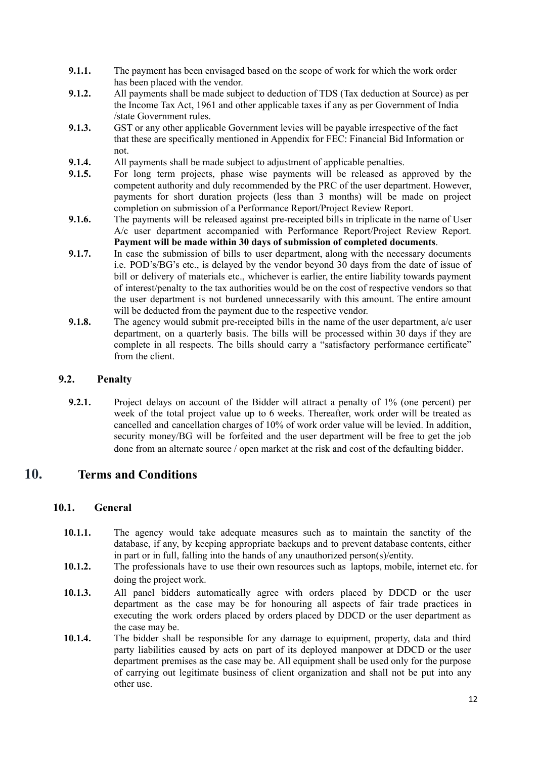**9.1.1.** The payment has been envisaged based on the scope of work for which the work order has been placed with the vendor.

**9.1.2.** All payments shall be made subject to deduction of TDS (Tax deduction at Source) as per the Income Tax Act, 1961 and other applicable taxes if any as per Government of India /state Government rules.

**9.1.3.** GST or any other applicable Government levies will be payable irrespective of the fact that these are specifically mentioned in Appendix for FEC: Financial Bid Information or not.

**9.1.4.** All payments shall be made subject to adjustment of applicable penalties.

**9.1.5.** For long term projects, phase wise payments will be released as approved by the competent authority and duly recommended by the PRC of the user department. However, payments for short duration projects (less than 3 months) will be made on project completion on submission of a Performance Report/Project Review Report.

**9.1.6.** The payments will be released against pre-receipted bills in triplicate in the name of User A/c user department accompanied with Performance Report/Project Review Report. **Payment will be made within 30 days of submission of completed documents**.

**9.1.7.** In case the submission of bills to user department, along with the necessary documents i.e. POD's/BG's etc., is delayed by the vendor beyond 30 days from the date of issue of bill or delivery of materials etc., whichever is earlier, the entire liability towards payment of interest/penalty to the tax authorities would be on the cost of respective vendors so that the user department is not burdened unnecessarily with this amount. The entire amount will be deducted from the payment due to the respective vendor.

**9.1.8.** The agency would submit pre-receipted bills in the name of the user department, a/c user department, on a quarterly basis. The bills will be processed within 30 days if they are complete in all respects. The bills should carry a "satisfactory performance certificate" from the client.

### 9.2. Penalty

**9.2.1.** Project delays on account of the Bidder will attract a penalty of 1% (one percent) per week of the total project value up to 6 weeks. Thereafter, work order will be treated as cancelled and cancellation charges of 10% of work order value will be levied. In addition, security money/BG will be forfeited and the user department will be free to get the job done from an alternate source / open market at the risk and cost of the defaulting bidder.

## 10. Terms and Conditions

### 10.1. General

**10.1.1.** The agency would take adequate measures such as to maintain the sanctity of the database, if any, by keeping appropriate backups and to prevent database contents, either in part or in full, falling into the hands of any unauthorized person(s)/entity.

**10.1.2.** The professionals have to use their own resources such as laptops, mobile, internet etc. for doing the project work.

**10.1.3.** All panel bidders automatically agree with orders placed by DDCD or the user department as the case may be for honouring all aspects of fair trade practices in executing the work orders placed by orders placed by DDCD or the user department as the case may be.

**10.1.4.** The bidder shall be responsible for any damage to equipment, property, data and third party liabilities caused by acts on part of its deployed manpower at DDCD or the user department premises as the case may be. All equipment shall be used only for the purpose of carrying out legitimate business of client organization and shall not be put into any other use.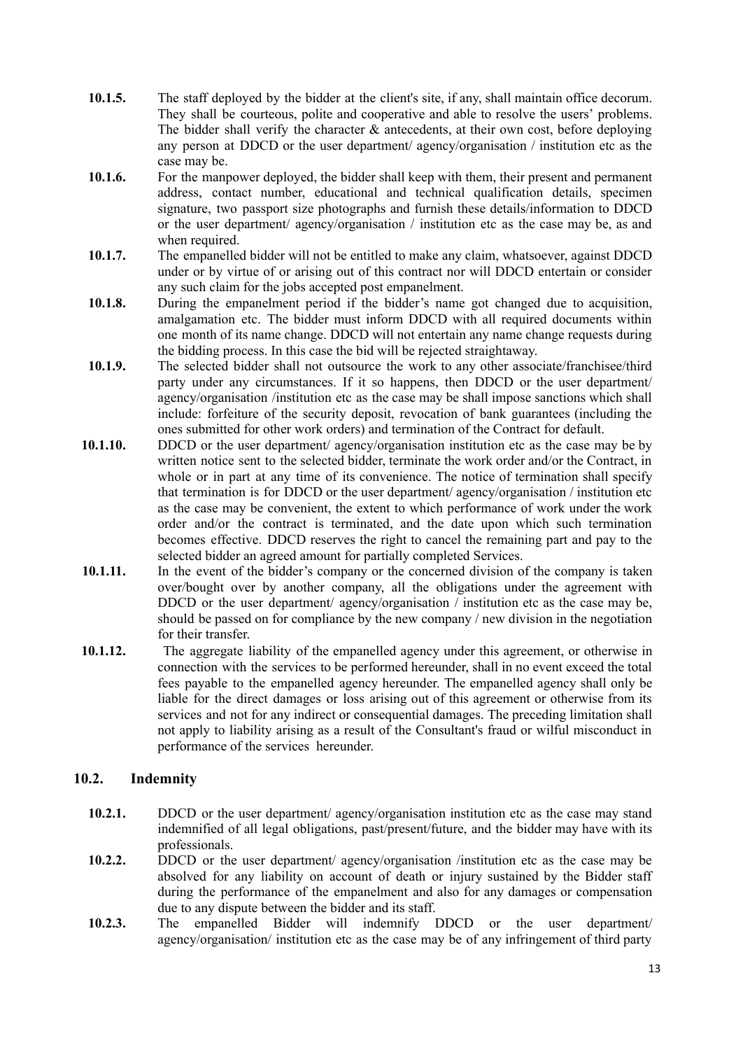**10.1.5.** The staff deployed by the bidder at the client's site, if any, shall maintain office decorum. They shall be courteous, polite and cooperative and able to resolve the users' problems. The bidder shall verify the character & antecedents, at their own cost, before deploying any person at DDCD or the user department/ agency/organisation / institution etc as the case may be.

**10.1.6.** For the manpower deployed, the bidder shall keep with them, their present and permanent address, contact number, educational and technical qualification details, specimen signature, two passport size photographs and furnish these details/information to DDCD or the user department/ agency/organisation / institution etc as the case may be, as and when required.

**10.1.7.** The empanelled bidder will not be entitled to make any claim, whatsoever, against DDCD under or by virtue of or arising out of this contract nor will DDCD entertain or consider any such claim for the jobs accepted post empanelment.

**10.1.8.** During the empanelment period if the bidder's name got changed due to acquisition, amalgamation etc. The bidder must inform DDCD with all required documents within one month of its name change. DDCD will not entertain any name change requests during the bidding process. In this case the bid will be rejected straightaway.

**10.1.9.** The selected bidder shall not outsource the work to any other associate/franchisee/third party under any circumstances. If it so happens, then DDCD or the user department/ agency/organisation /institution etc as the case may be shall impose sanctions which shall include: forfeiture of the security deposit, revocation of bank guarantees (including the ones submitted for other work orders) and termination of the Contract for default.

**10.1.10.** DDCD or the user department/ agency/organisation institution etc as the case may be by written notice sent to the selected bidder, terminate the work order and/or the Contract, in whole or in part at any time of its convenience. The notice of termination shall specify that termination is for DDCD or the user department/ agency/organisation / institution etc as the case may be convenient, the extent to which performance of work under the work order and/or the contract is terminated, and the date upon which such termination becomes effective. DDCD reserves the right to cancel the remaining part and pay to the selected bidder an agreed amount for partially completed Services.

**10.1.11.** In the event of the bidder's company or the concerned division of the company is taken over/bought over by another company, all the obligations under the agreement with DDCD or the user department/ agency/organisation / institution etc as the case may be, should be passed on for compliance by the new company / new division in the negotiation for their transfer.

**10.1.12.** The aggregate liability of the empanelled agency under this agreement, or otherwise in connection with the services to be performed hereunder, shall in no event exceed the total fees payable to the empanelled agency hereunder. The empanelled agency shall only be liable for the direct damages or loss arising out of this agreement or otherwise from its services and not for any indirect or consequential damages. The preceding limitation shall not apply to liability arising as a result of the Consultant's fraud or wilful misconduct in performance of the services hereunder.

## 10.2. Indemnity

**10.2.1.** DDCD or the user department/ agency/organisation institution etc as the case may stand indemnified of all legal obligations, past/present/future, and the bidder may have with its professionals.

**10.2.2.** DDCD or the user department/ agency/organisation /institution etc as the case may be absolved for any liability on account of death or injury sustained by the Bidder staff during the performance of the empanelment and also for any damages or compensation due to any dispute between the bidder and its staff.

**10.2.3.** The empanelled Bidder will indemnify DDCD or the user department/ agency/organisation/ institution etc as the case may be of any infringement of third party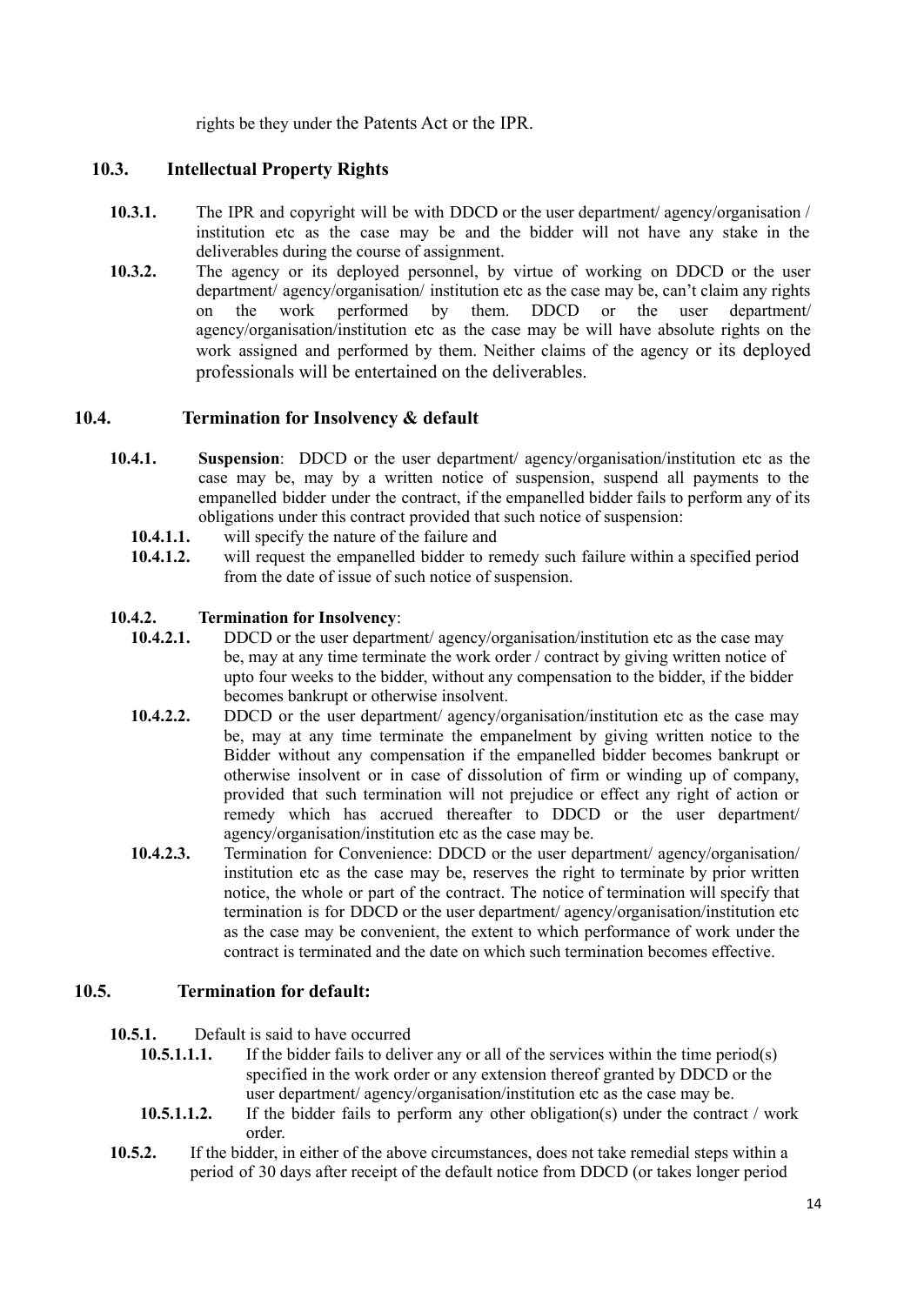rights be they under the Patents Act or the IPR.

### 10.3. Intellectual Property Rights

**10.3.1.** The IPR and copyright will be with DDCD or the user department/ agency/organisation / institution etc as the case may be and the bidder will not have any stake in the deliverables during the course of assignment.

**10.3.2.** The agency or its deployed personnel, by virtue of working on DDCD or the user department/ agency/organisation/ institution etc as the case may be, can't claim any rights on the work performed by them. DDCD or the user department/ agency/organisation/institution etc as the case may be will have absolute rights on the work assigned and performed by them. Neither claims of the agency or its deployed professionals will be entertained on the deliverables.

### 10.4. Termination for Insolvency & default

**10.4.1.** **Suspension**: DDCD or the user department/ agency/organisation/institution etc as the case may be, may by a written notice of suspension, suspend all payments to the empanelled bidder under the contract, if the empanelled bidder fails to perform any of its obligations under this contract provided that such notice of suspension:

**10.4.1.1.** will specify the nature of the failure and

**10.4.1.2.** will request the empanelled bidder to remedy such failure within a specified period from the date of issue of such notice of suspension.

**10.4.2.** **Termination for Insolvency**:

**10.4.2.1.** DDCD or the user department/ agency/organisation/institution etc as the case may be, may at any time terminate the work order / contract by giving written notice of upto four weeks to the bidder, without any compensation to the bidder, if the bidder becomes bankrupt or otherwise insolvent.

**10.4.2.2.** DDCD or the user department/ agency/organisation/institution etc as the case may be, may at any time terminate the empanelment by giving written notice to the Bidder without any compensation if the empanelled bidder becomes bankrupt or otherwise insolvent or in case of dissolution of firm or winding up of company, provided that such termination will not prejudice or effect any right of action or remedy which has accrued thereafter to DDCD or the user department/ agency/organisation/institution etc as the case may be.

**10.4.2.3.** Termination for Convenience: DDCD or the user department/ agency/organisation/ institution etc as the case may be, reserves the right to terminate by prior written notice, the whole or part of the contract. The notice of termination will specify that termination is for DDCD or the user department/ agency/organisation/institution etc as the case may be convenient, the extent to which performance of work under the contract is terminated and the date on which such termination becomes effective.

### 10.5. Termination for default:

**10.5.1.** Default is said to have occurred

**10.5.1.1.1.** If the bidder fails to deliver any or all of the services within the time period(s) specified in the work order or any extension thereof granted by DDCD or the user department/ agency/organisation/institution etc as the case may be.

**10.5.1.1.2.** If the bidder fails to perform any other obligation(s) under the contract / work order.

**10.5.2.** If the bidder, in either of the above circumstances, does not take remedial steps within a period of 30 days after receipt of the default notice from DDCD (or takes longer period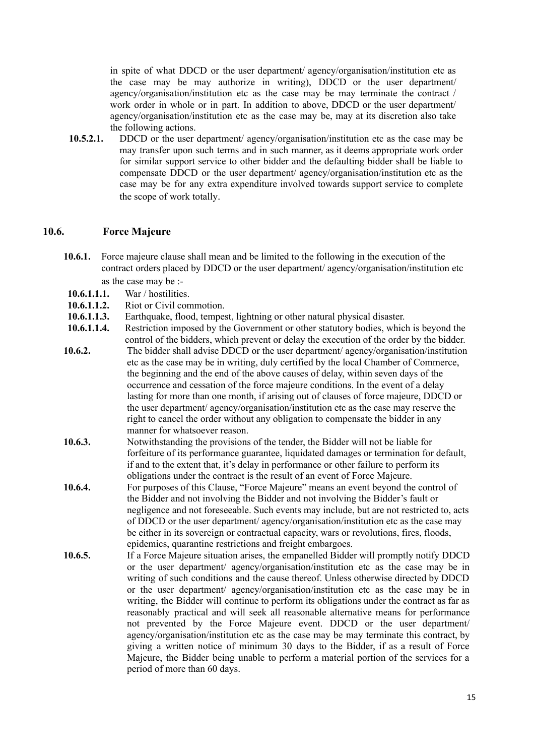in spite of what DDCD or the user department/ agency/organisation/institution etc as the case may be may authorize in writing), DDCD or the user department/ agency/organisation/institution etc as the case may be may terminate the contract / work order in whole or in part. In addition to above, DDCD or the user department/ agency/organisation/institution etc as the case may be, may at its discretion also take the following actions.

**10.5.2.1.** DDCD or the user department/ agency/organisation/institution etc as the case may be may transfer upon such terms and in such manner, as it deems appropriate work order for similar support service to other bidder and the defaulting bidder shall be liable to compensate DDCD or the user department/ agency/organisation/institution etc as the case may be for any extra expenditure involved towards support service to complete the scope of work totally.

## 10.6. Force Majeure

**10.6.1.** Force majeure clause shall mean and be limited to the following in the execution of the contract orders placed by DDCD or the user department/ agency/organisation/institution etc as the case may be :-

**10.6.1.1.1.** War / hostilities.

**10.6.1.1.2.** Riot or Civil commotion.

**10.6.1.1.3.** Earthquake, flood, tempest, lightning or other natural physical disaster.

**10.6.1.1.4.** Restriction imposed by the Government or other statutory bodies, which is beyond the control of the bidders, which prevent or delay the execution of the order by the bidder.

**10.6.2.** The bidder shall advise DDCD or the user department/ agency/organisation/institution etc as the case may be in writing, duly certified by the local Chamber of Commerce, the beginning and the end of the above causes of delay, within seven days of the occurrence and cessation of the force majeure conditions. In the event of a delay lasting for more than one month, if arising out of clauses of force majeure, DDCD or the user department/ agency/organisation/institution etc as the case may reserve the right to cancel the order without any obligation to compensate the bidder in any manner for whatsoever reason.

**10.6.3.** Notwithstanding the provisions of the tender, the Bidder will not be liable for forfeiture of its performance guarantee, liquidated damages or termination for default, if and to the extent that, it's delay in performance or other failure to perform its obligations under the contract is the result of an event of Force Majeure.

**10.6.4.** For purposes of this Clause, "Force Majeure" means an event beyond the control of the Bidder and not involving the Bidder and not involving the Bidder's fault or negligence and not foreseeable. Such events may include, but are not restricted to, acts of DDCD or the user department/ agency/organisation/institution etc as the case may be either in its sovereign or contractual capacity, wars or revolutions, fires, floods, epidemics, quarantine restrictions and freight embargoes.

**10.6.5.** If a Force Majeure situation arises, the empanelled Bidder will promptly notify DDCD or the user department/ agency/organisation/institution etc as the case may be in writing of such conditions and the cause thereof. Unless otherwise directed by DDCD or the user department/ agency/organisation/institution etc as the case may be in writing, the Bidder will continue to perform its obligations under the contract as far as reasonably practical and will seek all reasonable alternative means for performance not prevented by the Force Majeure event. DDCD or the user department/ agency/organisation/institution etc as the case may be may terminate this contract, by giving a written notice of minimum 30 days to the Bidder, if as a result of Force Majeure, the Bidder being unable to perform a material portion of the services for a period of more than 60 days.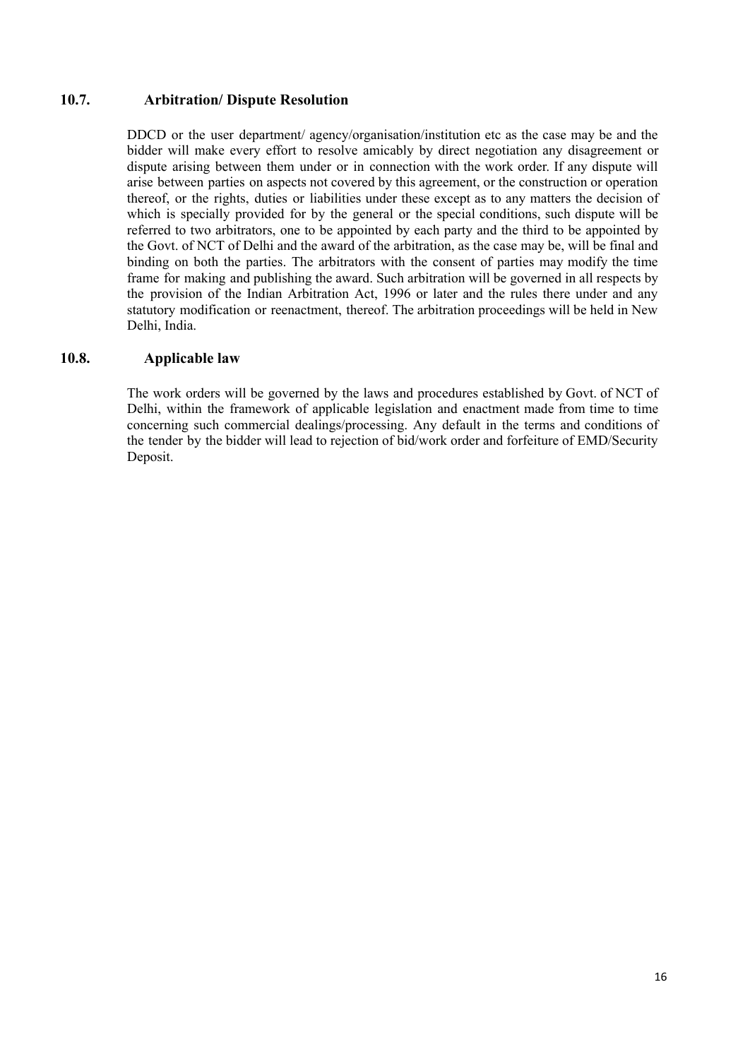### 10.7. Arbitration/ Dispute Resolution

DDCD or the user department/ agency/organisation/institution etc as the case may be and the bidder will make every effort to resolve amicably by direct negotiation any disagreement or dispute arising between them under or in connection with the work order. If any dispute will arise between parties on aspects not covered by this agreement, or the construction or operation thereof, or the rights, duties or liabilities under these except as to any matters the decision of which is specially provided for by the general or the special conditions, such dispute will be referred to two arbitrators, one to be appointed by each party and the third to be appointed by the Govt. of NCT of Delhi and the award of the arbitration, as the case may be, will be final and binding on both the parties. The arbitrators with the consent of parties may modify the time frame for making and publishing the award. Such arbitration will be governed in all respects by the provision of the Indian Arbitration Act, 1996 or later and the rules there under and any statutory modification or reenactment, thereof. The arbitration proceedings will be held in New Delhi, India.

### 10.8. Applicable law

The work orders will be governed by the laws and procedures established by Govt. of NCT of Delhi, within the framework of applicable legislation and enactment made from time to time concerning such commercial dealings/processing. Any default in the terms and conditions of the tender by the bidder will lead to rejection of bid/work order and forfeiture of EMD/Security Deposit.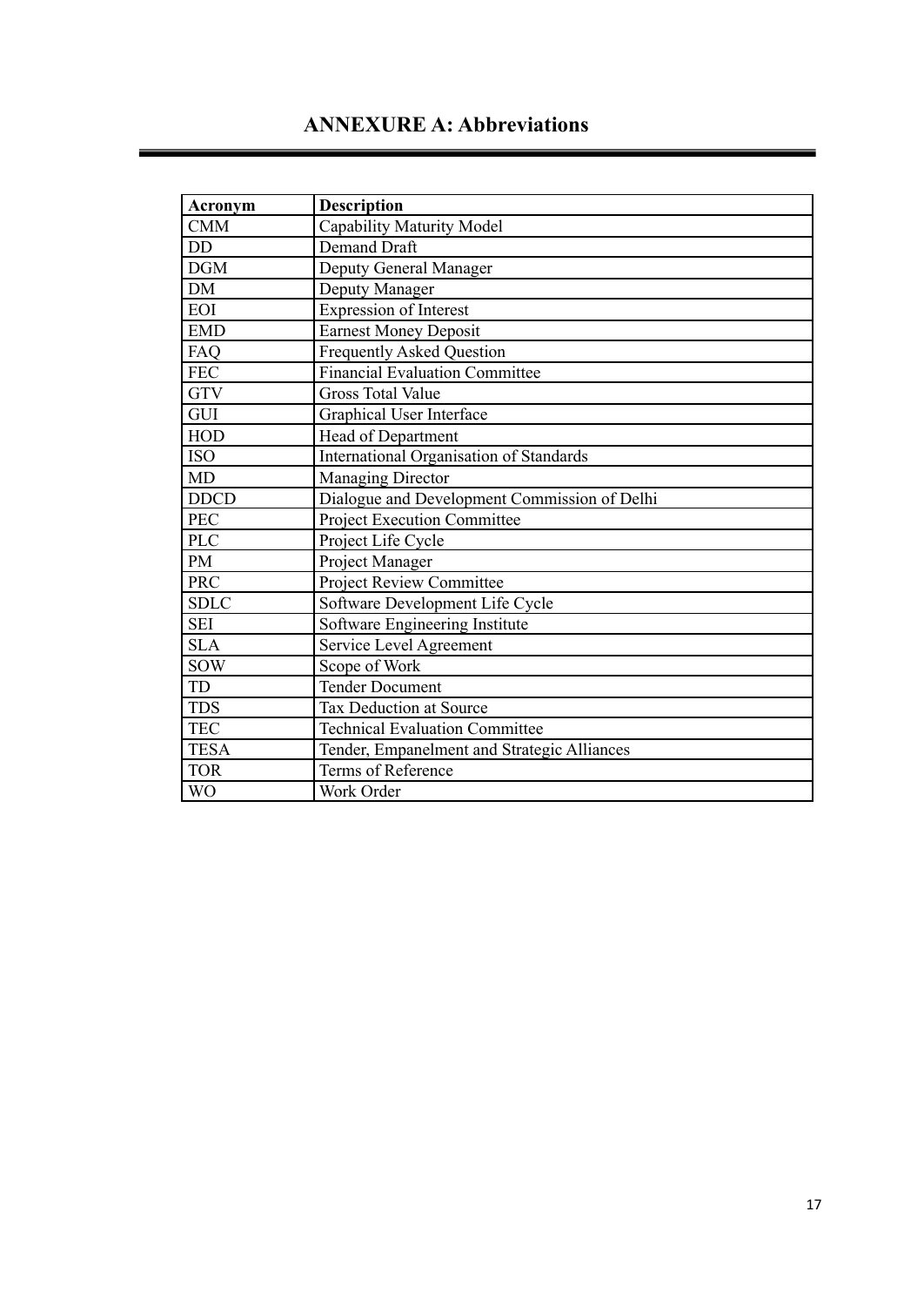# ANNEXURE A: Abbreviations

| Acronym | Description |
|---|---|
| CMM | Capability Maturity Model |
| DD | Demand Draft |
| DGM | Deputy General Manager |
| DM | Deputy Manager |
| EOI | Expression of Interest |
| EMD | Earnest Money Deposit |
| FAQ | Frequently Asked Question |
| FEC | Financial Evaluation Committee |
| GTV | Gross Total Value |
| GUI | Graphical User Interface |
| HOD | Head of Department |
| ISO | International Organisation of Standards |
| MD | Managing Director |
| DDCD | Dialogue and Development Commission of Delhi |
| PEC | Project Execution Committee |
| PLC | Project Life Cycle |
| PM | Project Manager |
| PRC | Project Review Committee |
| SDLC | Software Development Life Cycle |
| SEI | Software Engineering Institute |
| SLA | Service Level Agreement |
| SOW | Scope of Work |
| TD | Tender Document |
| TDS | Tax Deduction at Source |
| TEC | Technical Evaluation Committee |
| TESA | Tender, Empanelment and Strategic Alliances |
| TOR | Terms of Reference |
| WO | Work Order |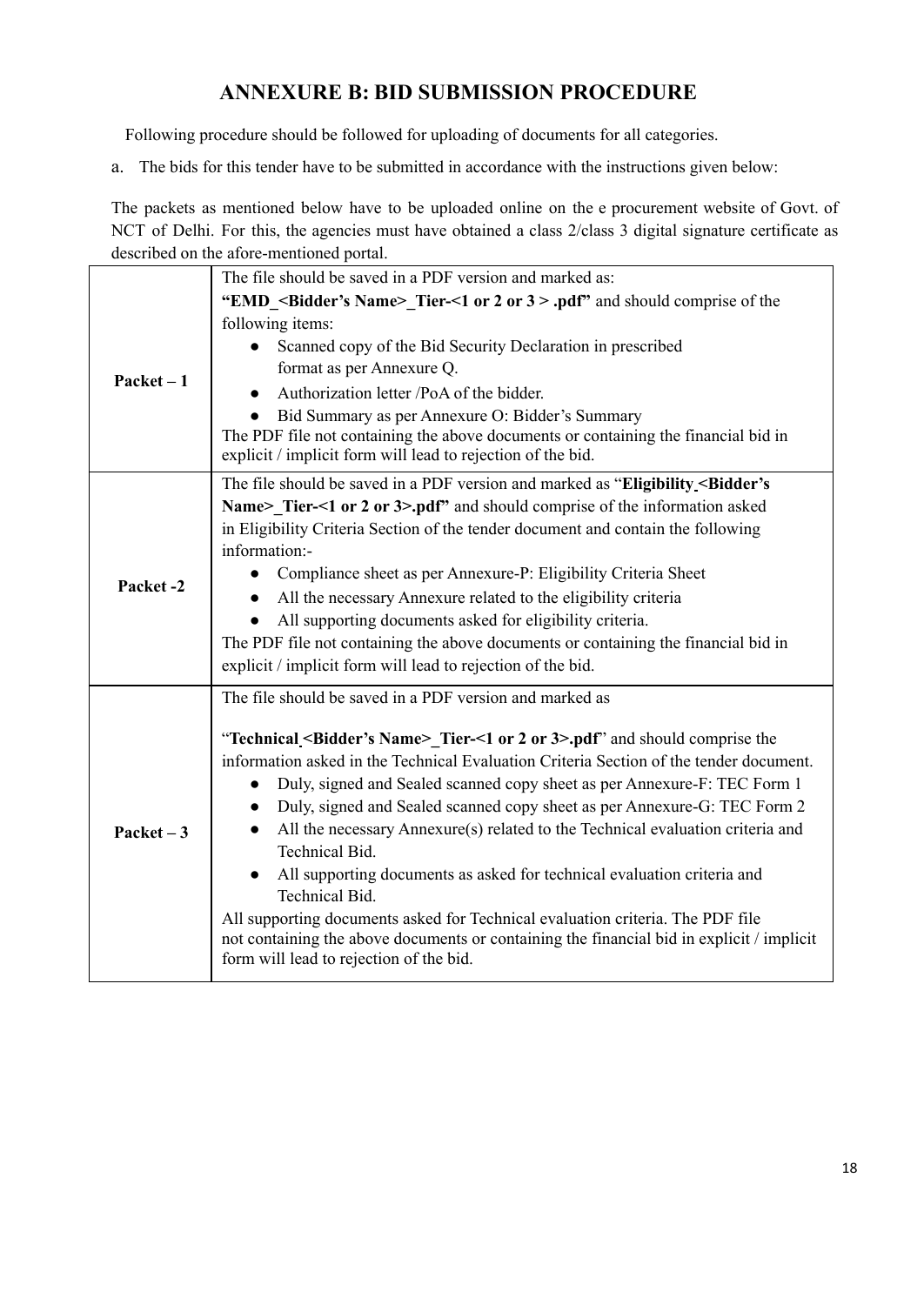# ANNEXURE B: BID SUBMISSION PROCEDURE

Following procedure should be followed for uploading of documents for all categories.

a. The bids for this tender have to be submitted in accordance with the instructions given below:

The packets as mentioned below have to be uploaded online on the e procurement website of Govt. of NCT of Delhi. For this, the agencies must have obtained a class 2/class 3 digital signature certificate as described on the afore-mentioned portal.

| | |
|---|---|
| **Packet – 1** | The file should be saved in a PDF version and marked as: **"EMD_<Bidder's Name>_Tier-<1 or 2 or 3 > .pdf"** and should comprise of the following items: <br> ● Scanned copy of the Bid Security Declaration in prescribed format as per Annexure Q. <br> ● Authorization letter /PoA of the bidder. <br> ● Bid Summary as per Annexure O: Bidder's Summary <br> The PDF file not containing the above documents or containing the financial bid in explicit / implicit form will lead to rejection of the bid. |
| **Packet -2** | The file should be saved in a PDF version and marked as "**Eligibility <Bidder's Name>_Tier-<1 or 2 or 3>.pdf"** and should comprise of the information asked in Eligibility Criteria Section of the tender document and contain the following information:- <br> ● Compliance sheet as per Annexure-P: Eligibility Criteria Sheet <br> ● All the necessary Annexure related to the eligibility criteria <br> ● All supporting documents asked for eligibility criteria. <br> The PDF file not containing the above documents or containing the financial bid in explicit / implicit form will lead to rejection of the bid. |
| **Packet – 3** | The file should be saved in a PDF version and marked as <br> "**Technical <Bidder's Name>_Tier-<1 or 2 or 3>.pdf**" and should comprise the information asked in the Technical Evaluation Criteria Section of the tender document. <br> ● Duly, signed and Sealed scanned copy sheet as per Annexure-F: TEC Form 1 <br> ● Duly, signed and Sealed scanned copy sheet as per Annexure-G: TEC Form 2 <br> ● All the necessary Annexure(s) related to the Technical evaluation criteria and Technical Bid. <br> ● All supporting documents as asked for technical evaluation criteria and Technical Bid. <br> All supporting documents asked for Technical evaluation criteria. The PDF file not containing the above documents or containing the financial bid in explicit / implicit form will lead to rejection of the bid. |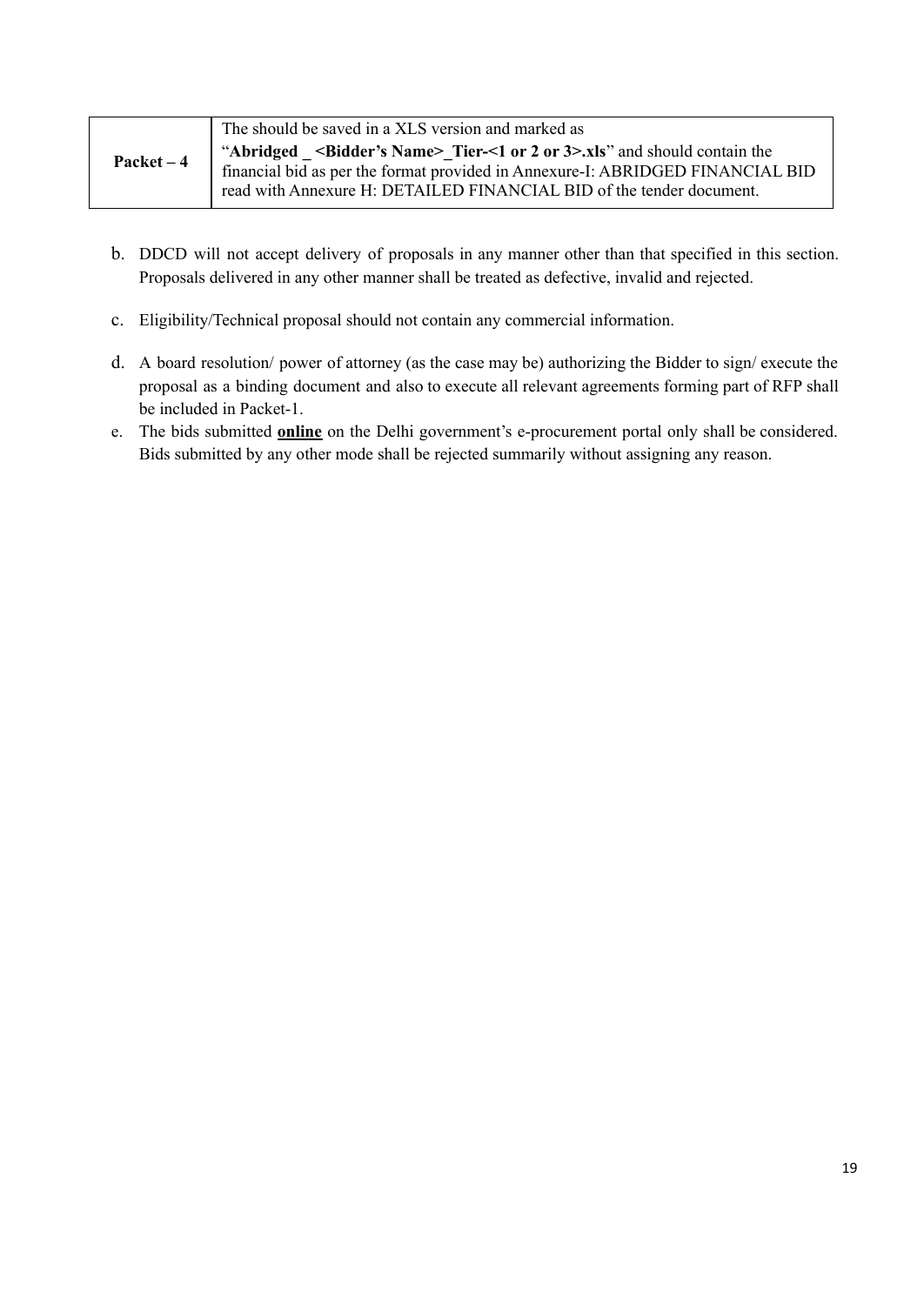| | |
|---|---|
| **Packet – 4** | The should be saved in a XLS version and marked as "**Abridged _ <Bidder's Name>_Tier-<1 or 2 or 3>.xls**" and should contain the financial bid as per the format provided in Annexure-I: ABRIDGED FINANCIAL BID read with Annexure H: DETAILED FINANCIAL BID of the tender document. |

b. DDCD will not accept delivery of proposals in any manner other than that specified in this section. Proposals delivered in any other manner shall be treated as defective, invalid and rejected.

c. Eligibility/Technical proposal should not contain any commercial information.

d. A board resolution/ power of attorney (as the case may be) authorizing the Bidder to sign/ execute the proposal as a binding document and also to execute all relevant agreements forming part of RFP shall be included in Packet-1.

e. The bids submitted **online** on the Delhi government's e-procurement portal only shall be considered. Bids submitted by any other mode shall be rejected summarily without assigning any reason.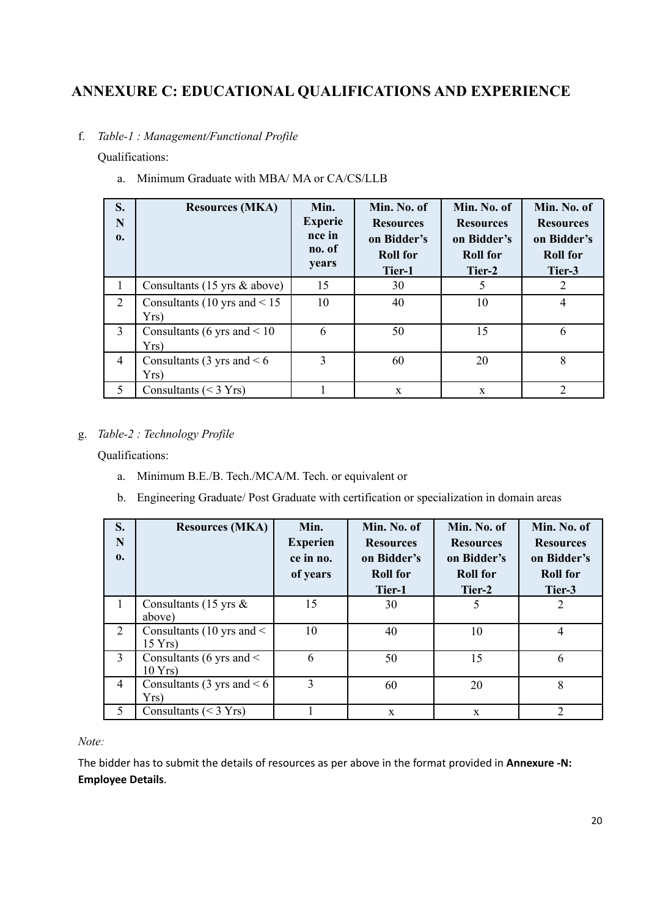# ANNEXURE C: EDUCATIONAL QUALIFICATIONS AND EXPERIENCE

f. *Table-1 : Management/Functional Profile*

Qualifications:

a. Minimum Graduate with MBA/ MA or CA/CS/LLB

| S. No. | Resources (MKA) | Min. Experience in no. of years | Min. No. of Resources on Bidder's Roll for Tier-1 | Min. No. of Resources on Bidder's Roll for Tier-2 | Min. No. of Resources on Bidder's Roll for Tier-3 |
|---|---|---|---|---|---|
| 1 | Consultants (15 yrs & above) | 15 | 30 | 5 | 2 |
| 2 | Consultants (10 yrs and < 15 Yrs) | 10 | 40 | 10 | 4 |
| 3 | Consultants (6 yrs and < 10 Yrs) | 6 | 50 | 15 | 6 |
| 4 | Consultants (3 yrs and < 6 Yrs) | 3 | 60 | 20 | 8 |
| 5 | Consultants (< 3 Yrs) | 1 | x | x | 2 |

g. *Table-2 : Technology Profile*

Qualifications:

a. Minimum B.E./B. Tech./MCA/M. Tech. or equivalent or

b. Engineering Graduate/ Post Graduate with certification or specialization in domain areas

| S. No. | Resources (MKA) | Min. Experience in no. of years | Min. No. of Resources on Bidder's Roll for Tier-1 | Min. No. of Resources on Bidder's Roll for Tier-2 | Min. No. of Resources on Bidder's Roll for Tier-3 |
|---|---|---|---|---|---|
| 1 | Consultants (15 yrs & above) | 15 | 30 | 5 | 2 |
| 2 | Consultants (10 yrs and < 15 Yrs) | 10 | 40 | 10 | 4 |
| 3 | Consultants (6 yrs and < 10 Yrs) | 6 | 50 | 15 | 6 |
| 4 | Consultants (3 yrs and < 6 Yrs) | 3 | 60 | 20 | 8 |
| 5 | Consultants (< 3 Yrs) | 1 | x | x | 2 |

*Note:*

The bidder has to submit the details of resources as per above in the format provided in **Annexure -N: Employee Details**.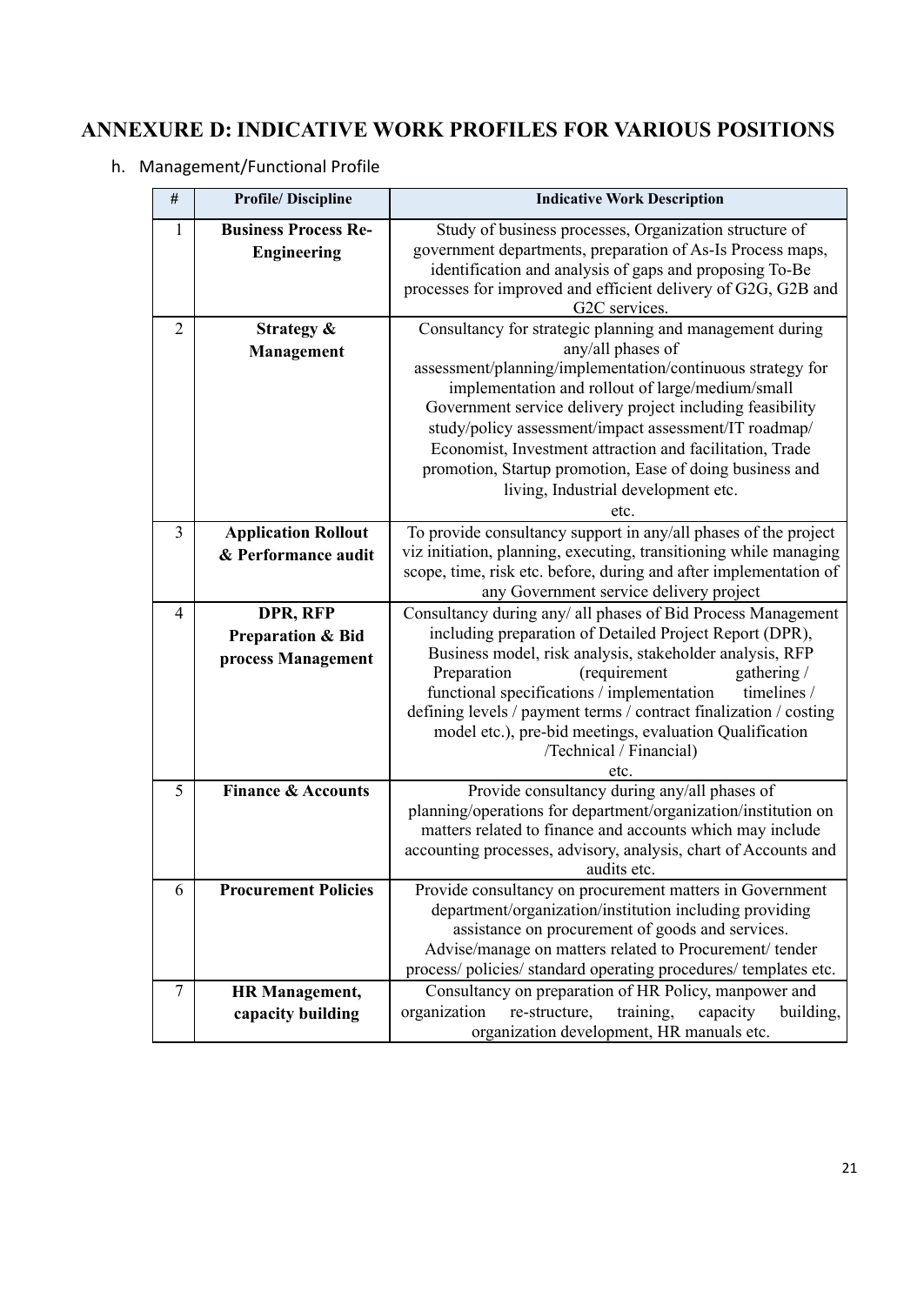# ANNEXURE D: INDICATIVE WORK PROFILES FOR VARIOUS POSITIONS

h. Management/Functional Profile

| # | Profile/ Discipline | Indicative Work Description |
|---|---|---|
| 1 | **Business Process Re-Engineering** | Study of business processes, Organization structure of government departments, preparation of As-Is Process maps, identification and analysis of gaps and proposing To-Be processes for improved and efficient delivery of G2G, G2B and G2C services. |
| 2 | **Strategy & Management** | Consultancy for strategic planning and management during any/all phases of assessment/planning/implementation/continuous strategy for implementation and rollout of large/medium/small Government service delivery project including feasibility study/policy assessment/impact assessment/IT roadmap/ Economist, Investment attraction and facilitation, Trade promotion, Startup promotion, Ease of doing business and living, Industrial development etc. etc. |
| 3 | **Application Rollout & Performance audit** | To provide consultancy support in any/all phases of the project viz initiation, planning, executing, transitioning while managing scope, time, risk etc. before, during and after implementation of any Government service delivery project |
| 4 | **DPR, RFP Preparation & Bid process Management** | Consultancy during any/ all phases of Bid Process Management including preparation of Detailed Project Report (DPR), Business model, risk analysis, stakeholder analysis, RFP Preparation (requirement gathering / functional specifications / implementation timelines / defining levels / payment terms / contract finalization / costing model etc.), pre-bid meetings, evaluation Qualification /Technical / Financial) etc. |
| 5 | **Finance & Accounts** | Provide consultancy during any/all phases of planning/operations for department/organization/institution on matters related to finance and accounts which may include accounting processes, advisory, analysis, chart of Accounts and audits etc. |
| 6 | **Procurement Policies** | Provide consultancy on procurement matters in Government department/organization/institution including providing assistance on procurement of goods and services. Advise/manage on matters related to Procurement/ tender process/ policies/ standard operating procedures/ templates etc. |
| 7 | **HR Management, capacity building** | Consultancy on preparation of HR Policy, manpower and organization re-structure, training, capacity building, organization development, HR manuals etc. |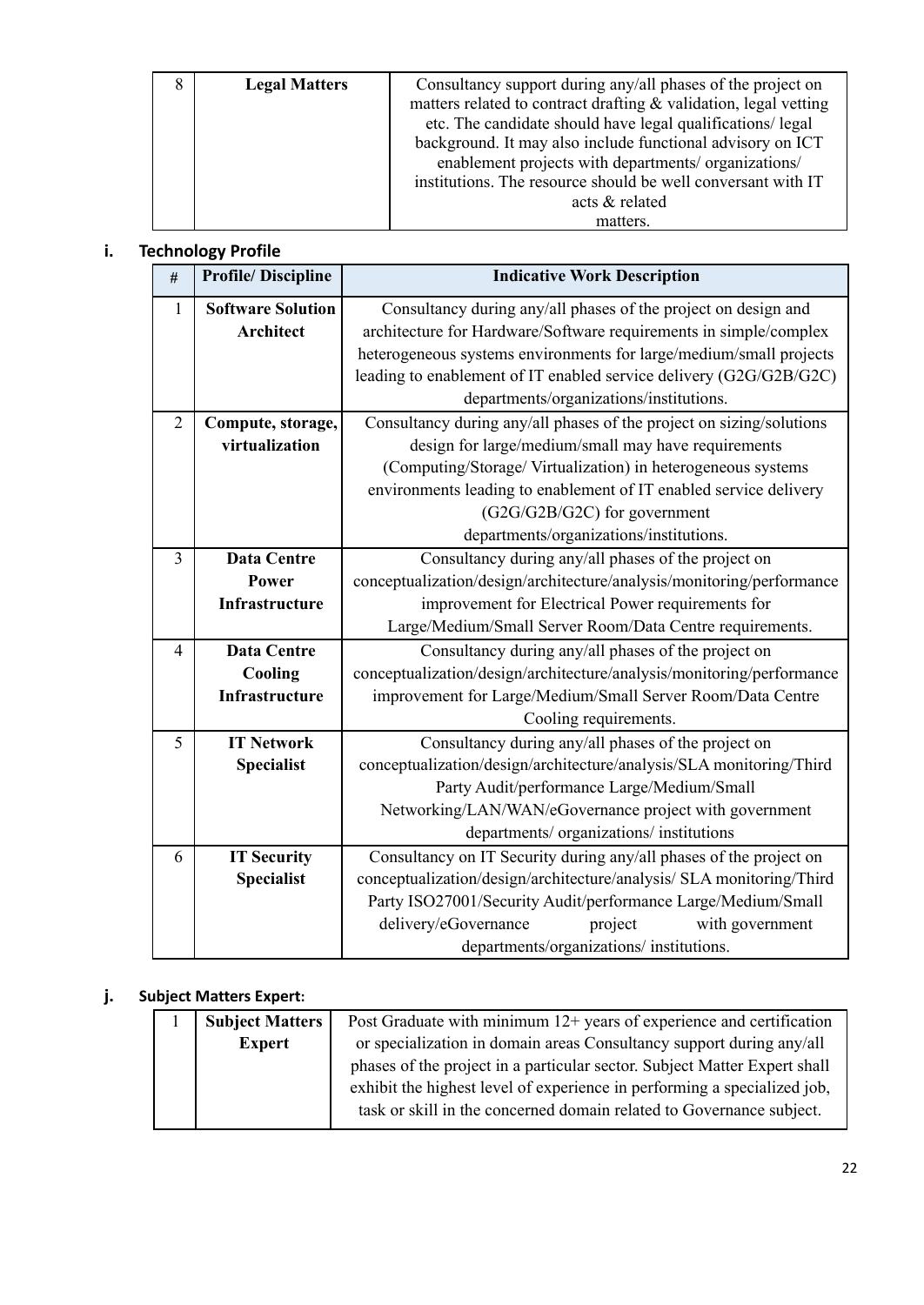| | | |
|---|---|---|
| 8 | **Legal Matters** | Consultancy support during any/all phases of the project on matters related to contract drafting & validation, legal vetting etc. The candidate should have legal qualifications/ legal background. It may also include functional advisory on ICT enablement projects with departments/ organizations/ institutions. The resource should be well conversant with IT acts & related matters. |

### i. Technology Profile

| # | Profile/ Discipline | Indicative Work Description |
|---|---|---|
| 1 | **Software Solution Architect** | Consultancy during any/all phases of the project on design and architecture for Hardware/Software requirements in simple/complex heterogeneous systems environments for large/medium/small projects leading to enablement of IT enabled service delivery (G2G/G2B/G2C) departments/organizations/institutions. |
| 2 | **Compute, storage, virtualization** | Consultancy during any/all phases of the project on sizing/solutions design for large/medium/small may have requirements (Computing/Storage/ Virtualization) in heterogeneous systems environments leading to enablement of IT enabled service delivery (G2G/G2B/G2C) for government departments/organizations/institutions. |
| 3 | **Data Centre Power Infrastructure** | Consultancy during any/all phases of the project on conceptualization/design/architecture/analysis/monitoring/performance improvement for Electrical Power requirements for Large/Medium/Small Server Room/Data Centre requirements. |
| 4 | **Data Centre Cooling Infrastructure** | Consultancy during any/all phases of the project on conceptualization/design/architecture/analysis/monitoring/performance improvement for Large/Medium/Small Server Room/Data Centre Cooling requirements. |
| 5 | **IT Network Specialist** | Consultancy during any/all phases of the project on conceptualization/design/architecture/analysis/SLA monitoring/Third Party Audit/performance Large/Medium/Small Networking/LAN/WAN/eGovernance project with government departments/ organizations/ institutions |
| 6 | **IT Security Specialist** | Consultancy on IT Security during any/all phases of the project on conceptualization/design/architecture/analysis/ SLA monitoring/Third Party ISO27001/Security Audit/performance Large/Medium/Small delivery/eGovernance project with government departments/organizations/ institutions. |

### j. Subject Matters Expert:

| | | |
|---|---|---|
| 1 | **Subject Matters Expert** | Post Graduate with minimum 12+ years of experience and certification or specialization in domain areas Consultancy support during any/all phases of the project in a particular sector. Subject Matter Expert shall exhibit the highest level of experience in performing a specialized job, task or skill in the concerned domain related to Governance subject. |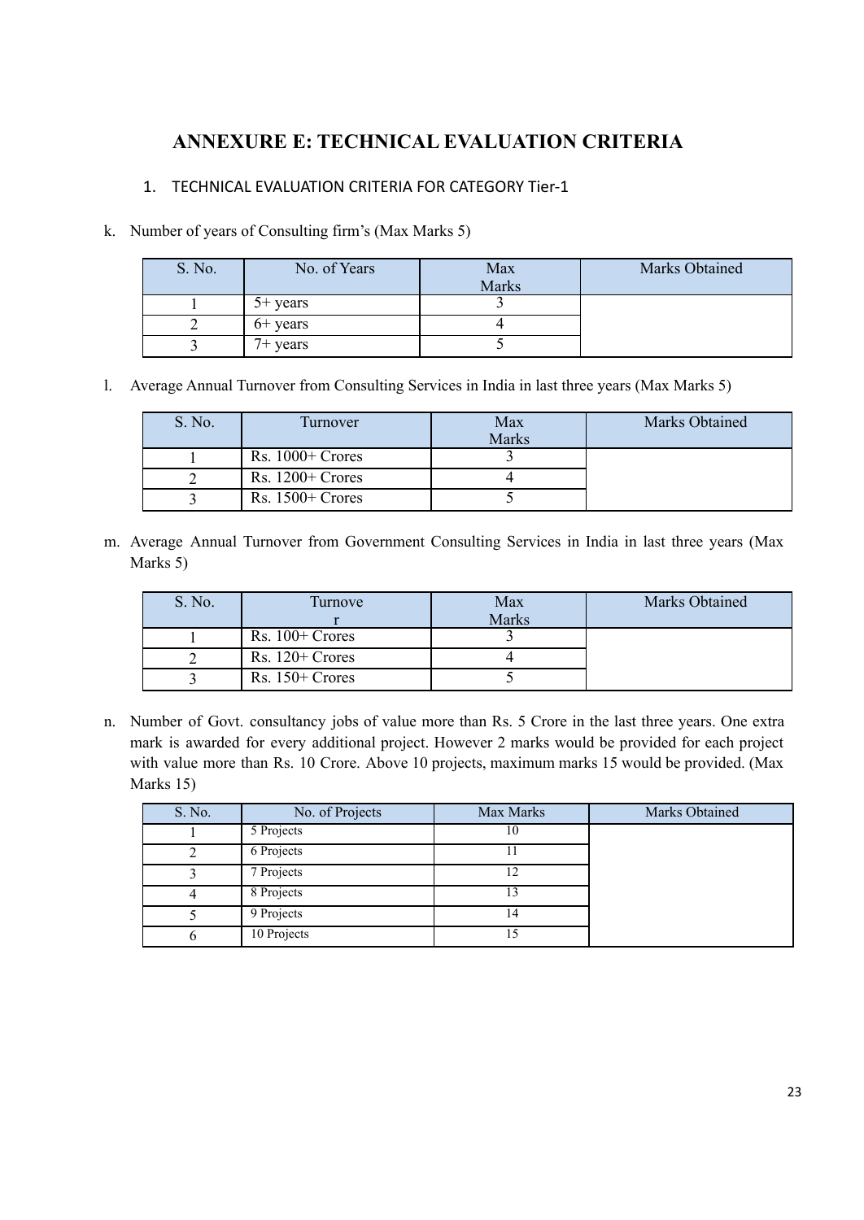# ANNEXURE E: TECHNICAL EVALUATION CRITERIA

1. TECHNICAL EVALUATION CRITERIA FOR CATEGORY Tier-1

k. Number of years of Consulting firm's (Max Marks 5)

| S. No. | No. of Years | Max Marks | Marks Obtained |
|---|---|---|---|
| 1 | 5+ years | 3 | |
| 2 | 6+ years | 4 | |
| 3 | 7+ years | 5 | |

l. Average Annual Turnover from Consulting Services in India in last three years (Max Marks 5)

| S. No. | Turnover | Max Marks | Marks Obtained |
|---|---|---|---|
| 1 | Rs. 1000+ Crores | 3 | |
| 2 | Rs. 1200+ Crores | 4 | |
| 3 | Rs. 1500+ Crores | 5 | |

m. Average Annual Turnover from Government Consulting Services in India in last three years (Max Marks 5)

| S. No. | Turnover | Max Marks | Marks Obtained |
|---|---|---|---|
| 1 | Rs. 100+ Crores | 3 | |
| 2 | Rs. 120+ Crores | 4 | |
| 3 | Rs. 150+ Crores | 5 | |

n. Number of Govt. consultancy jobs of value more than Rs. 5 Crore in the last three years. One extra mark is awarded for every additional project. However 2 marks would be provided for each project with value more than Rs. 10 Crore. Above 10 projects, maximum marks 15 would be provided. (Max Marks 15)

| S. No. | No. of Projects | Max Marks | Marks Obtained |
|---|---|---|---|
| 1 | 5 Projects | 10 | |
| 2 | 6 Projects | 11 | |
| 3 | 7 Projects | 12 | |
| 4 | 8 Projects | 13 | |
| 5 | 9 Projects | 14 | |
| 6 | 10 Projects | 15 | |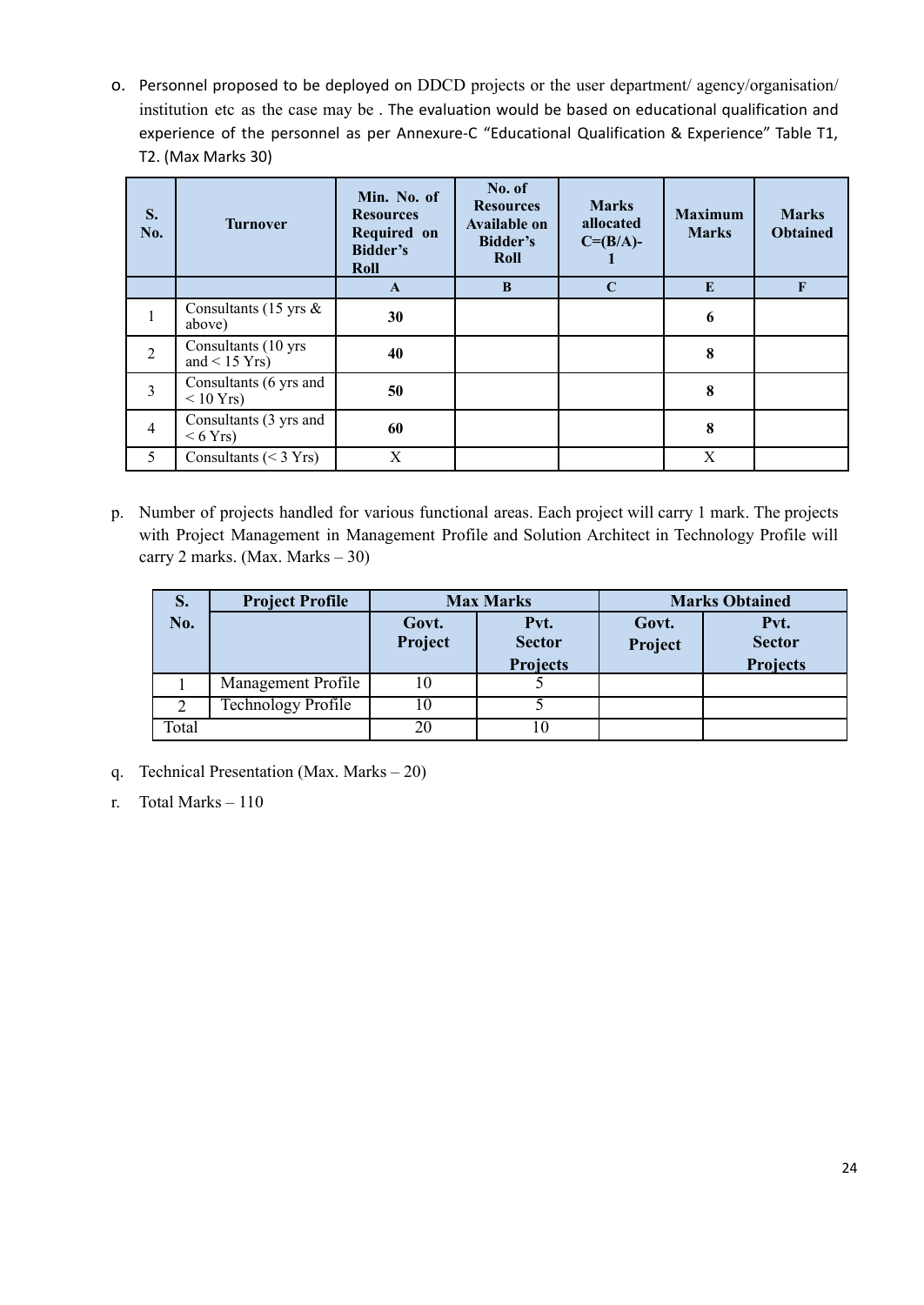o. Personnel proposed to be deployed on DDCD projects or the user department/ agency/organisation/ institution etc as the case may be . The evaluation would be based on educational qualification and experience of the personnel as per Annexure-C "Educational Qualification & Experience" Table T1, T2. (Max Marks 30)

| S. No. | Turnover | Min. No. of Resources Required on Bidder's Roll | No. of Resources Available on Bidder's Roll | Marks allocated C=(B/A)-1 | Maximum Marks | Marks Obtained |
|---|---|---|---|---|---|---|
| | | A | B | C | E | F |
| 1 | Consultants (15 yrs & above) | 30 | | | 6 | |
| 2 | Consultants (10 yrs and < 15 Yrs) | 40 | | | 8 | |
| 3 | Consultants (6 yrs and < 10 Yrs) | 50 | | | 8 | |
| 4 | Consultants (3 yrs and < 6 Yrs) | 60 | | | 8 | |
| 5 | Consultants (< 3 Yrs) | X | | | X | |

p. Number of projects handled for various functional areas. Each project will carry 1 mark. The projects with Project Management in Management Profile and Solution Architect in Technology Profile will carry 2 marks. (Max. Marks – 30)

| S. No. | Project Profile | Max Marks | | Marks Obtained | |
|---|---|---|---|---|---|
| | | Govt. Project | Pvt. Sector Projects | Govt. Project | Pvt. Sector Projects |
| 1 | Management Profile | 10 | 5 | | |
| 2 | Technology Profile | 10 | 5 | | |
| Total | | 20 | 10 | | |

q. Technical Presentation (Max. Marks – 20)

r. Total Marks – 110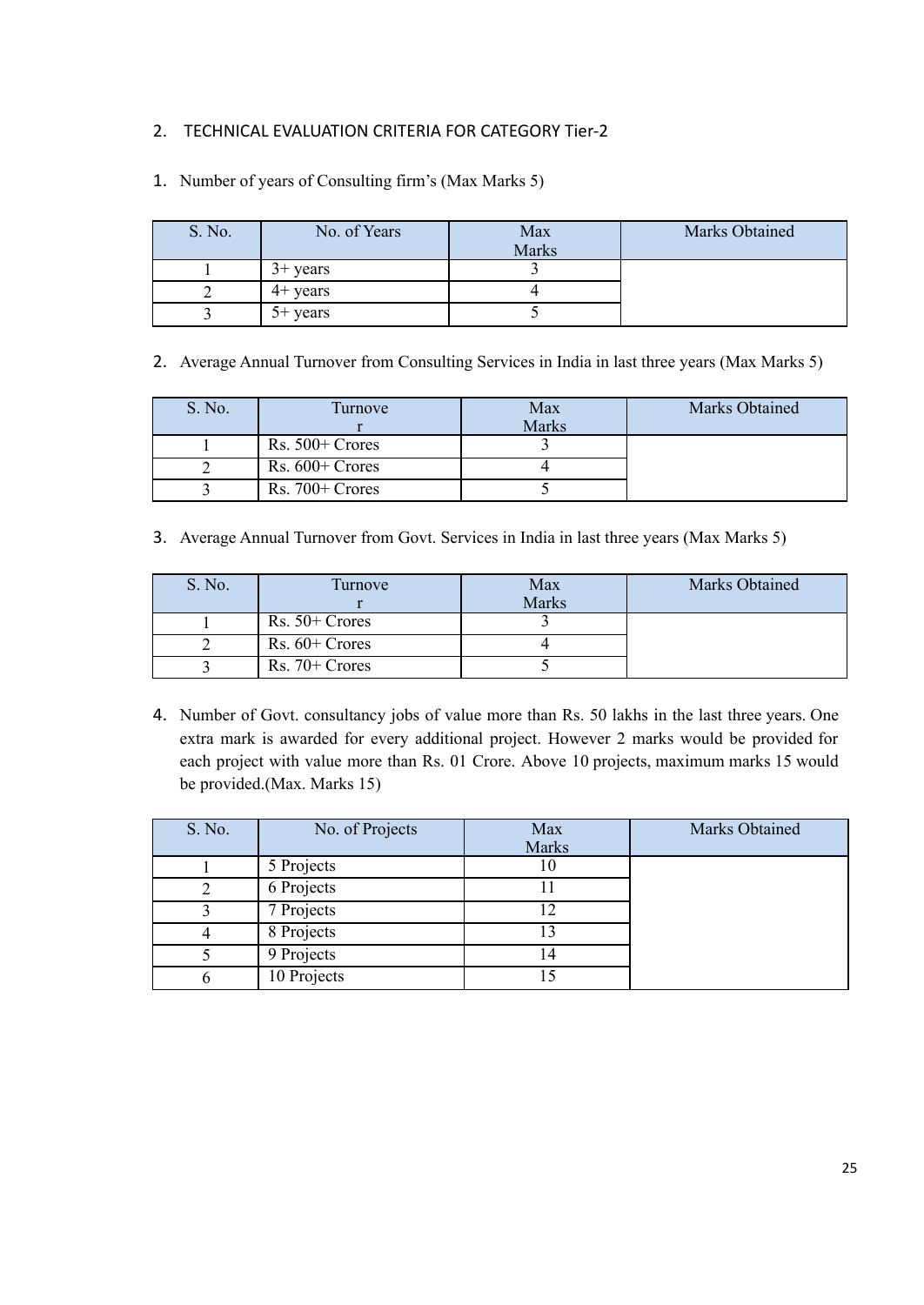## 2. TECHNICAL EVALUATION CRITERIA FOR CATEGORY Tier-2

1. Number of years of Consulting firm's (Max Marks 5)

| S. No. | No. of Years | Max Marks | Marks Obtained |
|---|---|---|---|
| 1 | 3+ years | 3 | |
| 2 | 4+ years | 4 | |
| 3 | 5+ years | 5 | |

2. Average Annual Turnover from Consulting Services in India in last three years (Max Marks 5)

| S. No. | Turnover | Max Marks | Marks Obtained |
|---|---|---|---|
| 1 | Rs. 500+ Crores | 3 | |
| 2 | Rs. 600+ Crores | 4 | |
| 3 | Rs. 700+ Crores | 5 | |

3. Average Annual Turnover from Govt. Services in India in last three years (Max Marks 5)

| S. No. | Turnover | Max Marks | Marks Obtained |
|---|---|---|---|
| 1 | Rs. 50+ Crores | 3 | |
| 2 | Rs. 60+ Crores | 4 | |
| 3 | Rs. 70+ Crores | 5 | |

4. Number of Govt. consultancy jobs of value more than Rs. 50 lakhs in the last three years. One extra mark is awarded for every additional project. However 2 marks would be provided for each project with value more than Rs. 01 Crore. Above 10 projects, maximum marks 15 would be provided.(Max. Marks 15)

| S. No. | No. of Projects | Max Marks | Marks Obtained |
|---|---|---|---|
| 1 | 5 Projects | 10 | |
| 2 | 6 Projects | 11 | |
| 3 | 7 Projects | 12 | |
| 4 | 8 Projects | 13 | |
| 5 | 9 Projects | 14 | |
| 6 | 10 Projects | 15 | |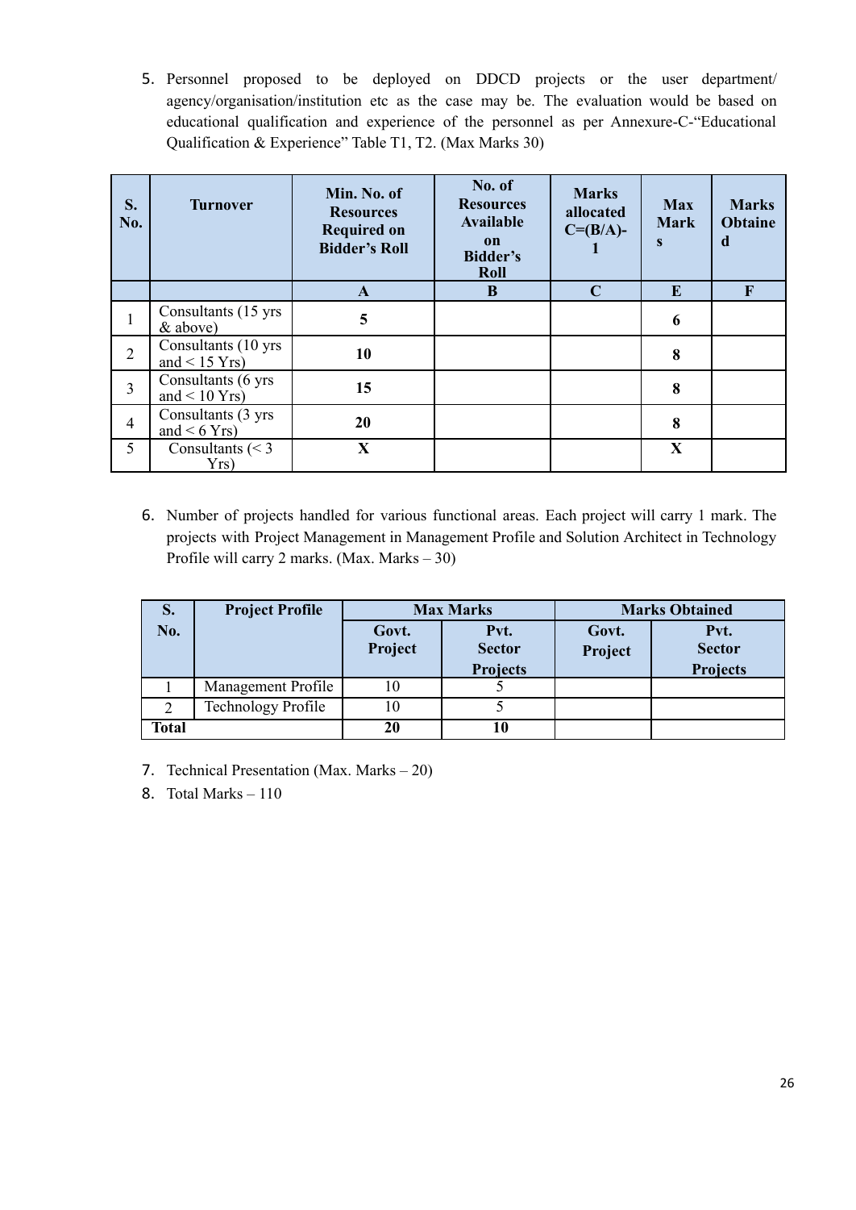5. Personnel proposed to be deployed on DDCD projects or the user department/ agency/organisation/institution etc as the case may be. The evaluation would be based on educational qualification and experience of the personnel as per Annexure-C-"Educational Qualification & Experience" Table T1, T2. (Max Marks 30)

| S. No. | Turnover | Min. No. of Resources Required on Bidder's Roll | No. of Resources Available on Bidder's Roll | Marks allocated C=(B/A)-1 | Max Marks | Marks Obtained |
|---|---|---|---|---|---|---|
| | | A | B | C | E | F |
| 1 | Consultants (15 yrs & above) | 5 | | | 6 | |
| 2 | Consultants (10 yrs and < 15 Yrs) | 10 | | | 8 | |
| 3 | Consultants (6 yrs and < 10 Yrs) | 15 | | | 8 | |
| 4 | Consultants (3 yrs and < 6 Yrs) | 20 | | | 8 | |
| 5 | Consultants (< 3 Yrs) | X | | | X | |

6. Number of projects handled for various functional areas. Each project will carry 1 mark. The projects with Project Management in Management Profile and Solution Architect in Technology Profile will carry 2 marks. (Max. Marks – 30)

| S. No. | Project Profile | Max Marks | | Marks Obtained | |
|---|---|---|---|---|---|
| | | Govt. Project | Pvt. Sector Projects | Govt. Project | Pvt. Sector Projects |
| 1 | Management Profile | 10 | 5 | | |
| 2 | Technology Profile | 10 | 5 | | |
| Total | | 20 | 10 | | |

7. Technical Presentation (Max. Marks – 20)
8. Total Marks – 110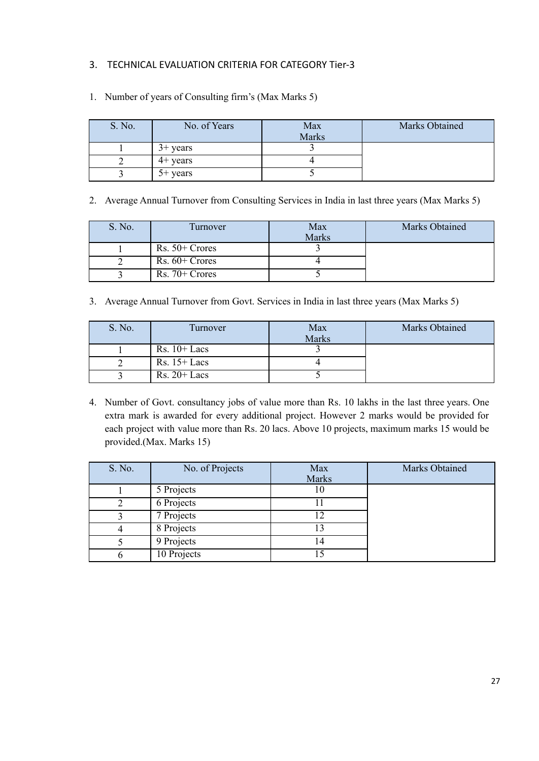## 3. TECHNICAL EVALUATION CRITERIA FOR CATEGORY Tier-3

1. Number of years of Consulting firm's (Max Marks 5)

| S. No. | No. of Years | Max Marks | Marks Obtained |
|---|---|---|---|
| 1 | 3+ years | 3 | |
| 2 | 4+ years | 4 | |
| 3 | 5+ years | 5 | |

2. Average Annual Turnover from Consulting Services in India in last three years (Max Marks 5)

| S. No. | Turnover | Max Marks | Marks Obtained |
|---|---|---|---|
| 1 | Rs. 50+ Crores | 3 | |
| 2 | Rs. 60+ Crores | 4 | |
| 3 | Rs. 70+ Crores | 5 | |

3. Average Annual Turnover from Govt. Services in India in last three years (Max Marks 5)

| S. No. | Turnover | Max Marks | Marks Obtained |
|---|---|---|---|
| 1 | Rs. 10+ Lacs | 3 | |
| 2 | Rs. 15+ Lacs | 4 | |
| 3 | Rs. 20+ Lacs | 5 | |

4. Number of Govt. consultancy jobs of value more than Rs. 10 lakhs in the last three years. One extra mark is awarded for every additional project. However 2 marks would be provided for each project with value more than Rs. 20 lacs. Above 10 projects, maximum marks 15 would be provided.(Max. Marks 15)

| S. No. | No. of Projects | Max Marks | Marks Obtained |
|---|---|---|---|
| 1 | 5 Projects | 10 | |
| 2 | 6 Projects | 11 | |
| 3 | 7 Projects | 12 | |
| 4 | 8 Projects | 13 | |
| 5 | 9 Projects | 14 | |
| 6 | 10 Projects | 15 | |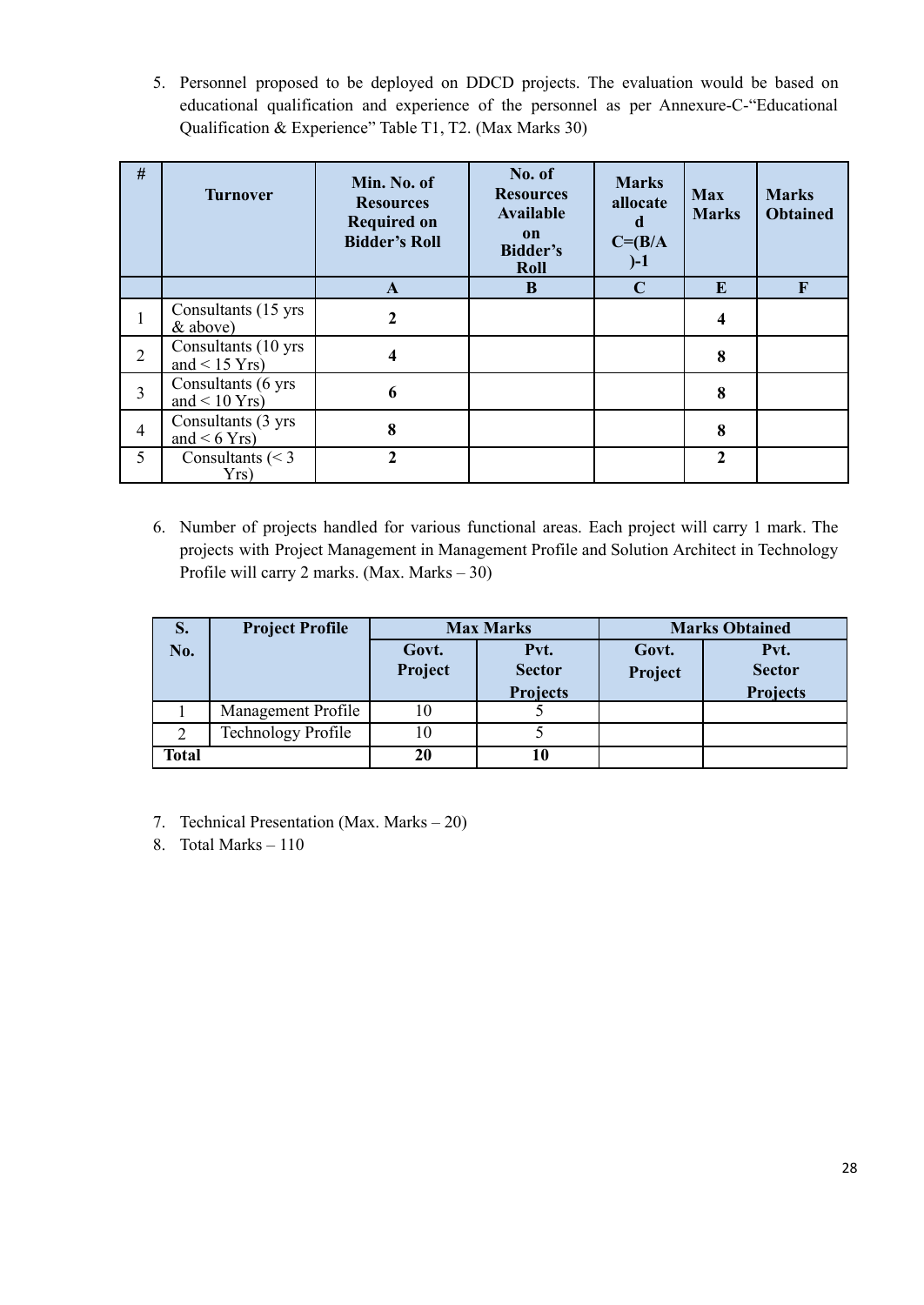5. Personnel proposed to be deployed on DDCD projects. The evaluation would be based on educational qualification and experience of the personnel as per Annexure-C-"Educational Qualification & Experience" Table T1, T2. (Max Marks 30)

| # | Turnover | Min. No. of Resources Required on Bidder's Roll | No. of Resources Available on Bidder's Roll | Marks allocated C=(B/A)-1 | Max Marks | Marks Obtained |
|---|---|---|---|---|---|---|
| | | A | B | C | E | F |
| 1 | Consultants (15 yrs & above) | 2 | | | 4 | |
| 2 | Consultants (10 yrs and < 15 Yrs) | 4 | | | 8 | |
| 3 | Consultants (6 yrs and < 10 Yrs) | 6 | | | 8 | |
| 4 | Consultants (3 yrs and < 6 Yrs) | 8 | | | 8 | |
| 5 | Consultants (< 3 Yrs) | 2 | | | 2 | |

6. Number of projects handled for various functional areas. Each project will carry 1 mark. The projects with Project Management in Management Profile and Solution Architect in Technology Profile will carry 2 marks. (Max. Marks – 30)

| S. No. | Project Profile | Max Marks | | Marks Obtained | |
|---|---|---|---|---|---|
| | | Govt. Project | Pvt. Sector Projects | Govt. Project | Pvt. Sector Projects |
| 1 | Management Profile | 10 | 5 | | |
| 2 | Technology Profile | 10 | 5 | | |
| **Total** | | **20** | **10** | | |

7. Technical Presentation (Max. Marks – 20)
8. Total Marks – 110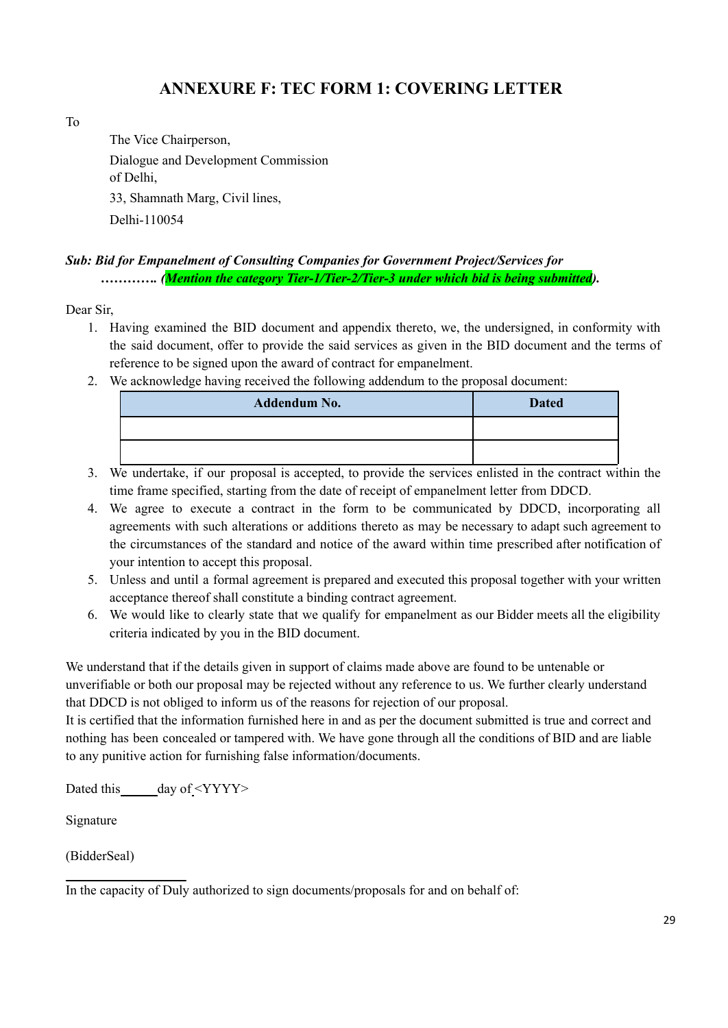## ANNEXURE F: TEC FORM 1: COVERING LETTER

To

The Vice Chairperson,
Dialogue and Development Commission of Delhi,
33, Shamnath Marg, Civil lines,
Delhi-110054

***Sub: Bid for Empanelment of Consulting Companies for Government Project/Services for …………. (Mention the category Tier-1/Tier-2/Tier-3 under which bid is being submitted).***

Dear Sir,

1. Having examined the BID document and appendix thereto, we, the undersigned, in conformity with the said document, offer to provide the said services as given in the BID document and the terms of reference to be signed upon the award of contract for empanelment.
2. We acknowledge having received the following addendum to the proposal document:

| Addendum No. | Dated |
|---|---|
| | |
| | |

3. We undertake, if our proposal is accepted, to provide the services enlisted in the contract within the time frame specified, starting from the date of receipt of empanelment letter from DDCD.
4. We agree to execute a contract in the form to be communicated by DDCD, incorporating all agreements with such alterations or additions thereto as may be necessary to adapt such agreement to the circumstances of the standard and notice of the award within time prescribed after notification of your intention to accept this proposal.
5. Unless and until a formal agreement is prepared and executed this proposal together with your written acceptance thereof shall constitute a binding contract agreement.
6. We would like to clearly state that we qualify for empanelment as our Bidder meets all the eligibility criteria indicated by you in the BID document.

We understand that if the details given in support of claims made above are found to be untenable or unverifiable or both our proposal may be rejected without any reference to us. We further clearly understand that DDCD is not obliged to inform us of the reasons for rejection of our proposal.
It is certified that the information furnished here in and as per the document submitted is true and correct and nothing has been concealed or tampered with. We have gone through all the conditions of BID and are liable to any punitive action for furnishing false information/documents.

Dated this_____day of <YYYY>

Signature

(BidderSeal)

_________________

In the capacity of Duly authorized to sign documents/proposals for and on behalf of: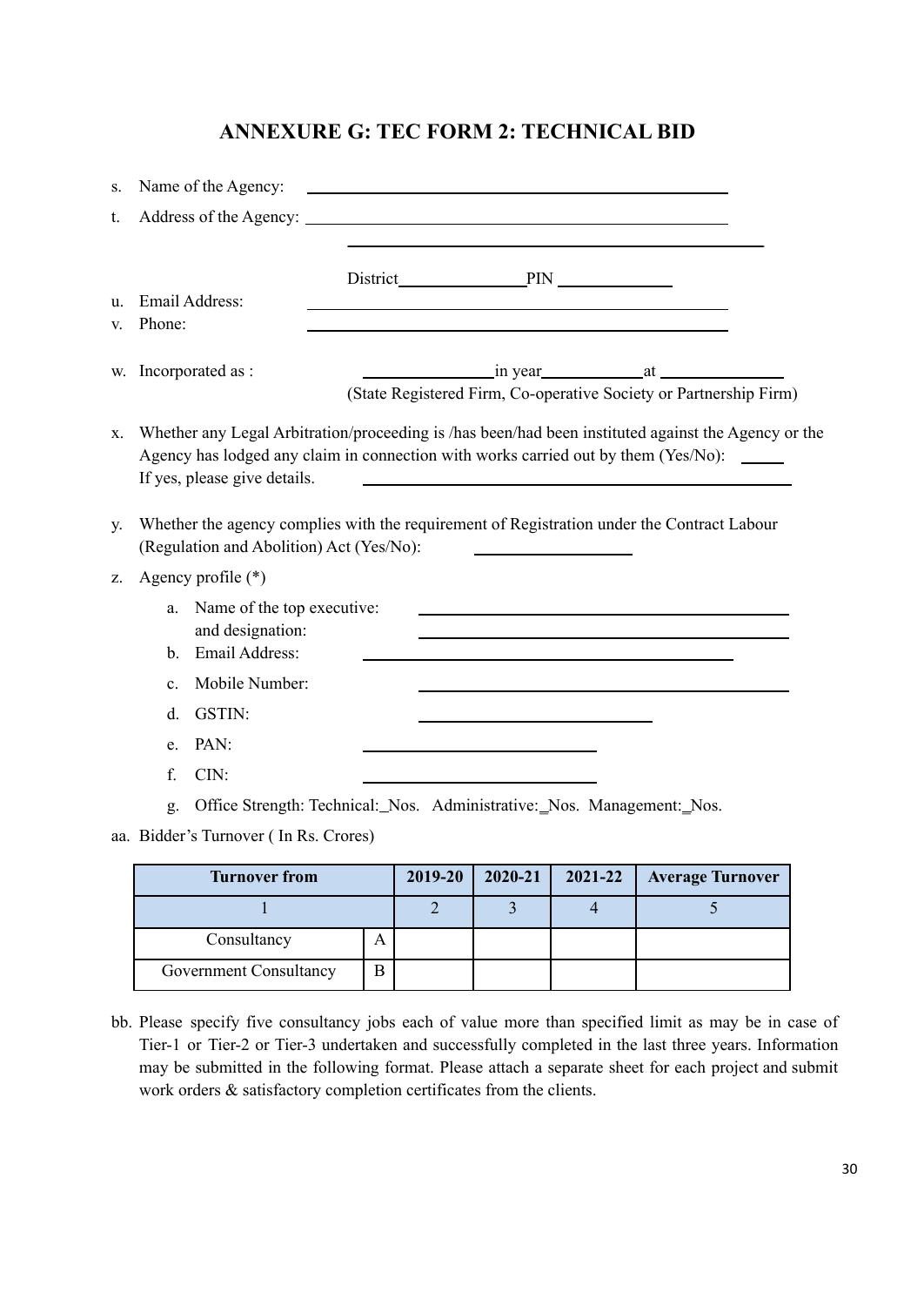# ANNEXURE G: TEC FORM 2: TECHNICAL BID

s. Name of the Agency: ______________________________

t. Address of the Agency: ______________________________

______________________________

District______________ PIN ____________

u. Email Address: ______________________________

v. Phone: ______________________________

w. Incorporated as : ______________ in year__________ at _____________

(State Registered Firm, Co-operative Society or Partnership Firm)

x. Whether any Legal Arbitration/proceeding is /has been/had been instituted against the Agency or the Agency has lodged any claim in connection with works carried out by them (Yes/No): _____
If yes, please give details. ______________________________

y. Whether the agency complies with the requirement of Registration under the Contract Labour (Regulation and Abolition) Act (Yes/No): ______________

z. Agency profile (*)

   a. Name of the top executive: ______________________________
      and designation: ______________________________
   b. Email Address: ______________________________
   c. Mobile Number: ______________________________
   d. GSTIN: ______________________
   e. PAN: ______________________
   f. CIN: ______________________
   g. Office Strength: Technical:_Nos. Administrative:_Nos. Management:_Nos.

aa. Bidder's Turnover ( In Rs. Crores)

| Turnover from | | 2019-20 | 2020-21 | 2021-22 | Average Turnover |
|---|---|---|---|---|---|
| 1 | | 2 | 3 | 4 | 5 |
| Consultancy | A | | | | |
| Government Consultancy | B | | | | |

bb. Please specify five consultancy jobs each of value more than specified limit as may be in case of Tier-1 or Tier-2 or Tier-3 undertaken and successfully completed in the last three years. Information may be submitted in the following format. Please attach a separate sheet for each project and submit work orders & satisfactory completion certificates from the clients.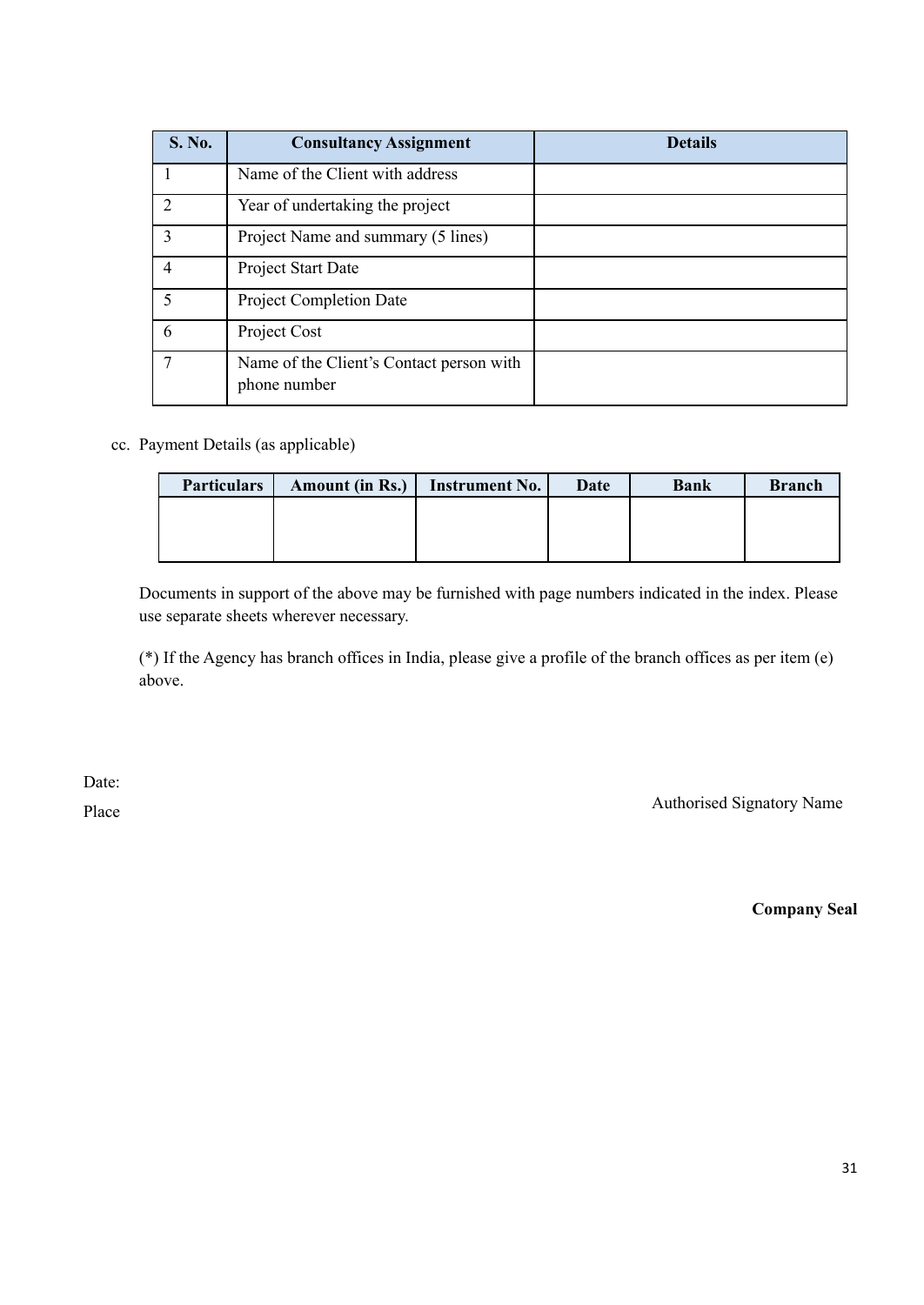| S. No. | Consultancy Assignment | Details |
|---|---|---|
| 1 | Name of the Client with address | |
| 2 | Year of undertaking the project | |
| 3 | Project Name and summary (5 lines) | |
| 4 | Project Start Date | |
| 5 | Project Completion Date | |
| 6 | Project Cost | |
| 7 | Name of the Client's Contact person with phone number | |

cc. Payment Details (as applicable)

| Particulars | Amount (in Rs.) | Instrument No. | Date | Bank | Branch |
|---|---|---|---|---|---|
| | | | | | |

Documents in support of the above may be furnished with page numbers indicated in the index. Please use separate sheets wherever necessary.

(*) If the Agency has branch offices in India, please give a profile of the branch offices as per item (e) above.

Date:

Place

Authorised Signatory Name

**Company Seal**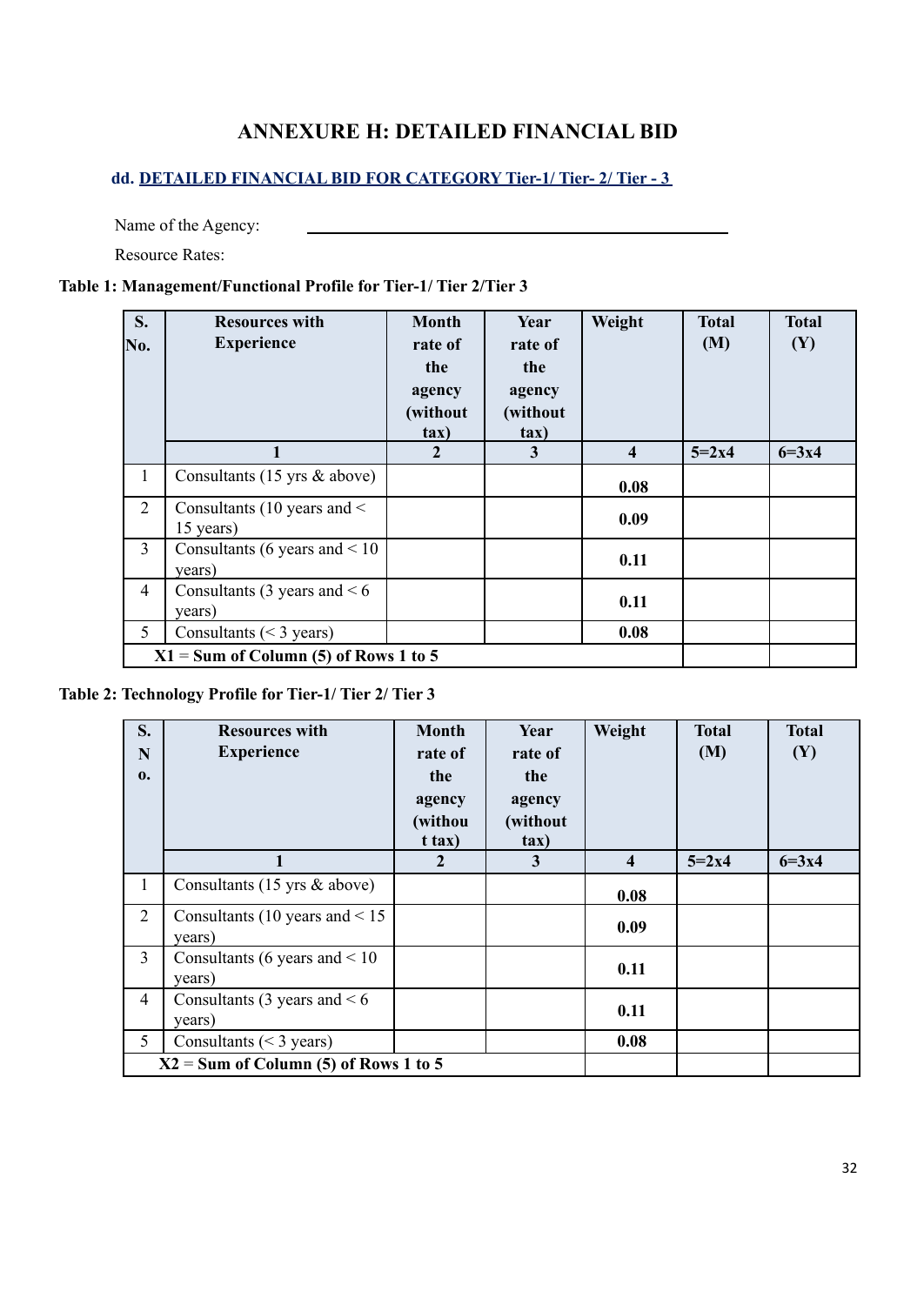# ANNEXURE H: DETAILED FINANCIAL BID

### dd. DETAILED FINANCIAL BID FOR CATEGORY Tier-1/ Tier- 2/ Tier - 3

Name of the Agency: \_\_\_\_\_\_\_\_\_\_\_\_\_\_\_\_\_\_\_\_\_\_\_\_\_\_\_\_\_\_\_\_\_\_\_\_\_\_\_\_

Resource Rates:

**Table 1: Management/Functional Profile for Tier-1/ Tier 2/Tier 3**

| S. No. | Resources with Experience | Month rate of the agency (without tax) | Year rate of the agency (without tax) | Weight | Total (M) | Total (Y) |
|---|---|---|---|---|---|---|
| | **1** | **2** | **3** | **4** | **5=2x4** | **6=3x4** |
| 1 | Consultants (15 yrs & above) | | | **0.08** | | |
| 2 | Consultants (10 years and < 15 years) | | | **0.09** | | |
| 3 | Consultants (6 years and < 10 years) | | | **0.11** | | |
| 4 | Consultants (3 years and < 6 years) | | | **0.11** | | |
| 5 | Consultants (< 3 years) | | | **0.08** | | |
| **X1 = Sum of Column (5) of Rows 1 to 5** | | | | | | |

**Table 2: Technology Profile for Tier-1/ Tier 2/ Tier 3**

| S. No. | Resources with Experience | Month rate of the agency (without tax) | Year rate of the agency (without tax) | Weight | Total (M) | Total (Y) |
|---|---|---|---|---|---|---|
| | **1** | **2** | **3** | **4** | **5=2x4** | **6=3x4** |
| 1 | Consultants (15 yrs & above) | | | **0.08** | | |
| 2 | Consultants (10 years and < 15 years) | | | **0.09** | | |
| 3 | Consultants (6 years and < 10 years) | | | **0.11** | | |
| 4 | Consultants (3 years and < 6 years) | | | **0.11** | | |
| 5 | Consultants (< 3 years) | | | **0.08** | | |
| **X2 = Sum of Column (5) of Rows 1 to 5** | | | | | | |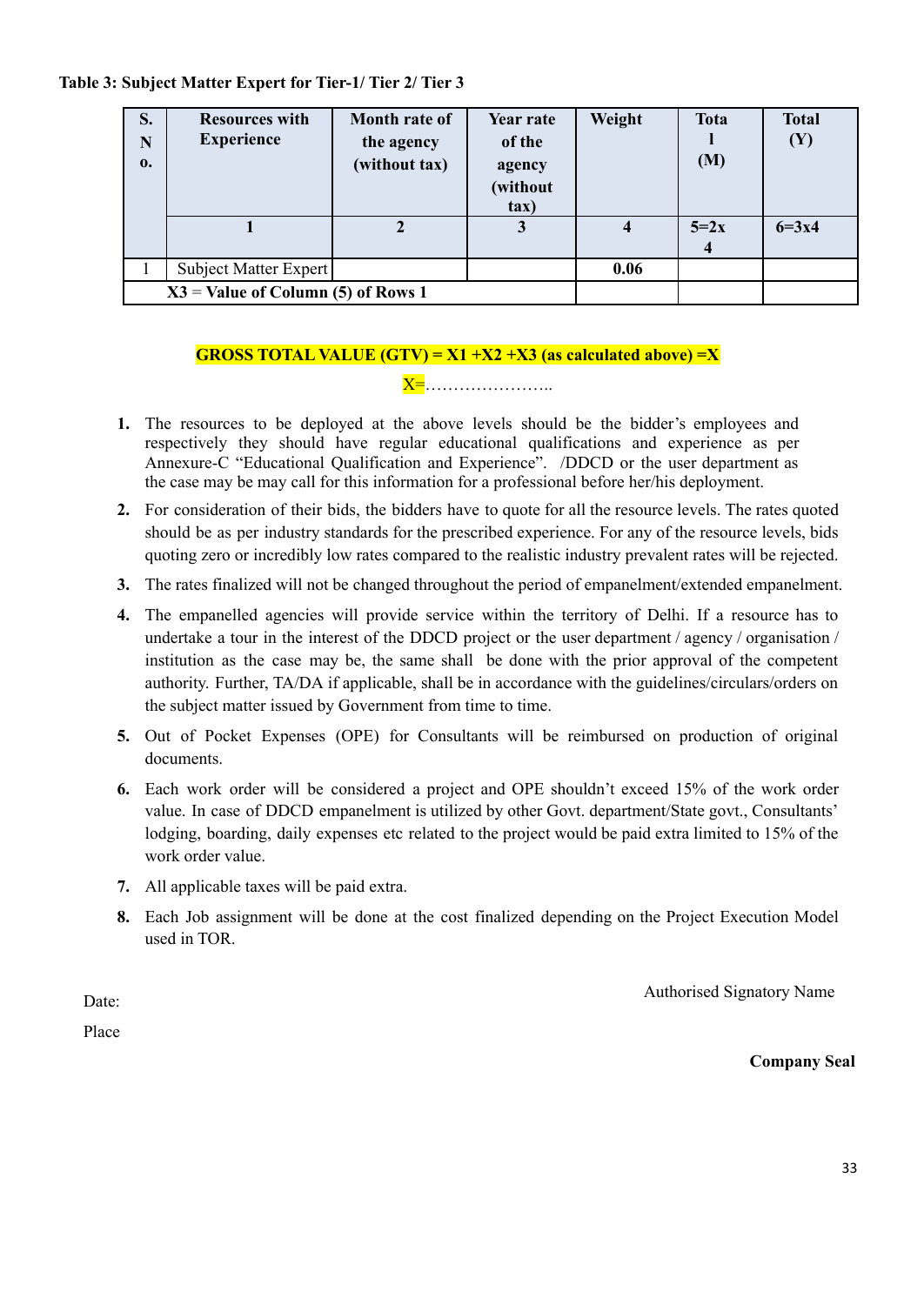**Table 3: Subject Matter Expert for Tier-1/ Tier 2/ Tier 3**

| S. No. | Resources with Experience | Month rate of the agency (without tax) | Year rate of the agency (without tax) | Weight | Total (M) | Total (Y) |
|---|---|---|---|---|---|---|
| | 1 | 2 | 3 | 4 | 5=2x4 | 6=3x4 |
| 1 | Subject Matter Expert | | | 0.06 | | |
| | X3 = Value of Column (5) of Rows 1 | | | | | |

**GROSS TOTAL VALUE (GTV) = X1 +X2 +X3 (as calculated above) =X**

X=…………………..

1. The resources to be deployed at the above levels should be the bidder's employees and respectively they should have regular educational qualifications and experience as per Annexure-C "Educational Qualification and Experience". /DDCD or the user department as the case may be may call for this information for a professional before her/his deployment.
2. For consideration of their bids, the bidders have to quote for all the resource levels. The rates quoted should be as per industry standards for the prescribed experience. For any of the resource levels, bids quoting zero or incredibly low rates compared to the realistic industry prevalent rates will be rejected.
3. The rates finalized will not be changed throughout the period of empanelment/extended empanelment.
4. The empanelled agencies will provide service within the territory of Delhi. If a resource has to undertake a tour in the interest of the DDCD project or the user department / agency / organisation / institution as the case may be, the same shall be done with the prior approval of the competent authority. Further, TA/DA if applicable, shall be in accordance with the guidelines/circulars/orders on the subject matter issued by Government from time to time.
5. Out of Pocket Expenses (OPE) for Consultants will be reimbursed on production of original documents.
6. Each work order will be considered a project and OPE shouldn't exceed 15% of the work order value. In case of DDCD empanelment is utilized by other Govt. department/State govt., Consultants' lodging, boarding, daily expenses etc related to the project would be paid extra limited to 15% of the work order value.
7. All applicable taxes will be paid extra.
8. Each Job assignment will be done at the cost finalized depending on the Project Execution Model used in TOR.

Date:

Place

Authorised Signatory Name

**Company Seal**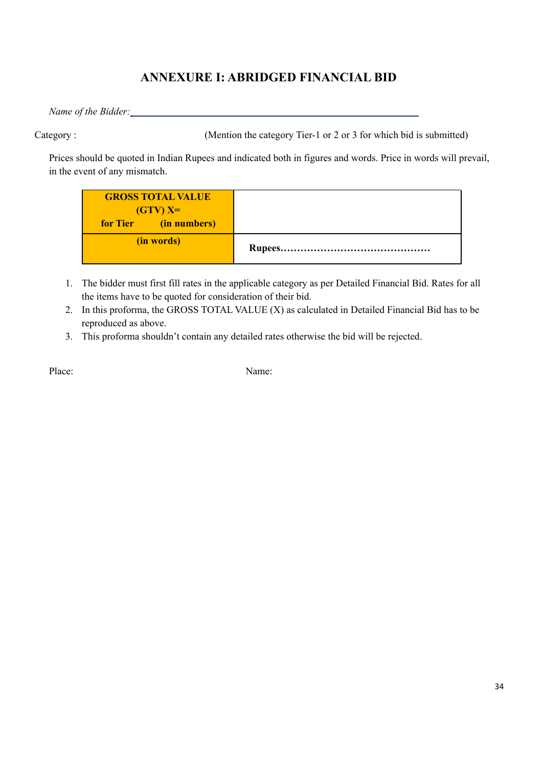# ANNEXURE I: ABRIDGED FINANCIAL BID

*Name of the Bidder:*\_\_\_\_\_\_\_\_\_\_\_\_\_\_\_\_\_\_\_\_\_\_\_\_\_\_\_\_\_\_\_\_\_\_\_\_\_\_\_\_\_\_\_\_\_\_\_\_\_\_\_\_\_\_\_\_

Category : (Mention the category Tier-1 or 2 or 3 for which bid is submitted)

Prices should be quoted in Indian Rupees and indicated both in figures and words. Price in words will prevail, in the event of any mismatch.

| **GROSS TOTAL VALUE (GTV) X= for Tier (in numbers)** | |
|---|---|
| **(in words)** | **Rupees…………………………………………** |

1. The bidder must first fill rates in the applicable category as per Detailed Financial Bid. Rates for all the items have to be quoted for consideration of their bid.
2. In this proforma, the GROSS TOTAL VALUE (X) as calculated in Detailed Financial Bid has to be reproduced as above.
3. This proforma shouldn't contain any detailed rates otherwise the bid will be rejected.

Place: Name: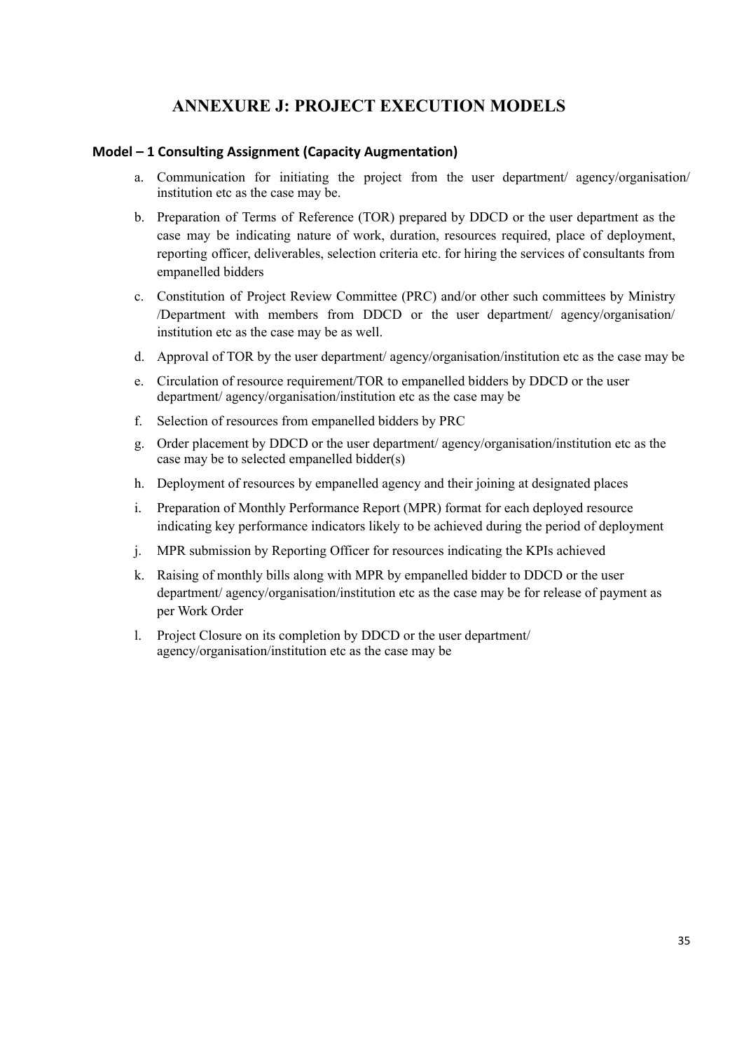# ANNEXURE J: PROJECT EXECUTION MODELS

### Model – 1 Consulting Assignment (Capacity Augmentation)

a. Communication for initiating the project from the user department/ agency/organisation/ institution etc as the case may be.

b. Preparation of Terms of Reference (TOR) prepared by DDCD or the user department as the case may be indicating nature of work, duration, resources required, place of deployment, reporting officer, deliverables, selection criteria etc. for hiring the services of consultants from empanelled bidders

c. Constitution of Project Review Committee (PRC) and/or other such committees by Ministry /Department with members from DDCD or the user department/ agency/organisation/ institution etc as the case may be as well.

d. Approval of TOR by the user department/ agency/organisation/institution etc as the case may be

e. Circulation of resource requirement/TOR to empanelled bidders by DDCD or the user department/ agency/organisation/institution etc as the case may be

f. Selection of resources from empanelled bidders by PRC

g. Order placement by DDCD or the user department/ agency/organisation/institution etc as the case may be to selected empanelled bidder(s)

h. Deployment of resources by empanelled agency and their joining at designated places

i. Preparation of Monthly Performance Report (MPR) format for each deployed resource indicating key performance indicators likely to be achieved during the period of deployment

j. MPR submission by Reporting Officer for resources indicating the KPIs achieved

k. Raising of monthly bills along with MPR by empanelled bidder to DDCD or the user department/ agency/organisation/institution etc as the case may be for release of payment as per Work Order

l. Project Closure on its completion by DDCD or the user department/ agency/organisation/institution etc as the case may be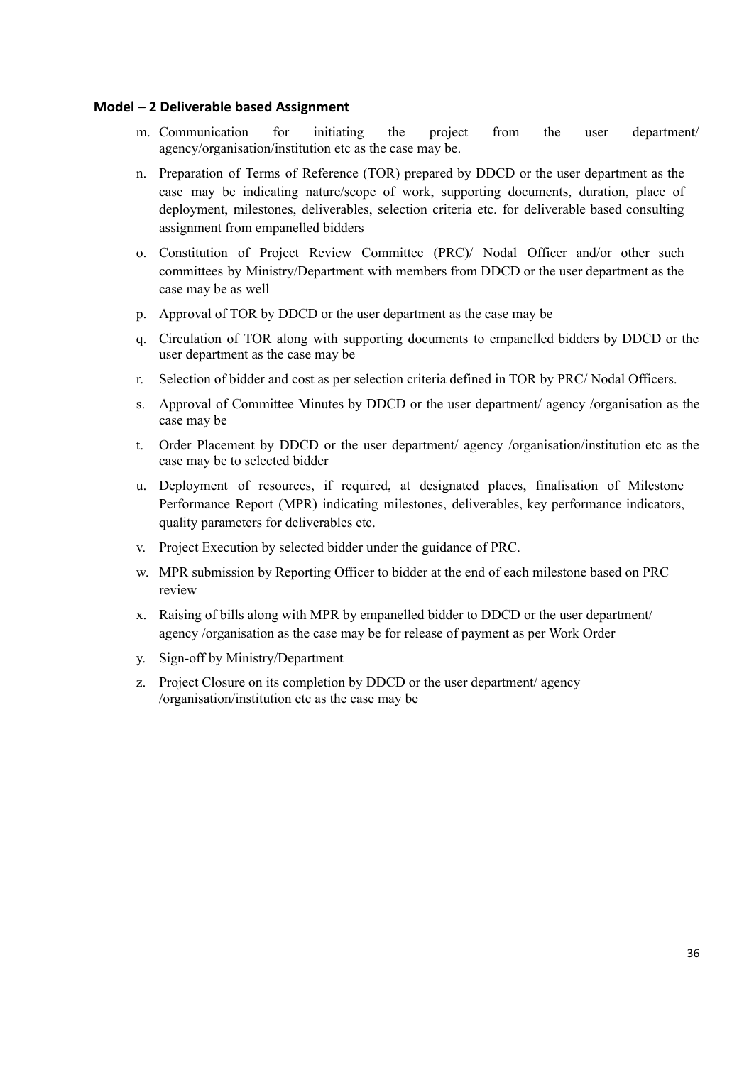**Model – 2 Deliverable based Assignment**

m. Communication for initiating the project from the user department/ agency/organisation/institution etc as the case may be.
n. Preparation of Terms of Reference (TOR) prepared by DDCD or the user department as the case may be indicating nature/scope of work, supporting documents, duration, place of deployment, milestones, deliverables, selection criteria etc. for deliverable based consulting assignment from empanelled bidders
o. Constitution of Project Review Committee (PRC)/ Nodal Officer and/or other such committees by Ministry/Department with members from DDCD or the user department as the case may be as well
p. Approval of TOR by DDCD or the user department as the case may be
q. Circulation of TOR along with supporting documents to empanelled bidders by DDCD or the user department as the case may be
r. Selection of bidder and cost as per selection criteria defined in TOR by PRC/ Nodal Officers.
s. Approval of Committee Minutes by DDCD or the user department/ agency /organisation as the case may be
t. Order Placement by DDCD or the user department/ agency /organisation/institution etc as the case may be to selected bidder
u. Deployment of resources, if required, at designated places, finalisation of Milestone Performance Report (MPR) indicating milestones, deliverables, key performance indicators, quality parameters for deliverables etc.
v. Project Execution by selected bidder under the guidance of PRC.
w. MPR submission by Reporting Officer to bidder at the end of each milestone based on PRC review
x. Raising of bills along with MPR by empanelled bidder to DDCD or the user department/ agency /organisation as the case may be for release of payment as per Work Order
y. Sign-off by Ministry/Department
z. Project Closure on its completion by DDCD or the user department/ agency /organisation/institution etc as the case may be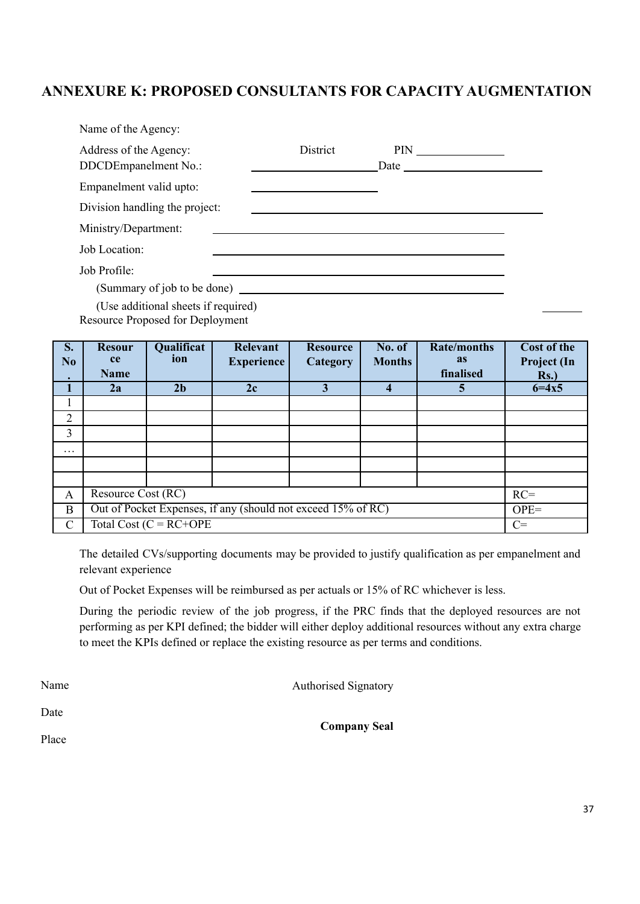## ANNEXURE K: PROPOSED CONSULTANTS FOR CAPACITY AUGMENTATION

Name of the Agency:

Address of the Agency: District PIN ______________

DDCDEmpanelment No.: ____________________ Date ______________________

Empanelment valid upto: ____________________

Division handling the project: ______________________________________________

Ministry/Department: ______________________________________________

Job Location: ______________________________________________

Job Profile: ______________________________________________

(Summary of job to be done) ________________________________________

(Use additional sheets if required)

Resource Proposed for Deployment

| S. No. | Resource Name | Qualification | Relevant Experience | Resource Category | No. of Months | Rate/months as finalised | Cost of the Project (In Rs.) |
|---|---|---|---|---|---|---|---|
| **1** | **2a** | **2b** | **2c** | **3** | **4** | **5** | **6=4x5** |
| 1 | | | | | | | |
| 2 | | | | | | | |
| 3 | | | | | | | |
| … | | | | | | | |
| | | | | | | | |
| | | | | | | | |
| A | Resource Cost (RC) | | | | | | RC= |
| B | Out of Pocket Expenses, if any (should not exceed 15% of RC) | | | | | | OPE= |
| C | Total Cost (C = RC+OPE | | | | | | C= |

The detailed CVs/supporting documents may be provided to justify qualification as per empanelment and relevant experience

Out of Pocket Expenses will be reimbursed as per actuals or 15% of RC whichever is less.

During the periodic review of the job progress, if the PRC finds that the deployed resources are not performing as per KPI defined; the bidder will either deploy additional resources without any extra charge to meet the KPIs defined or replace the existing resource as per terms and conditions.

Name

Authorised Signatory

Date

**Company Seal**

Place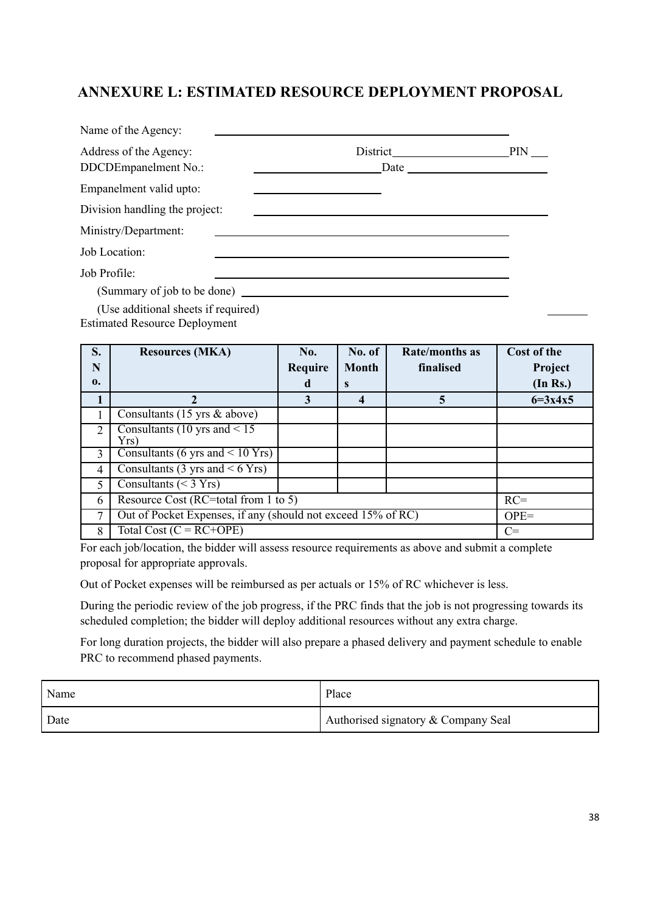## ANNEXURE L: ESTIMATED RESOURCE DEPLOYMENT PROPOSAL

Name of the Agency: ____________________________________________

Address of the Agency: District____________________PIN ___

DDCDEmpanelment No.: ______________________Date ________________________

Empanelment valid upto: ______________________

Division handling the project: ____________________________________________

Ministry/Department: ____________________________________________

Job Location: ____________________________________________

Job Profile: ____________________________________________

(Summary of job to be done) ____________________________________________

(Use additional sheets if required)

Estimated Resource Deployment

| S. No. | Resources (MKA) | No. Required | No. of Months | Rate/months as finalised | Cost of the Project (In Rs.) |
|---|---|---|---|---|---|
| **1** | **2** | **3** | **4** | **5** | **6=3x4x5** |
| 1 | Consultants (15 yrs & above) | | | | |
| 2 | Consultants (10 yrs and < 15 Yrs) | | | | |
| 3 | Consultants (6 yrs and < 10 Yrs) | | | | |
| 4 | Consultants (3 yrs and < 6 Yrs) | | | | |
| 5 | Consultants (< 3 Yrs) | | | | |
| 6 | Resource Cost (RC=total from 1 to 5) | | | | RC= |
| 7 | Out of Pocket Expenses, if any (should not exceed 15% of RC) | | | | OPE= |
| 8 | Total Cost (C = RC+OPE) | | | | C= |

For each job/location, the bidder will assess resource requirements as above and submit a complete proposal for appropriate approvals.

Out of Pocket expenses will be reimbursed as per actuals or 15% of RC whichever is less.

During the periodic review of the job progress, if the PRC finds that the job is not progressing towards its scheduled completion; the bidder will deploy additional resources without any extra charge.

For long duration projects, the bidder will also prepare a phased delivery and payment schedule to enable PRC to recommend phased payments.

| | |
|---|---|
| Name | Place |
| Date | Authorised signatory & Company Seal |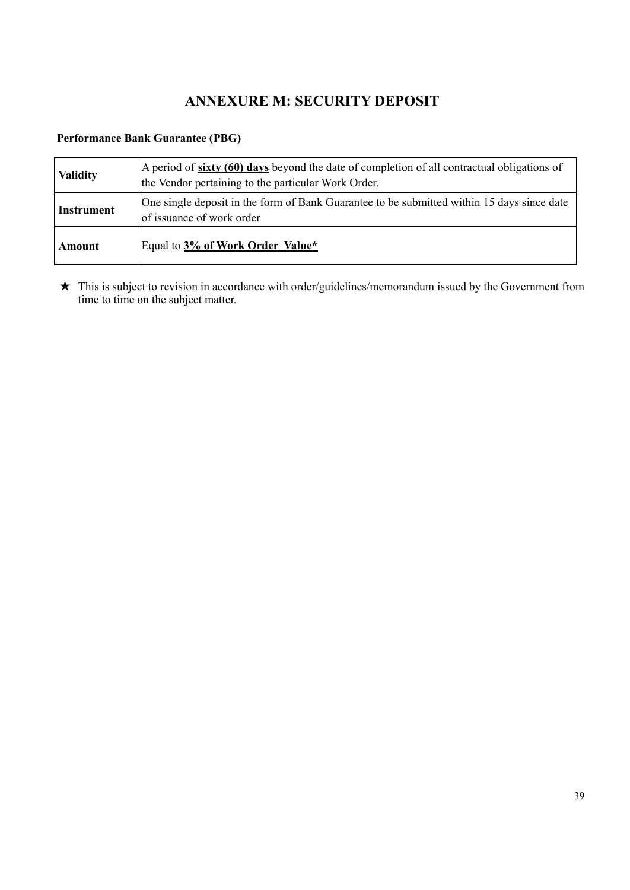# ANNEXURE M: SECURITY DEPOSIT

**Performance Bank Guarantee (PBG)**

| | |
|---|---|
| **Validity** | A period of **sixty (60) days** beyond the date of completion of all contractual obligations of the Vendor pertaining to the particular Work Order. |
| **Instrument** | One single deposit in the form of Bank Guarantee to be submitted within 15 days since date of issuance of work order |
| **Amount** | Equal to **3% of Work Order Value*** |

★ This is subject to revision in accordance with order/guidelines/memorandum issued by the Government from time to time on the subject matter.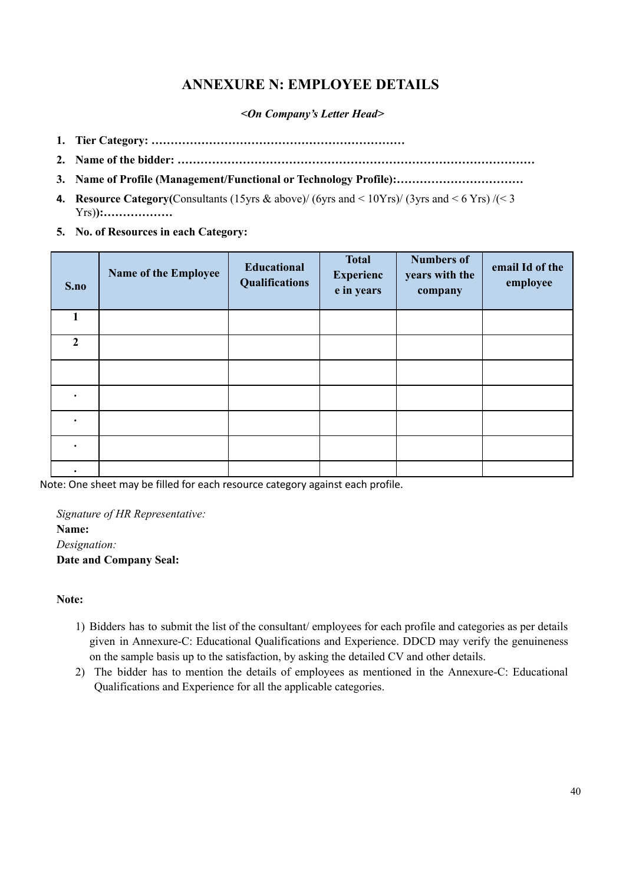# ANNEXURE N: EMPLOYEE DETAILS

***<On Company's Letter Head>***

1. **Tier Category: …………………………………………………………**
2. **Name of the bidder: …………………………………………………………………………………**
3. **Name of Profile (Management/Functional or Technology Profile):……………………………**
4. **Resource Category(**Consultants (15yrs & above)/ (6yrs and < 10Yrs)/ (3yrs and < 6 Yrs) /(< 3 Yrs)**):………………**
5. **No. of Resources in each Category:**

| S.no | Name of the Employee | Educational Qualifications | Total Experience in years | Numbers of years with the company | email Id of the employee |
|---|---|---|---|---|---|
| 1 | | | | | |
| 2 | | | | | |
| | | | | | |
| . | | | | | |
| . | | | | | |
| . | | | | | |
| . | | | | | |

Note: One sheet may be filled for each resource category against each profile.

*Signature of HR Representative:*
**Name:**
*Designation:*
**Date and Company Seal:**

**Note:**

1) Bidders has to submit the list of the consultant/ employees for each profile and categories as per details given in Annexure-C: Educational Qualifications and Experience. DDCD may verify the genuineness on the sample basis up to the satisfaction, by asking the detailed CV and other details.
2) The bidder has to mention the details of employees as mentioned in the Annexure-C: Educational Qualifications and Experience for all the applicable categories.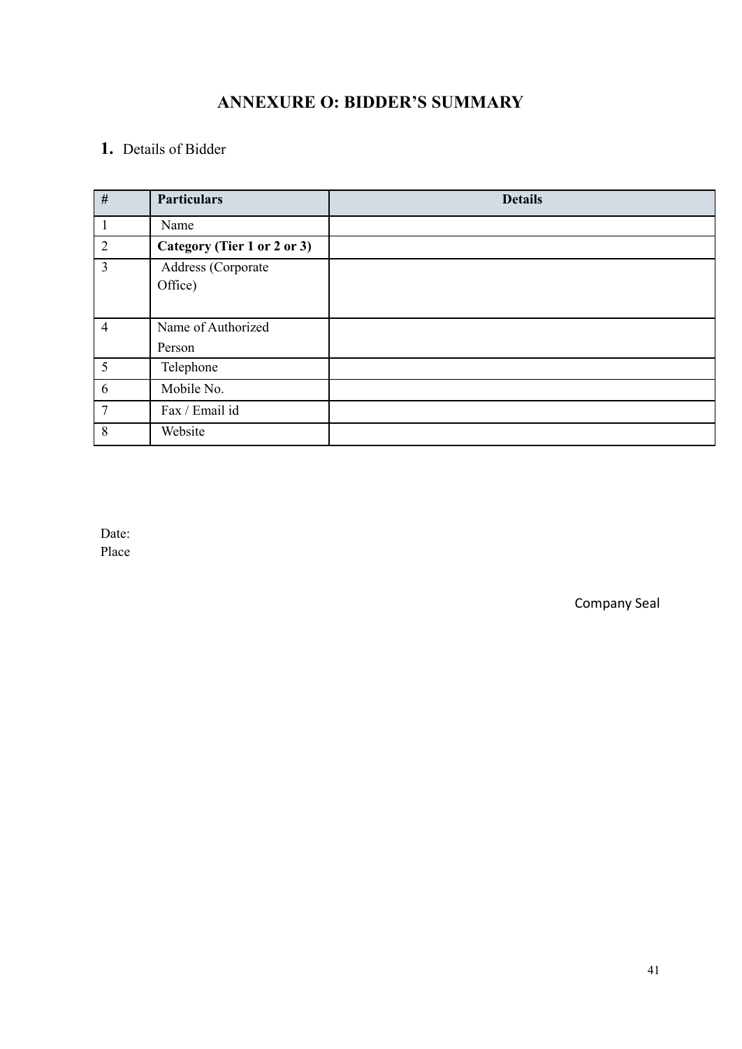# ANNEXURE O: BIDDER'S SUMMARY

**1.** Details of Bidder

| # | Particulars | Details |
|---|---|---|
| 1 | Name | |
| 2 | **Category (Tier 1 or 2 or 3)** | |
| 3 | Address (Corporate Office) | |
| 4 | Name of Authorized Person | |
| 5 | Telephone | |
| 6 | Mobile No. | |
| 7 | Fax / Email id | |
| 8 | Website | |

Date:
Place

Company Seal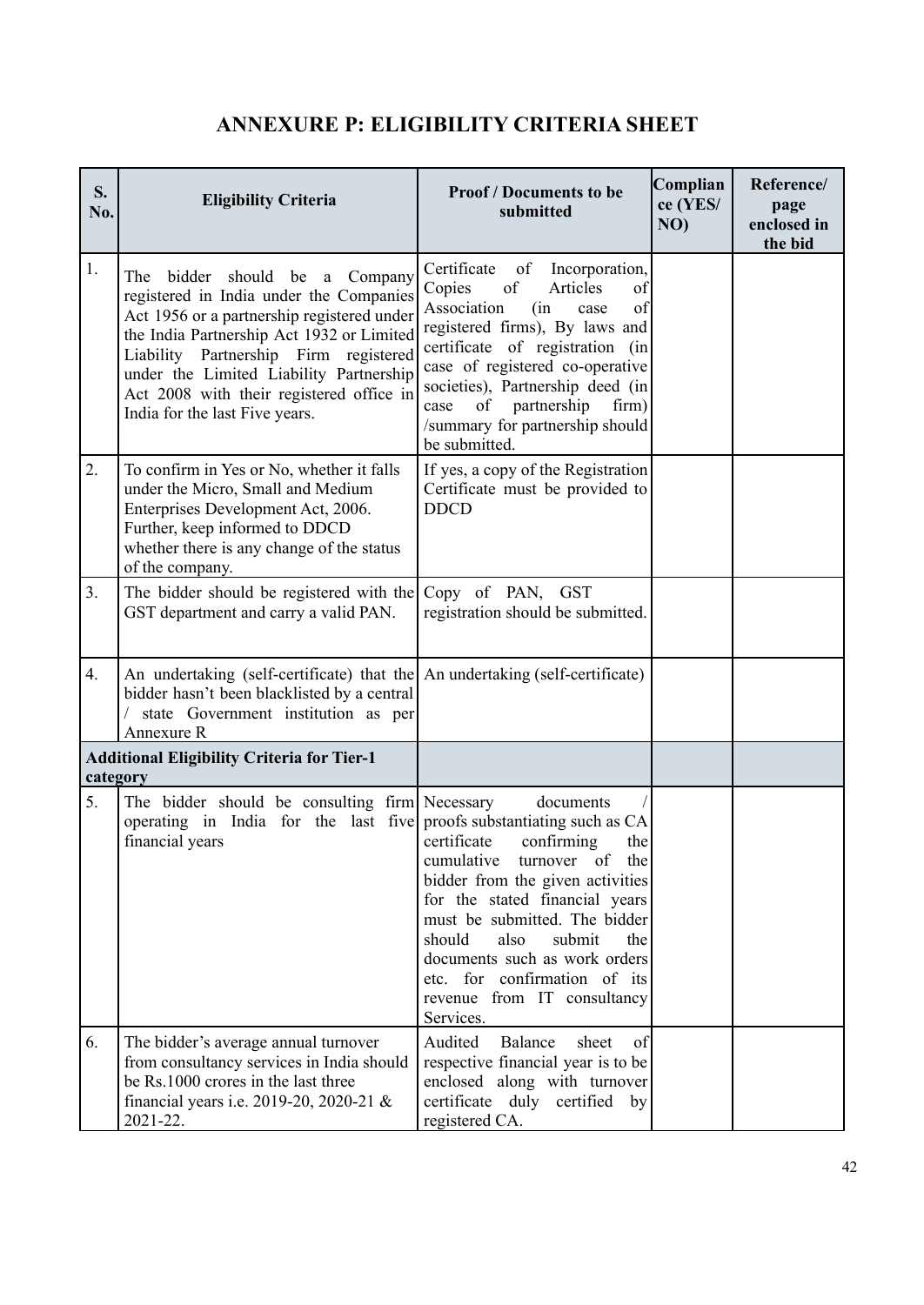# ANNEXURE P: ELIGIBILITY CRITERIA SHEET

| S. No. | Eligibility Criteria | Proof / Documents to be submitted | Compliance (YES/ NO) | Reference/ page enclosed in the bid |
|---|---|---|---|---|
| 1. | The bidder should be a Company registered in India under the Companies Act 1956 or a partnership registered under the India Partnership Act 1932 or Limited Liability Partnership Firm registered under the Limited Liability Partnership Act 2008 with their registered office in India for the last Five years. | Certificate of Incorporation, Copies of Articles of Association (in case of registered firms), By laws and certificate of registration (in case of registered co-operative societies), Partnership deed (in case of partnership firm) /summary for partnership should be submitted. | | |
| 2. | To confirm in Yes or No, whether it falls under the Micro, Small and Medium Enterprises Development Act, 2006. Further, keep informed to DDCD whether there is any change of the status of the company. | If yes, a copy of the Registration Certificate must be provided to DDCD | | |
| 3. | The bidder should be registered with the GST department and carry a valid PAN. | Copy of PAN, GST registration should be submitted. | | |
| 4. | An undertaking (self-certificate) that the bidder hasn't been blacklisted by a central / state Government institution as per Annexure R | An undertaking (self-certificate) | | |
| **Additional Eligibility Criteria for Tier-1 category** | | | | |
| 5. | The bidder should be consulting firm operating in India for the last five financial years | Necessary documents / proofs substantiating such as CA certificate confirming the cumulative turnover of the bidder from the given activities for the stated financial years must be submitted. The bidder should also submit the documents such as work orders etc. for confirmation of its revenue from IT consultancy Services. | | |
| 6. | The bidder's average annual turnover from consultancy services in India should be Rs.1000 crores in the last three financial years i.e. 2019-20, 2020-21 & 2021-22. | Audited Balance sheet of respective financial year is to be enclosed along with turnover certificate duly certified by registered CA. | | |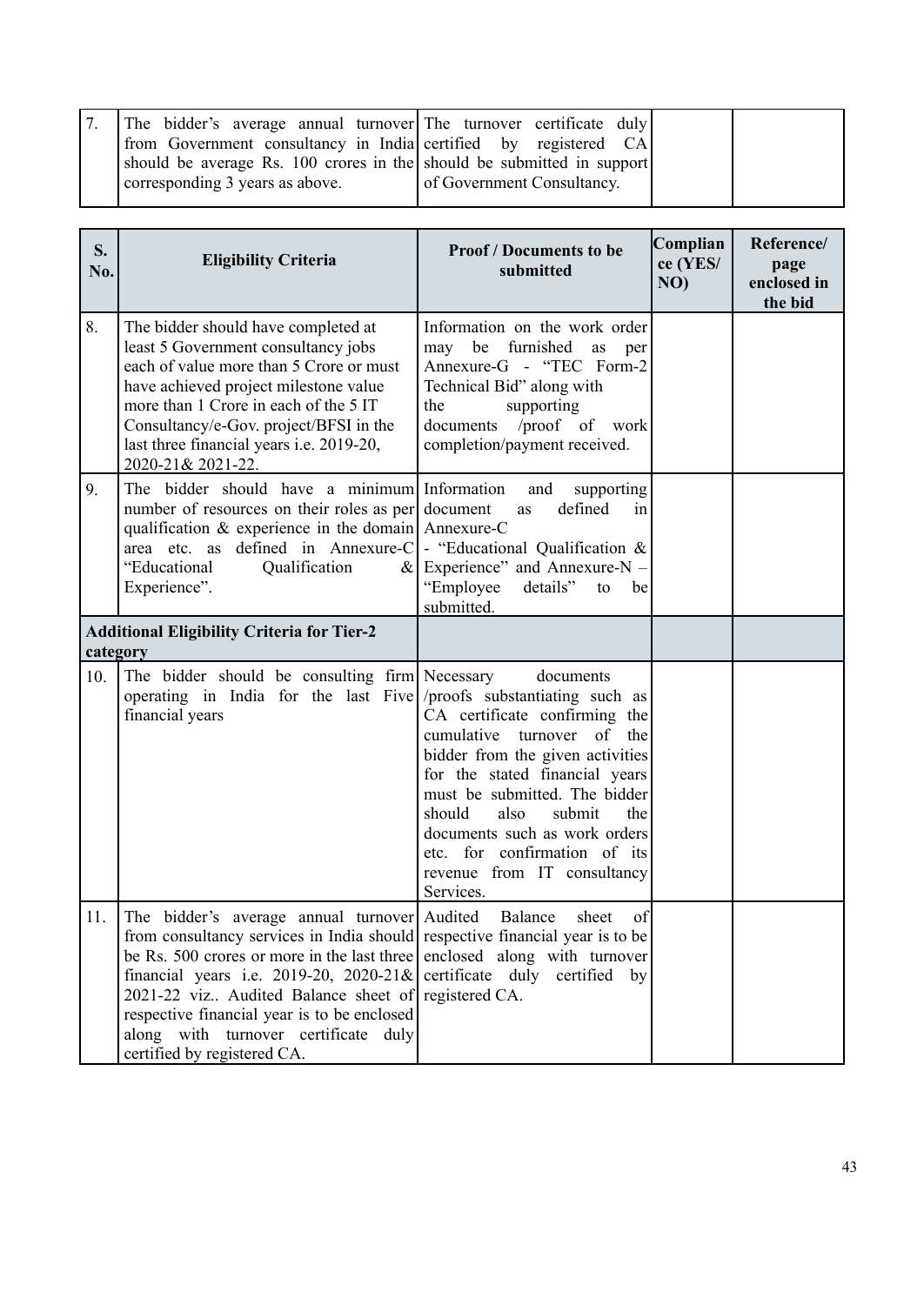| S. No. | Eligibility Criteria | Proof / Documents to be submitted | Compliance (YES/ NO) | Reference/ page enclosed in the bid |
|---|---|---|---|---|
| 7. | The bidder's average annual turnover from Government consultancy in India should be average Rs. 100 crores in the corresponding 3 years as above. | The turnover certificate duly certified by registered CA should be submitted in support of Government Consultancy. | | |
| 8. | The bidder should have completed at least 5 Government consultancy jobs each of value more than 5 Crore or must have achieved project milestone value more than 1 Crore in each of the 5 IT Consultancy/e-Gov. project/BFSI in the last three financial years i.e. 2019-20, 2020-21& 2021-22. | Information on the work order may be furnished as per Annexure-G - "TEC Form-2 Technical Bid" along with the supporting documents /proof of work completion/payment received. | | |
| 9. | The bidder should have a minimum number of resources on their roles as per qualification & experience in the domain area etc. as defined in Annexure-C "Educational Qualification & Experience". | Information and supporting document as defined in Annexure-C - "Educational Qualification & Experience" and Annexure-N – "Employee details" to be submitted. | | |
| **Additional Eligibility Criteria for Tier-2 category** | | | | |
| 10. | The bidder should be consulting firm operating in India for the last Five financial years | Necessary documents /proofs substantiating such as CA certificate confirming the cumulative turnover of the bidder from the given activities for the stated financial years must be submitted. The bidder should also submit the documents such as work orders etc. for confirmation of its revenue from IT consultancy Services. | | |
| 11. | The bidder's average annual turnover from consultancy services in India should be Rs. 500 crores or more in the last three financial years i.e. 2019-20, 2020-21& 2021-22 viz.. Audited Balance sheet of respective financial year is to be enclosed along with turnover certificate duly certified by registered CA. | Audited Balance sheet of respective financial year is to be enclosed along with turnover certificate duly certified by registered CA. | | |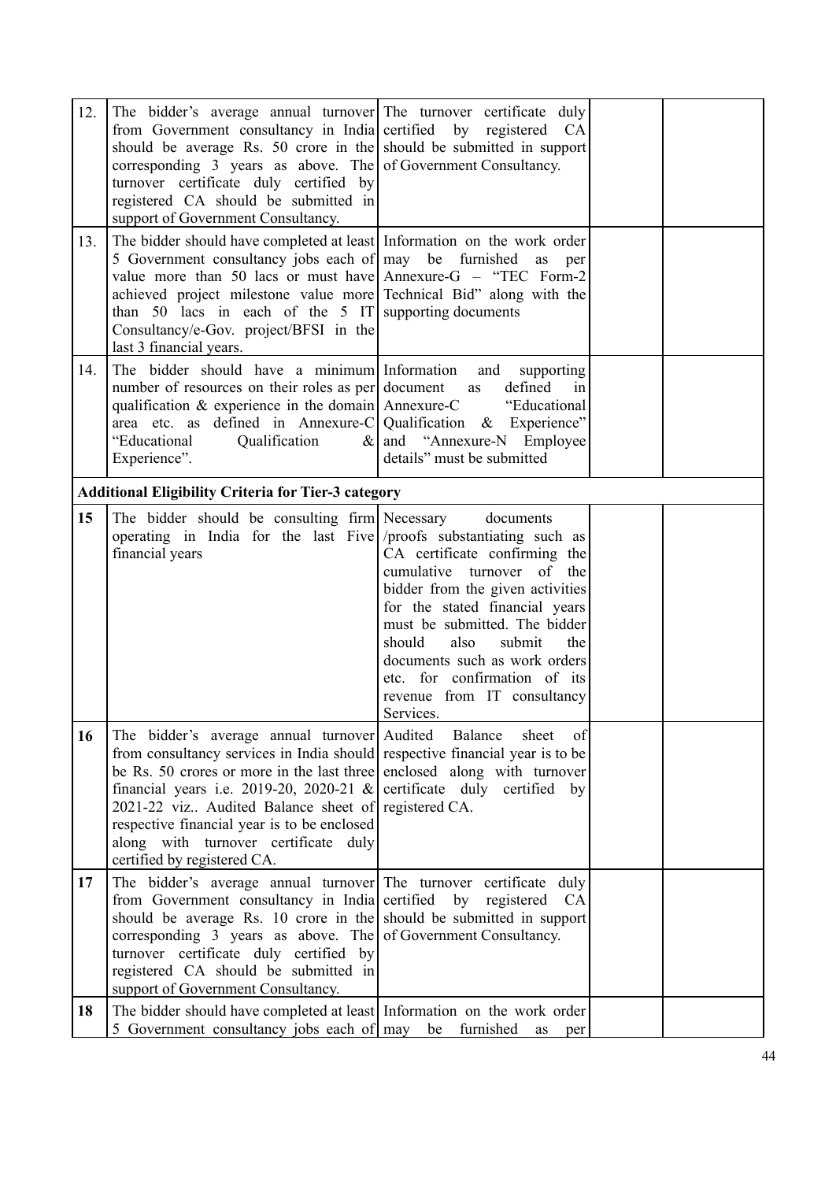| | | | | |
|---|---|---|---|---|
| 12. | The bidder's average annual turnover from Government consultancy in India should be average Rs. 50 crore in the corresponding 3 years as above. The turnover certificate duly certified by registered CA should be submitted in support of Government Consultancy. | The turnover certificate duly certified by registered CA should be submitted in support of Government Consultancy. | | |
| 13. | The bidder should have completed at least 5 Government consultancy jobs each of value more than 50 lacs or must have achieved project milestone value more than 50 lacs in each of the 5 IT Consultancy/e-Gov. project/BFSI in the last 3 financial years. | Information on the work order may be furnished as per Annexure-G – "TEC Form-2 Technical Bid" along with the supporting documents | | |
| 14. | The bidder should have a minimum number of resources on their roles as per qualification & experience in the domain area etc. as defined in Annexure-C "Educational Qualification & Experience". | Information and supporting document as defined in Annexure-C "Educational Qualification & Experience" and "Annexure-N Employee details" must be submitted | | |
| **Additional Eligibility Criteria for Tier-3 category** | | | | |
| **15** | The bidder should be consulting firm operating in India for the last Five financial years | Necessary documents /proofs substantiating such as CA certificate confirming the cumulative turnover of the bidder from the given activities for the stated financial years must be submitted. The bidder should also submit the documents such as work orders etc. for confirmation of its revenue from IT consultancy Services. | | |
| **16** | The bidder's average annual turnover from consultancy services in India should be Rs. 50 crores or more in the last three financial years i.e. 2019-20, 2020-21 & 2021-22 viz.. Audited Balance sheet of respective financial year is to be enclosed along with turnover certificate duly certified by registered CA. | Audited Balance sheet of respective financial year is to be enclosed along with turnover certificate duly certified by registered CA. | | |
| **17** | The bidder's average annual turnover from Government consultancy in India should be average Rs. 10 crore in the corresponding 3 years as above. The turnover certificate duly certified by registered CA should be submitted in support of Government Consultancy. | The turnover certificate duly certified by registered CA should be submitted in support of Government Consultancy. | | |
| **18** | The bidder should have completed at least 5 Government consultancy jobs each of | Information on the work order may be furnished as per | | |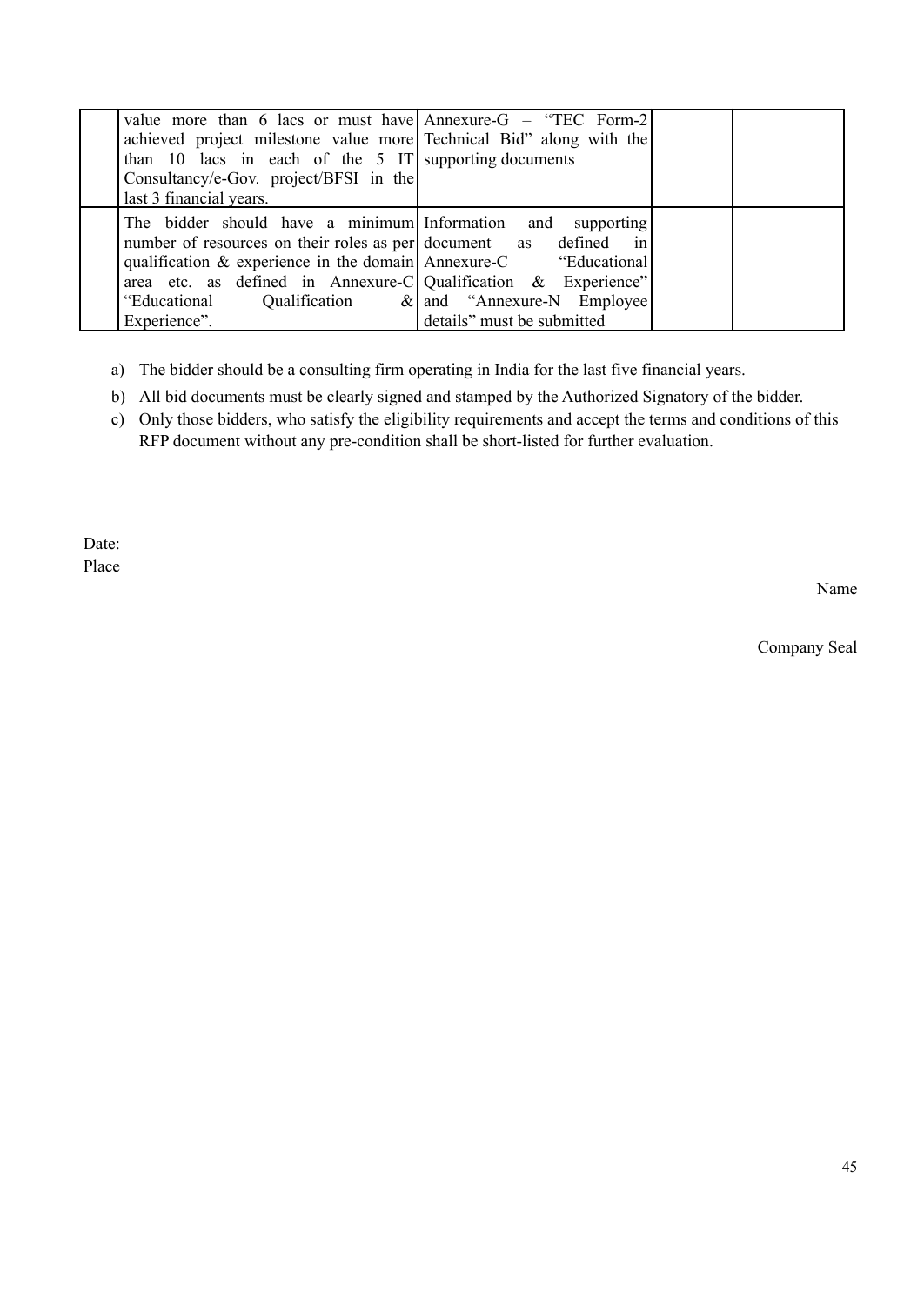| | | | | |
|---|---|---|---|---|
| | value more than 6 lacs or must have achieved project milestone value more than 10 lacs in each of the 5 IT Consultancy/e-Gov. project/BFSI in the last 3 financial years. | Annexure-G – "TEC Form-2 Technical Bid" along with the supporting documents | | |
| | The bidder should have a minimum number of resources on their roles as per qualification & experience in the domain area etc. as defined in Annexure-C "Educational Qualification & Experience". | Information and supporting document as defined in Annexure-C "Educational Qualification & Experience" and "Annexure-N Employee details" must be submitted | | |

a) The bidder should be a consulting firm operating in India for the last five financial years.

b) All bid documents must be clearly signed and stamped by the Authorized Signatory of the bidder.

c) Only those bidders, who satisfy the eligibility requirements and accept the terms and conditions of this RFP document without any pre-condition shall be short-listed for further evaluation.

Date:
Place

Name

Company Seal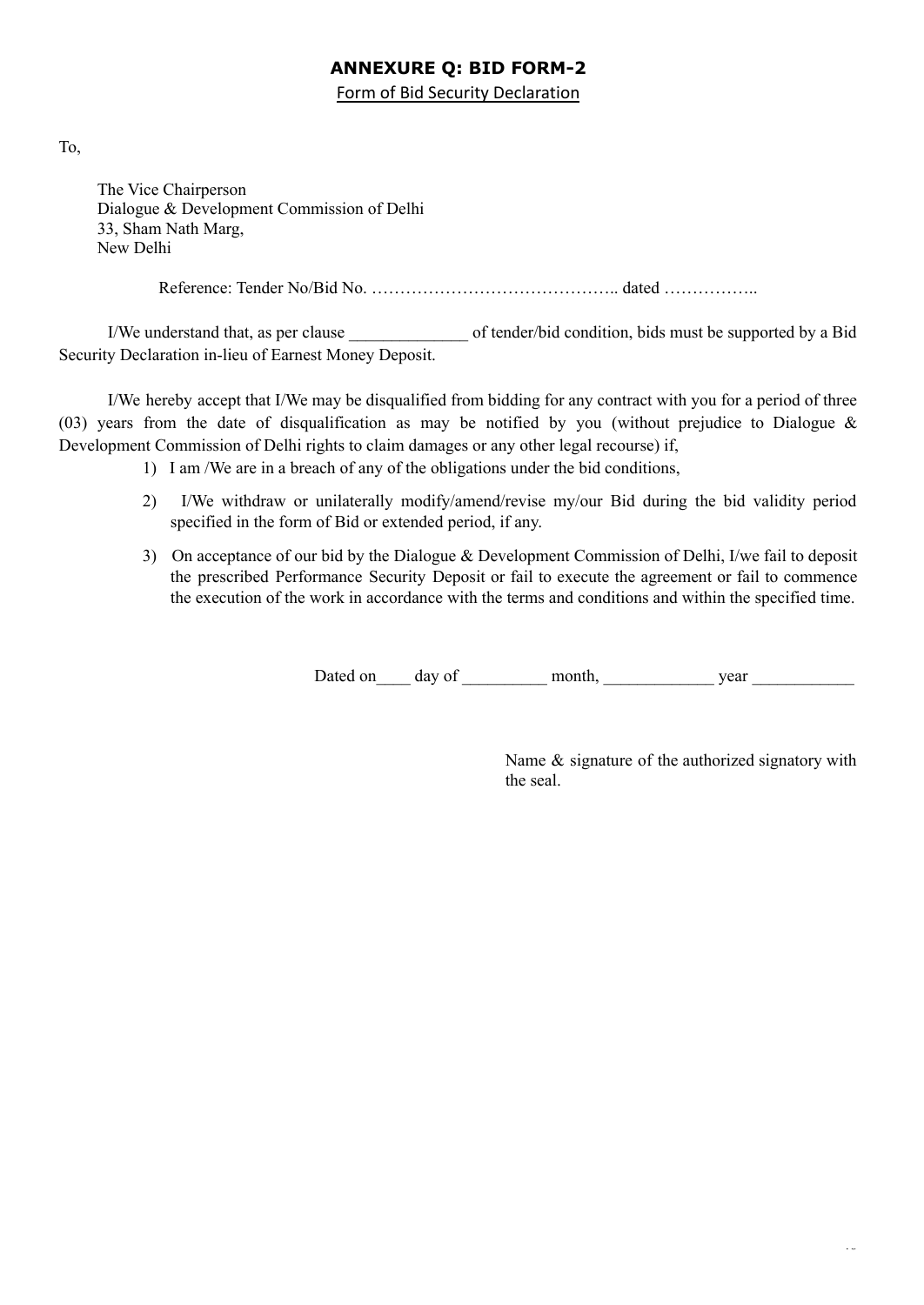## ANNEXURE Q: BID FORM-2

Form of Bid Security Declaration

To,

The Vice Chairperson
Dialogue & Development Commission of Delhi
33, Sham Nath Marg,
New Delhi

Reference: Tender No/Bid No. …………………………………….. dated ……………..

I/We understand that, as per clause ______________ of tender/bid condition, bids must be supported by a Bid Security Declaration in-lieu of Earnest Money Deposit.

I/We hereby accept that I/We may be disqualified from bidding for any contract with you for a period of three (03) years from the date of disqualification as may be notified by you (without prejudice to Dialogue & Development Commission of Delhi rights to claim damages or any other legal recourse) if,

1) I am /We are in a breach of any of the obligations under the bid conditions,
2) I/We withdraw or unilaterally modify/amend/revise my/our Bid during the bid validity period specified in the form of Bid or extended period, if any.
3) On acceptance of our bid by the Dialogue & Development Commission of Delhi, I/we fail to deposit the prescribed Performance Security Deposit or fail to execute the agreement or fail to commence the execution of the work in accordance with the terms and conditions and within the specified time.

Dated on____ day of __________ month, _____________ year ____________

Name & signature of the authorized signatory with the seal.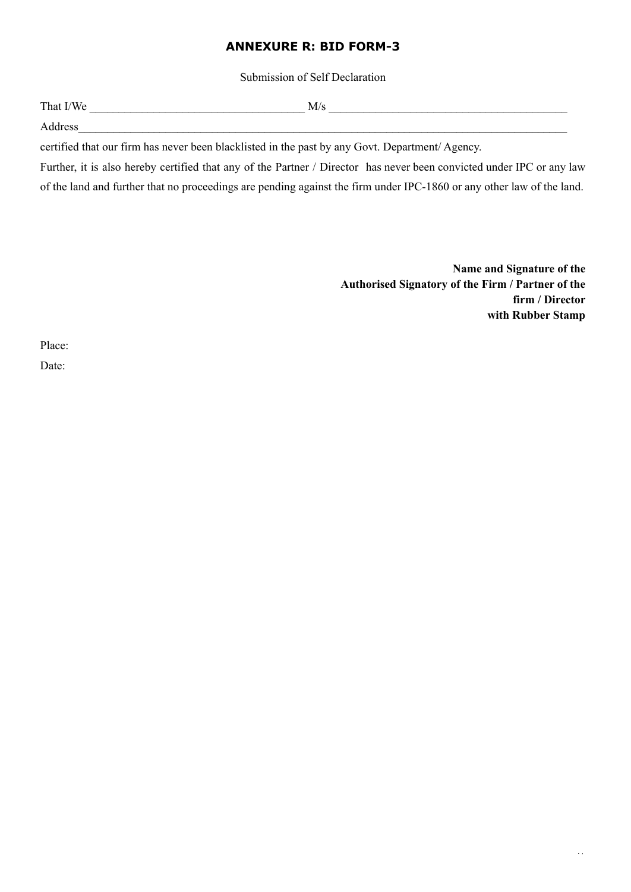## ANNEXURE R: BID FORM-3

Submission of Self Declaration

That I/We ____________________________________ M/s ________________________________________

Address__________________________________________________________________________________

certified that our firm has never been blacklisted in the past by any Govt. Department/ Agency.

Further, it is also hereby certified that any of the Partner / Director has never been convicted under IPC or any law of the land and further that no proceedings are pending against the firm under IPC-1860 or any other law of the land.

**Name and Signature of the**
**Authorised Signatory of the Firm / Partner of the firm / Director**
**with Rubber Stamp**

Place:

Date: